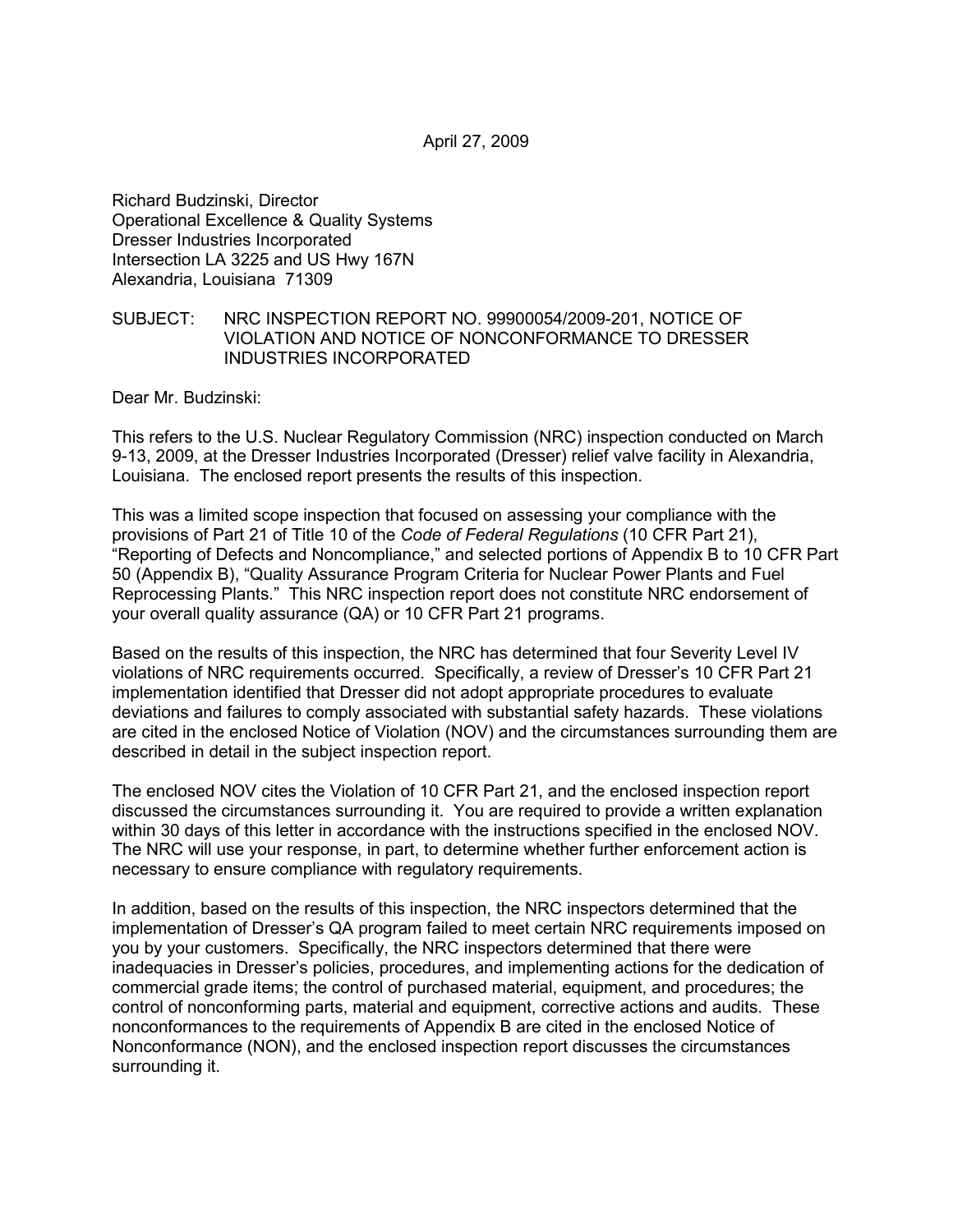April 27, 2009

Richard Budzinski, Director
Operational Excellence & Quality Systems
Dresser Industries Incorporated
Intersection LA 3225 and US Hwy 167N
Alexandria, Louisiana 71309

SUBJECT: NRC INSPECTION REPORT NO. 99900054/2009-201, NOTICE OF VIOLATION AND NOTICE OF NONCONFORMANCE TO DRESSER INDUSTRIES INCORPORATED

Dear Mr. Budzinski:

This refers to the U.S. Nuclear Regulatory Commission (NRC) inspection conducted on March 9-13, 2009, at the Dresser Industries Incorporated (Dresser) relief valve facility in Alexandria, Louisiana. The enclosed report presents the results of this inspection.

This was a limited scope inspection that focused on assessing your compliance with the provisions of Part 21 of Title 10 of the *Code of Federal Regulations* (10 CFR Part 21), "Reporting of Defects and Noncompliance," and selected portions of Appendix B to 10 CFR Part 50 (Appendix B), "Quality Assurance Program Criteria for Nuclear Power Plants and Fuel Reprocessing Plants." This NRC inspection report does not constitute NRC endorsement of your overall quality assurance (QA) or 10 CFR Part 21 programs.

Based on the results of this inspection, the NRC has determined that four Severity Level IV violations of NRC requirements occurred. Specifically, a review of Dresser's 10 CFR Part 21 implementation identified that Dresser did not adopt appropriate procedures to evaluate deviations and failures to comply associated with substantial safety hazards. These violations are cited in the enclosed Notice of Violation (NOV) and the circumstances surrounding them are described in detail in the subject inspection report.

The enclosed NOV cites the Violation of 10 CFR Part 21, and the enclosed inspection report discussed the circumstances surrounding it. You are required to provide a written explanation within 30 days of this letter in accordance with the instructions specified in the enclosed NOV. The NRC will use your response, in part, to determine whether further enforcement action is necessary to ensure compliance with regulatory requirements.

In addition, based on the results of this inspection, the NRC inspectors determined that the implementation of Dresser's QA program failed to meet certain NRC requirements imposed on you by your customers. Specifically, the NRC inspectors determined that there were inadequacies in Dresser's policies, procedures, and implementing actions for the dedication of commercial grade items; the control of purchased material, equipment, and procedures; the control of nonconforming parts, material and equipment, corrective actions and audits. These nonconformances to the requirements of Appendix B are cited in the enclosed Notice of Nonconformance (NON), and the enclosed inspection report discusses the circumstances surrounding it.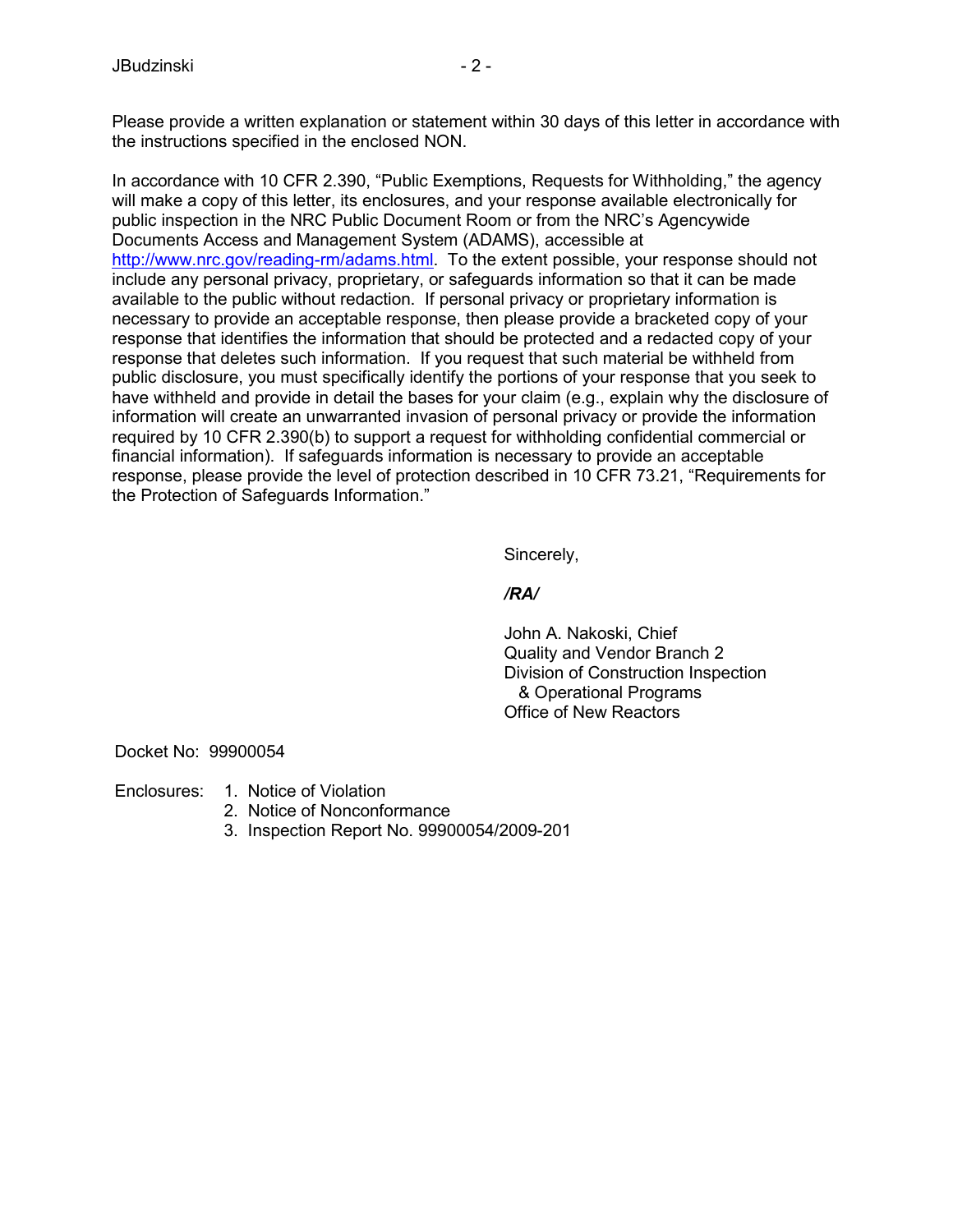Please provide a written explanation or statement within 30 days of this letter in accordance with the instructions specified in the enclosed NON.

In accordance with 10 CFR 2.390, "Public Exemptions, Requests for Withholding," the agency will make a copy of this letter, its enclosures, and your response available electronically for public inspection in the NRC Public Document Room or from the NRC's Agencywide Documents Access and Management System (ADAMS), accessible at http://www.nrc.gov/reading-rm/adams.html. To the extent possible, your response should not include any personal privacy, proprietary, or safeguards information so that it can be made available to the public without redaction. If personal privacy or proprietary information is necessary to provide an acceptable response, then please provide a bracketed copy of your response that identifies the information that should be protected and a redacted copy of your response that deletes such information. If you request that such material be withheld from public disclosure, you must specifically identify the portions of your response that you seek to have withheld and provide in detail the bases for your claim (e.g., explain why the disclosure of information will create an unwarranted invasion of personal privacy or provide the information required by 10 CFR 2.390(b) to support a request for withholding confidential commercial or financial information). If safeguards information is necessary to provide an acceptable response, please provide the level of protection described in 10 CFR 73.21, "Requirements for the Protection of Safeguards Information."

Sincerely,

*/RA/*

John A. Nakoski, Chief
Quality and Vendor Branch 2
Division of Construction Inspection
& Operational Programs
Office of New Reactors

Docket No: 99900054

Enclosures:
1. Notice of Violation
2. Notice of Nonconformance
3. Inspection Report No. 99900054/2009-201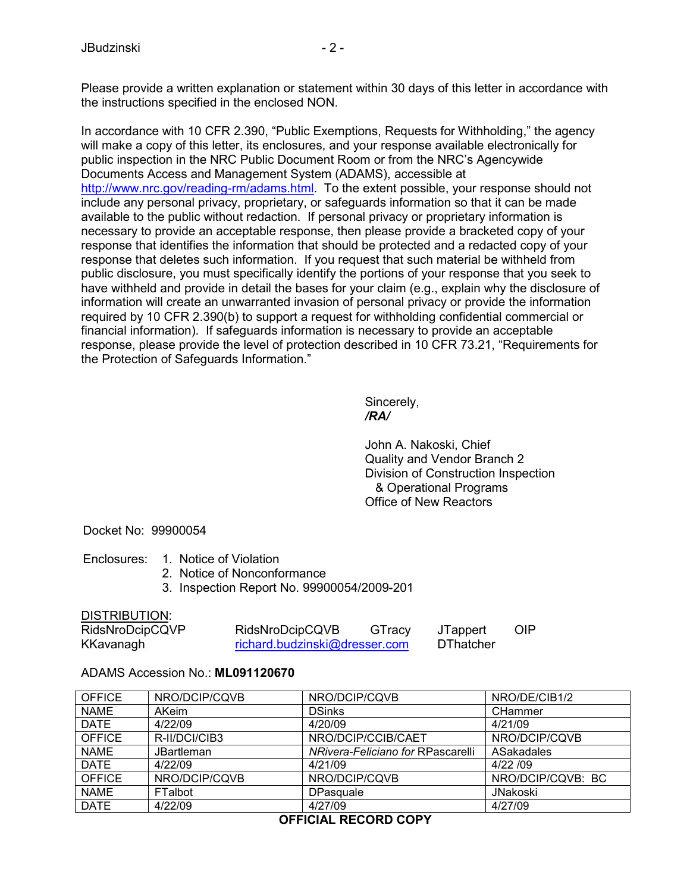Please provide a written explanation or statement within 30 days of this letter in accordance with the instructions specified in the enclosed NON.

In accordance with 10 CFR 2.390, "Public Exemptions, Requests for Withholding," the agency will make a copy of this letter, its enclosures, and your response available electronically for public inspection in the NRC Public Document Room or from the NRC's Agencywide Documents Access and Management System (ADAMS), accessible at http://www.nrc.gov/reading-rm/adams.html. To the extent possible, your response should not include any personal privacy, proprietary, or safeguards information so that it can be made available to the public without redaction. If personal privacy or proprietary information is necessary to provide an acceptable response, then please provide a bracketed copy of your response that identifies the information that should be protected and a redacted copy of your response that deletes such information. If you request that such material be withheld from public disclosure, you must specifically identify the portions of your response that you seek to have withheld and provide in detail the bases for your claim (e.g., explain why the disclosure of information will create an unwarranted invasion of personal privacy or provide the information required by 10 CFR 2.390(b) to support a request for withholding confidential commercial or financial information). If safeguards information is necessary to provide an acceptable response, please provide the level of protection described in 10 CFR 73.21, "Requirements for the Protection of Safeguards Information."

Sincerely,
*/RA/*

John A. Nakoski, Chief
Quality and Vendor Branch 2
Division of Construction Inspection
& Operational Programs
Office of New Reactors

Docket No: 99900054

Enclosures:
1. Notice of Violation
2. Notice of Nonconformance
3. Inspection Report No. 99900054/2009-201

<u>DISTRIBUTION</u>:

RidsNroDcipCQVP RidsNroDcipCQVB GTracy JTappert OIP
KKavanagh richard.budzinski@dresser.com DThatcher

ADAMS Accession No.: **ML091120670**

| OFFICE | NRO/DCIP/CQVB | NRO/DCIP/CQVB | NRO/DE/CIB1/2 |
|---|---|---|---|
| NAME | AKeim | DSinks | CHammer |
| DATE | 4/22/09 | 4/20/09 | 4/21/09 |
| OFFICE | R-II/DCI/CIB3 | NRO/DCIP/CCIB/CAET | NRO/DCIP/CQVB |
| NAME | JBartleman | *NRivera-Feliciano for* RPascarelli | ASakadales |
| DATE | 4/22/09 | 4/21/09 | 4/22 /09 |
| OFFICE | NRO/DCIP/CQVB | NRO/DCIP/CQVB | NRO/DCIP/CQVB: BC |
| NAME | FTalbot | DPasquale | JNakoski |
| DATE | 4/22/09 | 4/27/09 | 4/27/09 |

**OFFICIAL RECORD COPY**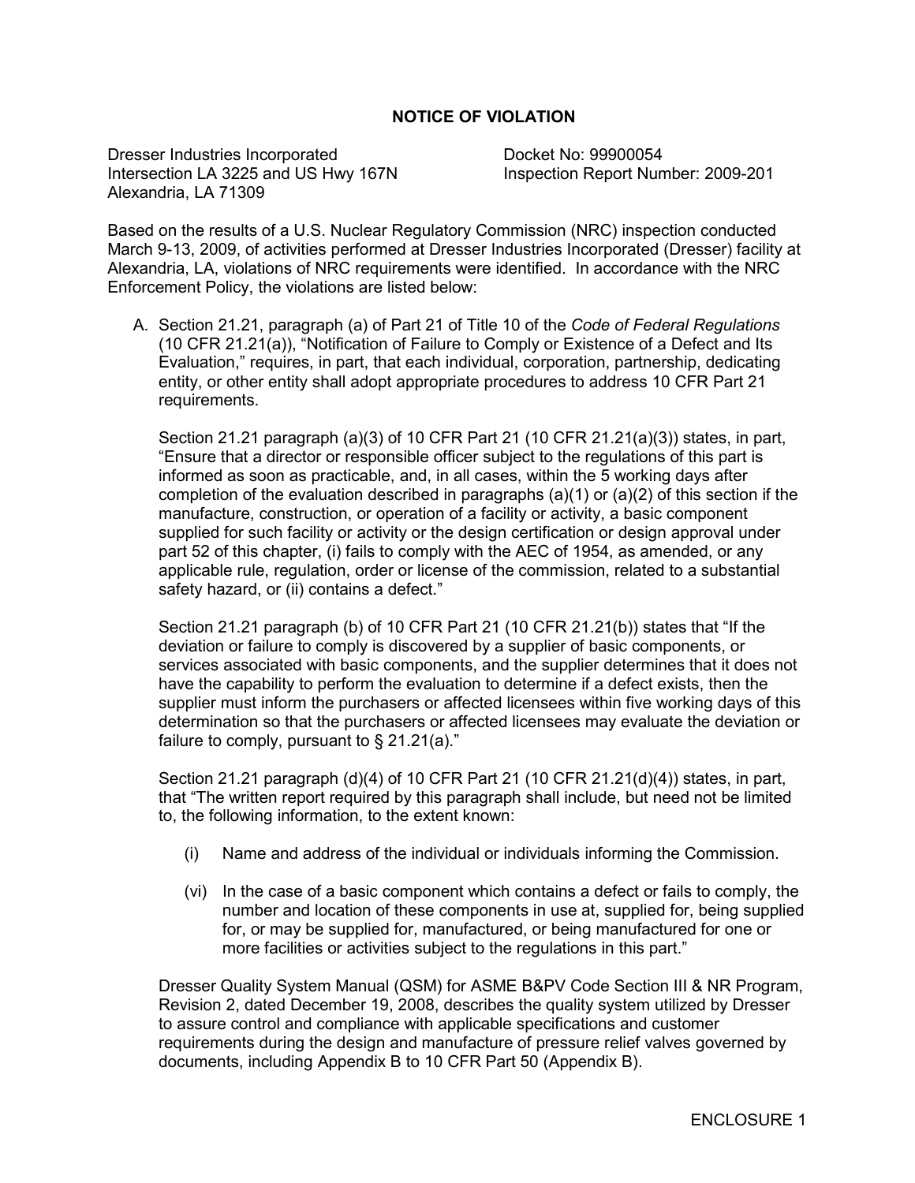# NOTICE OF VIOLATION

Dresser Industries Incorporated
Intersection LA 3225 and US Hwy 167N
Alexandria, LA 71309

Docket No: 99900054
Inspection Report Number: 2009-201

Based on the results of a U.S. Nuclear Regulatory Commission (NRC) inspection conducted March 9-13, 2009, of activities performed at Dresser Industries Incorporated (Dresser) facility at Alexandria, LA, violations of NRC requirements were identified. In accordance with the NRC Enforcement Policy, the violations are listed below:

A. Section 21.21, paragraph (a) of Part 21 of Title 10 of the *Code of Federal Regulations* (10 CFR 21.21(a)), "Notification of Failure to Comply or Existence of a Defect and Its Evaluation," requires, in part, that each individual, corporation, partnership, dedicating entity, or other entity shall adopt appropriate procedures to address 10 CFR Part 21 requirements.

   Section 21.21 paragraph (a)(3) of 10 CFR Part 21 (10 CFR 21.21(a)(3)) states, in part, "Ensure that a director or responsible officer subject to the regulations of this part is informed as soon as practicable, and, in all cases, within the 5 working days after completion of the evaluation described in paragraphs (a)(1) or (a)(2) of this section if the manufacture, construction, or operation of a facility or activity, a basic component supplied for such facility or activity or the design certification or design approval under part 52 of this chapter, (i) fails to comply with the AEC of 1954, as amended, or any applicable rule, regulation, order or license of the commission, related to a substantial safety hazard, or (ii) contains a defect."

   Section 21.21 paragraph (b) of 10 CFR Part 21 (10 CFR 21.21(b)) states that "If the deviation or failure to comply is discovered by a supplier of basic components, or services associated with basic components, and the supplier determines that it does not have the capability to perform the evaluation to determine if a defect exists, then the supplier must inform the purchasers or affected licensees within five working days of this determination so that the purchasers or affected licensees may evaluate the deviation or failure to comply, pursuant to § 21.21(a)."

   Section 21.21 paragraph (d)(4) of 10 CFR Part 21 (10 CFR 21.21(d)(4)) states, in part, that "The written report required by this paragraph shall include, but need not be limited to, the following information, to the extent known:

   (i) Name and address of the individual or individuals informing the Commission.

   (vi) In the case of a basic component which contains a defect or fails to comply, the number and location of these components in use at, supplied for, being supplied for, or may be supplied for, manufactured, or being manufactured for one or more facilities or activities subject to the regulations in this part."

   Dresser Quality System Manual (QSM) for ASME B&PV Code Section III & NR Program, Revision 2, dated December 19, 2008, describes the quality system utilized by Dresser to assure control and compliance with applicable specifications and customer requirements during the design and manufacture of pressure relief valves governed by documents, including Appendix B to 10 CFR Part 50 (Appendix B).

ENCLOSURE 1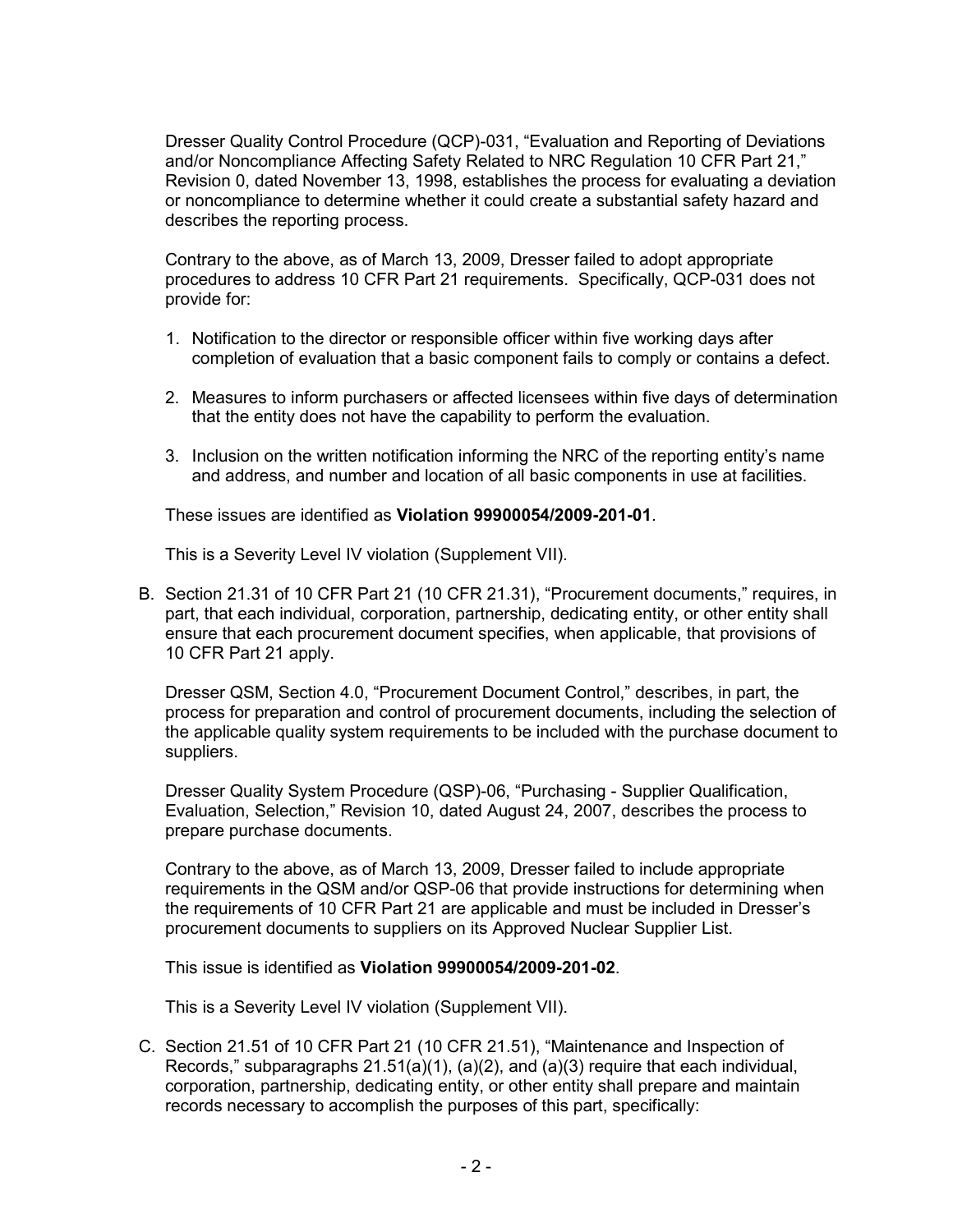Dresser Quality Control Procedure (QCP)-031, "Evaluation and Reporting of Deviations and/or Noncompliance Affecting Safety Related to NRC Regulation 10 CFR Part 21," Revision 0, dated November 13, 1998, establishes the process for evaluating a deviation or noncompliance to determine whether it could create a substantial safety hazard and describes the reporting process.

Contrary to the above, as of March 13, 2009, Dresser failed to adopt appropriate procedures to address 10 CFR Part 21 requirements. Specifically, QCP-031 does not provide for:

1. Notification to the director or responsible officer within five working days after completion of evaluation that a basic component fails to comply or contains a defect.
2. Measures to inform purchasers or affected licensees within five days of determination that the entity does not have the capability to perform the evaluation.
3. Inclusion on the written notification informing the NRC of the reporting entity's name and address, and number and location of all basic components in use at facilities.

These issues are identified as **Violation 99900054/2009-201-01**.

This is a Severity Level IV violation (Supplement VII).

B. Section 21.31 of 10 CFR Part 21 (10 CFR 21.31), "Procurement documents," requires, in part, that each individual, corporation, partnership, dedicating entity, or other entity shall ensure that each procurement document specifies, when applicable, that provisions of 10 CFR Part 21 apply.

Dresser QSM, Section 4.0, "Procurement Document Control," describes, in part, the process for preparation and control of procurement documents, including the selection of the applicable quality system requirements to be included with the purchase document to suppliers.

Dresser Quality System Procedure (QSP)-06, "Purchasing - Supplier Qualification, Evaluation, Selection," Revision 10, dated August 24, 2007, describes the process to prepare purchase documents.

Contrary to the above, as of March 13, 2009, Dresser failed to include appropriate requirements in the QSM and/or QSP-06 that provide instructions for determining when the requirements of 10 CFR Part 21 are applicable and must be included in Dresser's procurement documents to suppliers on its Approved Nuclear Supplier List.

This issue is identified as **Violation 99900054/2009-201-02**.

This is a Severity Level IV violation (Supplement VII).

C. Section 21.51 of 10 CFR Part 21 (10 CFR 21.51), "Maintenance and Inspection of Records," subparagraphs 21.51(a)(1), (a)(2), and (a)(3) require that each individual, corporation, partnership, dedicating entity, or other entity shall prepare and maintain records necessary to accomplish the purposes of this part, specifically: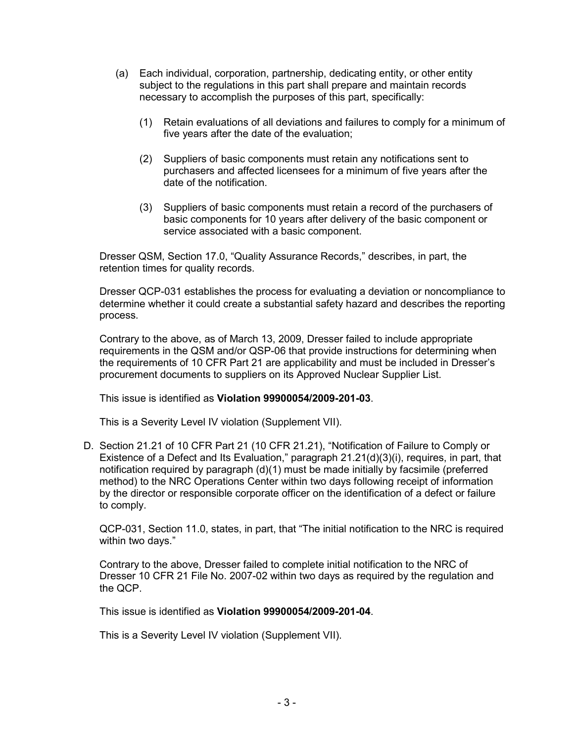(a) Each individual, corporation, partnership, dedicating entity, or other entity subject to the regulations in this part shall prepare and maintain records necessary to accomplish the purposes of this part, specifically:

(1) Retain evaluations of all deviations and failures to comply for a minimum of five years after the date of the evaluation;

(2) Suppliers of basic components must retain any notifications sent to purchasers and affected licensees for a minimum of five years after the date of the notification.

(3) Suppliers of basic components must retain a record of the purchasers of basic components for 10 years after delivery of the basic component or service associated with a basic component.

Dresser QSM, Section 17.0, "Quality Assurance Records," describes, in part, the retention times for quality records.

Dresser QCP-031 establishes the process for evaluating a deviation or noncompliance to determine whether it could create a substantial safety hazard and describes the reporting process.

Contrary to the above, as of March 13, 2009, Dresser failed to include appropriate requirements in the QSM and/or QSP-06 that provide instructions for determining when the requirements of 10 CFR Part 21 are applicability and must be included in Dresser's procurement documents to suppliers on its Approved Nuclear Supplier List.

This issue is identified as **Violation 99900054/2009-201-03**.

This is a Severity Level IV violation (Supplement VII).

D. Section 21.21 of 10 CFR Part 21 (10 CFR 21.21), "Notification of Failure to Comply or Existence of a Defect and Its Evaluation," paragraph 21.21(d)(3)(i), requires, in part, that notification required by paragraph (d)(1) must be made initially by facsimile (preferred method) to the NRC Operations Center within two days following receipt of information by the director or responsible corporate officer on the identification of a defect or failure to comply.

QCP-031, Section 11.0, states, in part, that "The initial notification to the NRC is required within two days."

Contrary to the above, Dresser failed to complete initial notification to the NRC of Dresser 10 CFR 21 File No. 2007-02 within two days as required by the regulation and the QCP.

This issue is identified as **Violation 99900054/2009-201-04**.

This is a Severity Level IV violation (Supplement VII).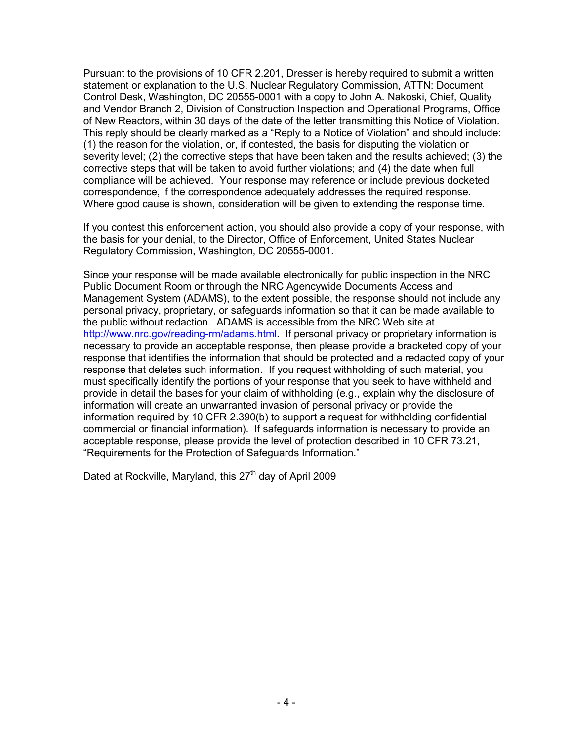Pursuant to the provisions of 10 CFR 2.201, Dresser is hereby required to submit a written statement or explanation to the U.S. Nuclear Regulatory Commission, ATTN: Document Control Desk, Washington, DC 20555-0001 with a copy to John A. Nakoski, Chief, Quality and Vendor Branch 2, Division of Construction Inspection and Operational Programs, Office of New Reactors, within 30 days of the date of the letter transmitting this Notice of Violation. This reply should be clearly marked as a "Reply to a Notice of Violation" and should include: (1) the reason for the violation, or, if contested, the basis for disputing the violation or severity level; (2) the corrective steps that have been taken and the results achieved; (3) the corrective steps that will be taken to avoid further violations; and (4) the date when full compliance will be achieved. Your response may reference or include previous docketed correspondence, if the correspondence adequately addresses the required response. Where good cause is shown, consideration will be given to extending the response time.

If you contest this enforcement action, you should also provide a copy of your response, with the basis for your denial, to the Director, Office of Enforcement, United States Nuclear Regulatory Commission, Washington, DC 20555-0001.

Since your response will be made available electronically for public inspection in the NRC Public Document Room or through the NRC Agencywide Documents Access and Management System (ADAMS), to the extent possible, the response should not include any personal privacy, proprietary, or safeguards information so that it can be made available to the public without redaction. ADAMS is accessible from the NRC Web site at http://www.nrc.gov/reading-rm/adams.html. If personal privacy or proprietary information is necessary to provide an acceptable response, then please provide a bracketed copy of your response that identifies the information that should be protected and a redacted copy of your response that deletes such information. If you request withholding of such material, you must specifically identify the portions of your response that you seek to have withheld and provide in detail the bases for your claim of withholding (e.g., explain why the disclosure of information will create an unwarranted invasion of personal privacy or provide the information required by 10 CFR 2.390(b) to support a request for withholding confidential commercial or financial information). If safeguards information is necessary to provide an acceptable response, please provide the level of protection described in 10 CFR 73.21, "Requirements for the Protection of Safeguards Information."

Dated at Rockville, Maryland, this 27th day of April 2009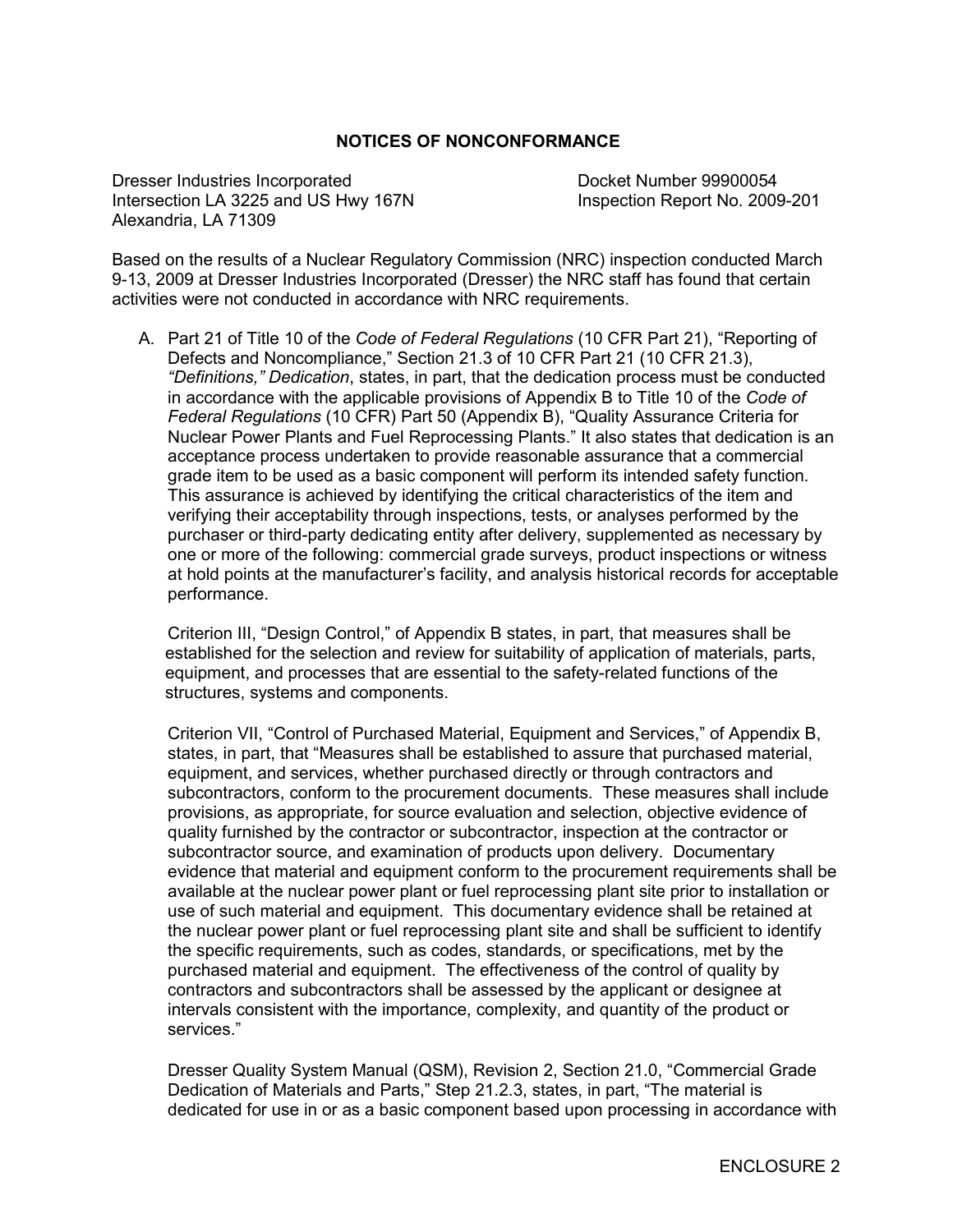**NOTICES OF NONCONFORMANCE**

Dresser Industries Incorporated
Intersection LA 3225 and US Hwy 167N
Alexandria, LA 71309

Docket Number 99900054
Inspection Report No. 2009-201

Based on the results of a Nuclear Regulatory Commission (NRC) inspection conducted March 9-13, 2009 at Dresser Industries Incorporated (Dresser) the NRC staff has found that certain activities were not conducted in accordance with NRC requirements.

A. Part 21 of Title 10 of the *Code of Federal Regulations* (10 CFR Part 21), "Reporting of Defects and Noncompliance," Section 21.3 of 10 CFR Part 21 (10 CFR 21.3), *"Definitions," Dedication*, states, in part, that the dedication process must be conducted in accordance with the applicable provisions of Appendix B to Title 10 of the *Code of Federal Regulations* (10 CFR) Part 50 (Appendix B), "Quality Assurance Criteria for Nuclear Power Plants and Fuel Reprocessing Plants." It also states that dedication is an acceptance process undertaken to provide reasonable assurance that a commercial grade item to be used as a basic component will perform its intended safety function. This assurance is achieved by identifying the critical characteristics of the item and verifying their acceptability through inspections, tests, or analyses performed by the purchaser or third-party dedicating entity after delivery, supplemented as necessary by one or more of the following: commercial grade surveys, product inspections or witness at hold points at the manufacturer's facility, and analysis historical records for acceptable performance.

   Criterion III, "Design Control," of Appendix B states, in part, that measures shall be established for the selection and review for suitability of application of materials, parts, equipment, and processes that are essential to the safety-related functions of the structures, systems and components.

   Criterion VII, "Control of Purchased Material, Equipment and Services," of Appendix B, states, in part, that "Measures shall be established to assure that purchased material, equipment, and services, whether purchased directly or through contractors and subcontractors, conform to the procurement documents. These measures shall include provisions, as appropriate, for source evaluation and selection, objective evidence of quality furnished by the contractor or subcontractor, inspection at the contractor or subcontractor source, and examination of products upon delivery. Documentary evidence that material and equipment conform to the procurement requirements shall be available at the nuclear power plant or fuel reprocessing plant site prior to installation or use of such material and equipment. This documentary evidence shall be retained at the nuclear power plant or fuel reprocessing plant site and shall be sufficient to identify the specific requirements, such as codes, standards, or specifications, met by the purchased material and equipment. The effectiveness of the control of quality by contractors and subcontractors shall be assessed by the applicant or designee at intervals consistent with the importance, complexity, and quantity of the product or services."

   Dresser Quality System Manual (QSM), Revision 2, Section 21.0, "Commercial Grade Dedication of Materials and Parts," Step 21.2.3, states, in part, "The material is dedicated for use in or as a basic component based upon processing in accordance with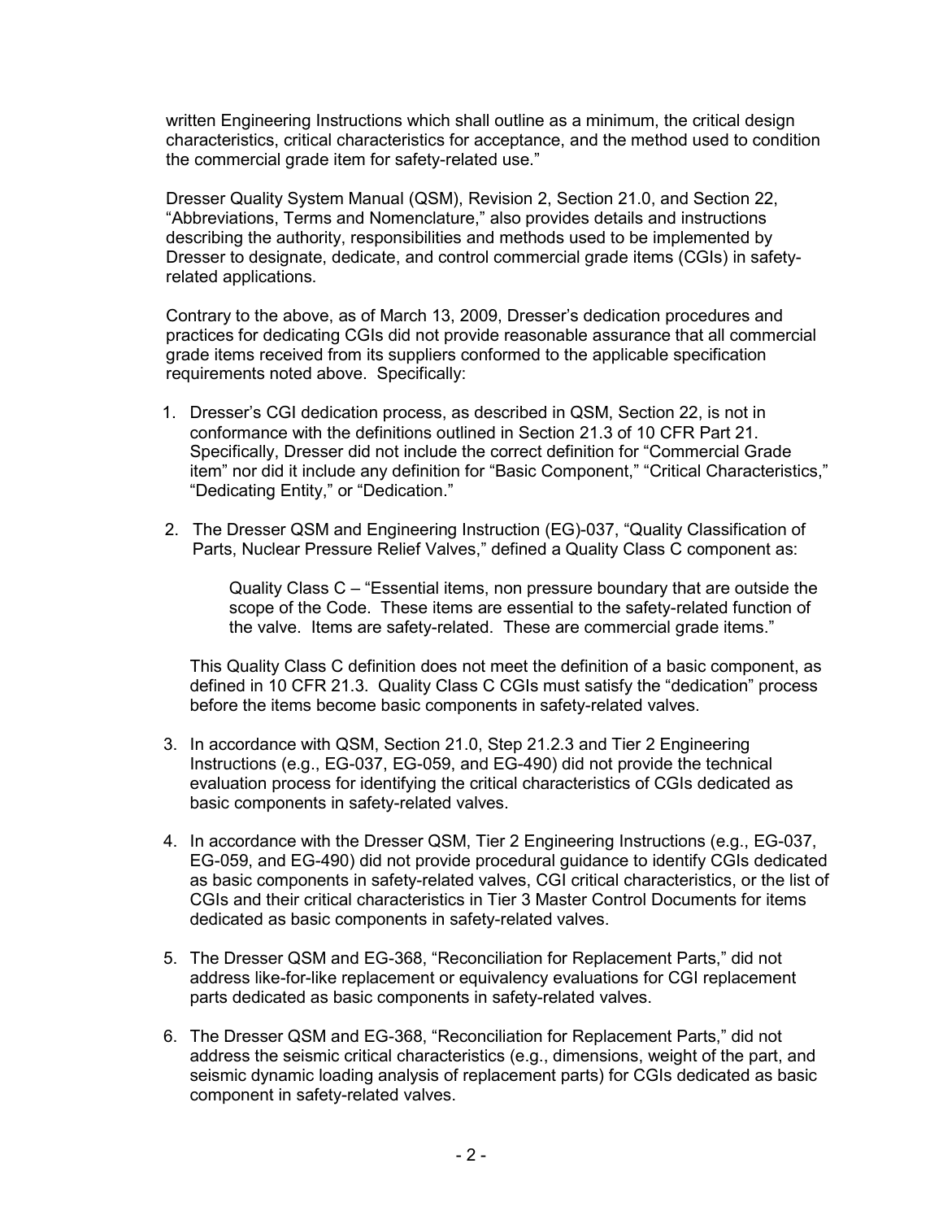written Engineering Instructions which shall outline as a minimum, the critical design characteristics, critical characteristics for acceptance, and the method used to condition the commercial grade item for safety-related use."

Dresser Quality System Manual (QSM), Revision 2, Section 21.0, and Section 22, "Abbreviations, Terms and Nomenclature," also provides details and instructions describing the authority, responsibilities and methods used to be implemented by Dresser to designate, dedicate, and control commercial grade items (CGIs) in safety-related applications.

Contrary to the above, as of March 13, 2009, Dresser's dedication procedures and practices for dedicating CGIs did not provide reasonable assurance that all commercial grade items received from its suppliers conformed to the applicable specification requirements noted above. Specifically:

1. Dresser's CGI dedication process, as described in QSM, Section 22, is not in conformance with the definitions outlined in Section 21.3 of 10 CFR Part 21. Specifically, Dresser did not include the correct definition for "Commercial Grade item" nor did it include any definition for "Basic Component," "Critical Characteristics," "Dedicating Entity," or "Dedication."

2. The Dresser QSM and Engineering Instruction (EG)-037, "Quality Classification of Parts, Nuclear Pressure Relief Valves," defined a Quality Class C component as:

   > Quality Class C – "Essential items, non pressure boundary that are outside the scope of the Code. These items are essential to the safety-related function of the valve. Items are safety-related. These are commercial grade items."

   This Quality Class C definition does not meet the definition of a basic component, as defined in 10 CFR 21.3. Quality Class C CGIs must satisfy the "dedication" process before the items become basic components in safety-related valves.

3. In accordance with QSM, Section 21.0, Step 21.2.3 and Tier 2 Engineering Instructions (e.g., EG-037, EG-059, and EG-490) did not provide the technical evaluation process for identifying the critical characteristics of CGIs dedicated as basic components in safety-related valves.

4. In accordance with the Dresser QSM, Tier 2 Engineering Instructions (e.g., EG-037, EG-059, and EG-490) did not provide procedural guidance to identify CGIs dedicated as basic components in safety-related valves, CGI critical characteristics, or the list of CGIs and their critical characteristics in Tier 3 Master Control Documents for items dedicated as basic components in safety-related valves.

5. The Dresser QSM and EG-368, "Reconciliation for Replacement Parts," did not address like-for-like replacement or equivalency evaluations for CGI replacement parts dedicated as basic components in safety-related valves.

6. The Dresser QSM and EG-368, "Reconciliation for Replacement Parts," did not address the seismic critical characteristics (e.g., dimensions, weight of the part, and seismic dynamic loading analysis of replacement parts) for CGIs dedicated as basic component in safety-related valves.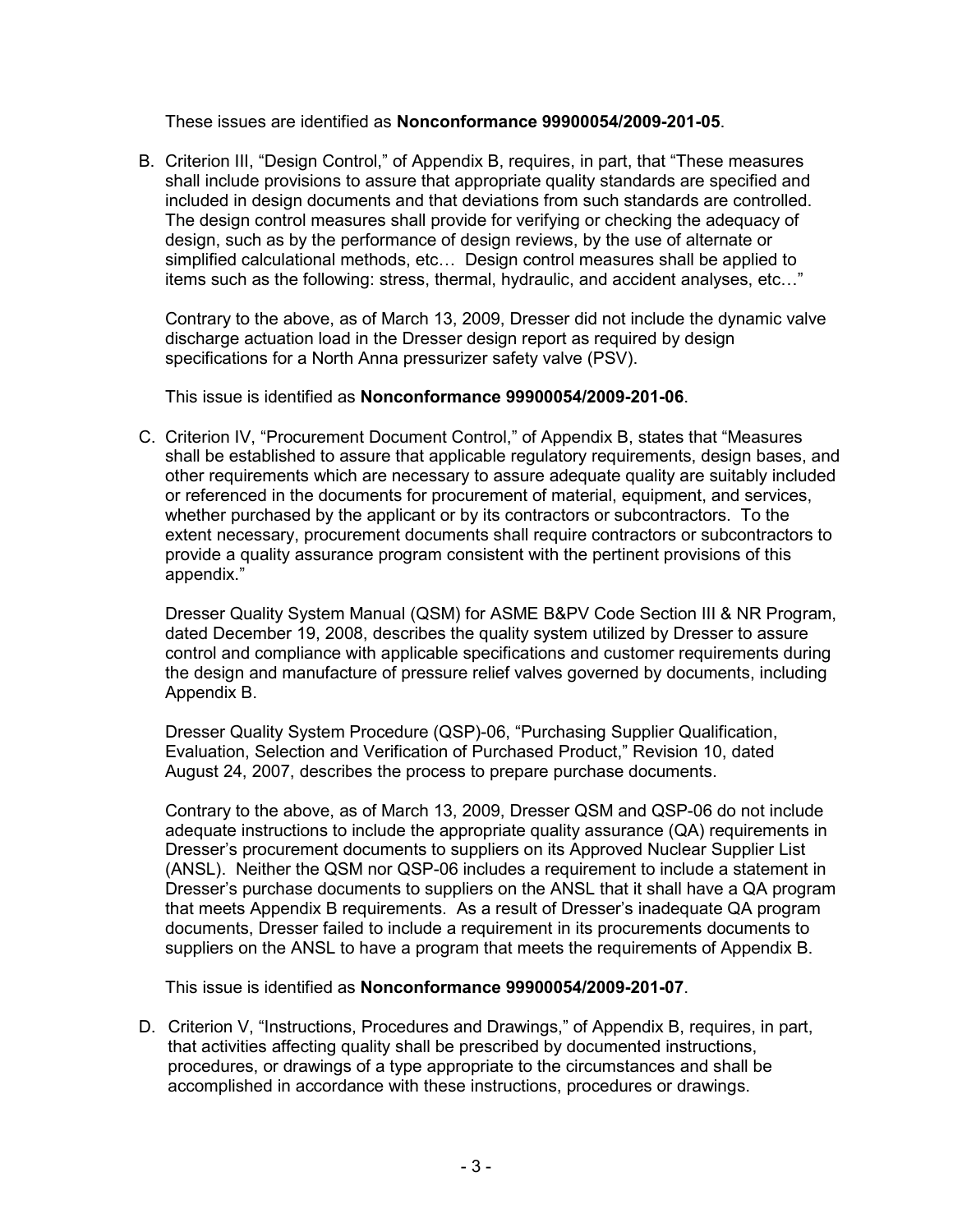These issues are identified as **Nonconformance 99900054/2009-201-05**.

B. Criterion III, “Design Control,” of Appendix B, requires, in part, that “These measures shall include provisions to assure that appropriate quality standards are specified and included in design documents and that deviations from such standards are controlled. The design control measures shall provide for verifying or checking the adequacy of design, such as by the performance of design reviews, by the use of alternate or simplified calculational methods, etc… Design control measures shall be applied to items such as the following: stress, thermal, hydraulic, and accident analyses, etc…”

   Contrary to the above, as of March 13, 2009, Dresser did not include the dynamic valve discharge actuation load in the Dresser design report as required by design specifications for a North Anna pressurizer safety valve (PSV).

   This issue is identified as **Nonconformance 99900054/2009-201-06**.

C. Criterion IV, “Procurement Document Control,” of Appendix B, states that “Measures shall be established to assure that applicable regulatory requirements, design bases, and other requirements which are necessary to assure adequate quality are suitably included or referenced in the documents for procurement of material, equipment, and services, whether purchased by the applicant or by its contractors or subcontractors. To the extent necessary, procurement documents shall require contractors or subcontractors to provide a quality assurance program consistent with the pertinent provisions of this appendix.”

   Dresser Quality System Manual (QSM) for ASME B&PV Code Section III & NR Program, dated December 19, 2008, describes the quality system utilized by Dresser to assure control and compliance with applicable specifications and customer requirements during the design and manufacture of pressure relief valves governed by documents, including Appendix B.

   Dresser Quality System Procedure (QSP)-06, “Purchasing Supplier Qualification, Evaluation, Selection and Verification of Purchased Product,” Revision 10, dated August 24, 2007, describes the process to prepare purchase documents.

   Contrary to the above, as of March 13, 2009, Dresser QSM and QSP-06 do not include adequate instructions to include the appropriate quality assurance (QA) requirements in Dresser’s procurement documents to suppliers on its Approved Nuclear Supplier List (ANSL). Neither the QSM nor QSP-06 includes a requirement to include a statement in Dresser’s purchase documents to suppliers on the ANSL that it shall have a QA program that meets Appendix B requirements. As a result of Dresser’s inadequate QA program documents, Dresser failed to include a requirement in its procurements documents to suppliers on the ANSL to have a program that meets the requirements of Appendix B.

   This issue is identified as **Nonconformance 99900054/2009-201-07**.

D. Criterion V, “Instructions, Procedures and Drawings,” of Appendix B, requires, in part, that activities affecting quality shall be prescribed by documented instructions, procedures, or drawings of a type appropriate to the circumstances and shall be accomplished in accordance with these instructions, procedures or drawings.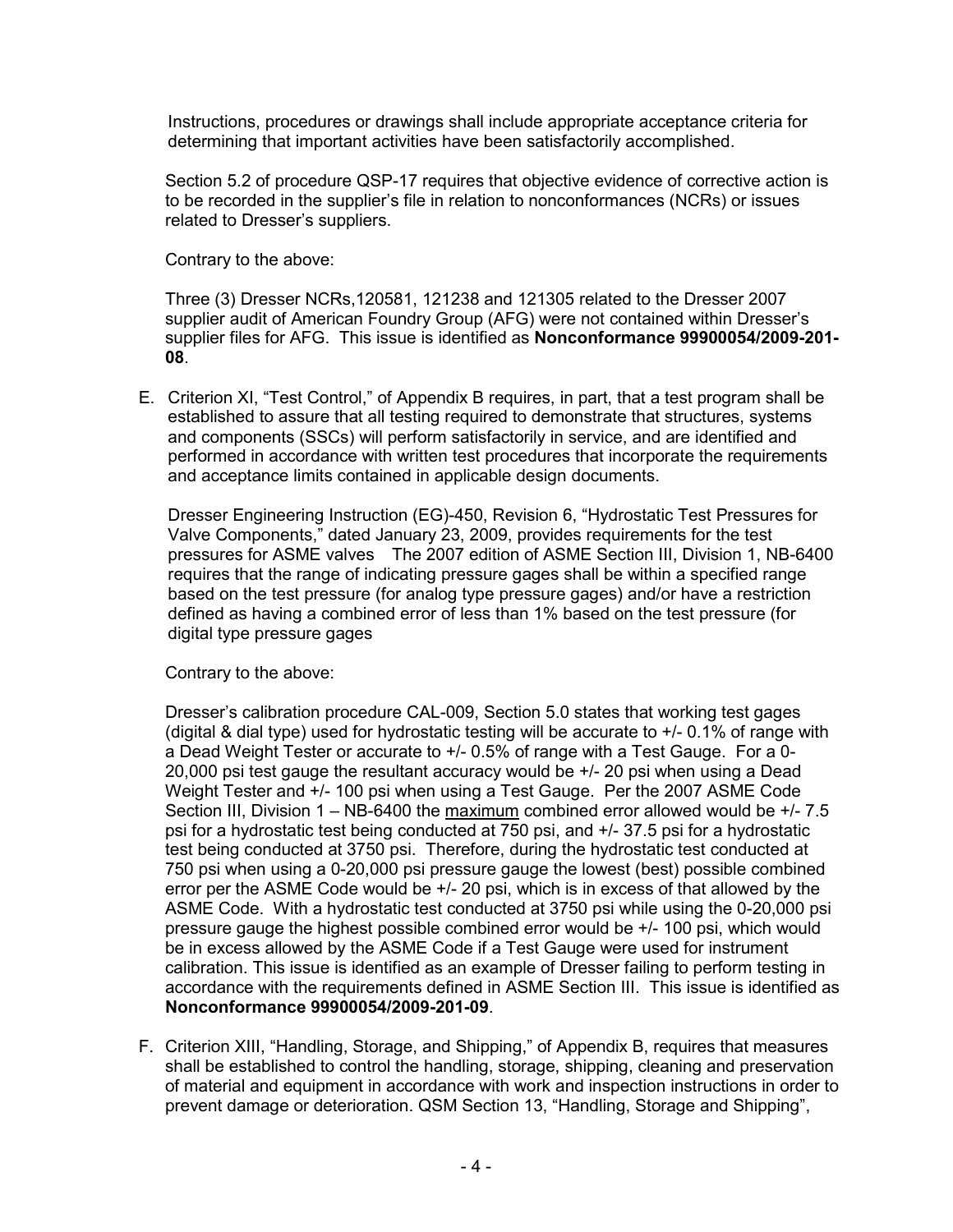Instructions, procedures or drawings shall include appropriate acceptance criteria for determining that important activities have been satisfactorily accomplished.

Section 5.2 of procedure QSP-17 requires that objective evidence of corrective action is to be recorded in the supplier's file in relation to nonconformances (NCRs) or issues related to Dresser's suppliers.

Contrary to the above:

Three (3) Dresser NCRs,120581, 121238 and 121305 related to the Dresser 2007 supplier audit of American Foundry Group (AFG) were not contained within Dresser's supplier files for AFG. This issue is identified as **Nonconformance 99900054/2009-201-08**.

E. Criterion XI, "Test Control," of Appendix B requires, in part, that a test program shall be established to assure that all testing required to demonstrate that structures, systems and components (SSCs) will perform satisfactorily in service, and are identified and performed in accordance with written test procedures that incorporate the requirements and acceptance limits contained in applicable design documents.

   Dresser Engineering Instruction (EG)-450, Revision 6, "Hydrostatic Test Pressures for Valve Components," dated January 23, 2009, provides requirements for the test pressures for ASME valves The 2007 edition of ASME Section III, Division 1, NB-6400 requires that the range of indicating pressure gages shall be within a specified range based on the test pressure (for analog type pressure gages) and/or have a restriction defined as having a combined error of less than 1% based on the test pressure (for digital type pressure gages

   Contrary to the above:

   Dresser's calibration procedure CAL-009, Section 5.0 states that working test gages (digital & dial type) used for hydrostatic testing will be accurate to +/- 0.1% of range with a Dead Weight Tester or accurate to +/- 0.5% of range with a Test Gauge. For a 0-20,000 psi test gauge the resultant accuracy would be +/- 20 psi when using a Dead Weight Tester and +/- 100 psi when using a Test Gauge. Per the 2007 ASME Code Section III, Division 1 – NB-6400 the maximum combined error allowed would be +/- 7.5 psi for a hydrostatic test being conducted at 750 psi, and +/- 37.5 psi for a hydrostatic test being conducted at 3750 psi. Therefore, during the hydrostatic test conducted at 750 psi when using a 0-20,000 psi pressure gauge the lowest (best) possible combined error per the ASME Code would be +/- 20 psi, which is in excess of that allowed by the ASME Code. With a hydrostatic test conducted at 3750 psi while using the 0-20,000 psi pressure gauge the highest possible combined error would be +/- 100 psi, which would be in excess allowed by the ASME Code if a Test Gauge were used for instrument calibration. This issue is identified as an example of Dresser failing to perform testing in accordance with the requirements defined in ASME Section III. This issue is identified as **Nonconformance 99900054/2009-201-09**.

F. Criterion XIII, "Handling, Storage, and Shipping," of Appendix B, requires that measures shall be established to control the handling, storage, shipping, cleaning and preservation of material and equipment in accordance with work and inspection instructions in order to prevent damage or deterioration. QSM Section 13, "Handling, Storage and Shipping",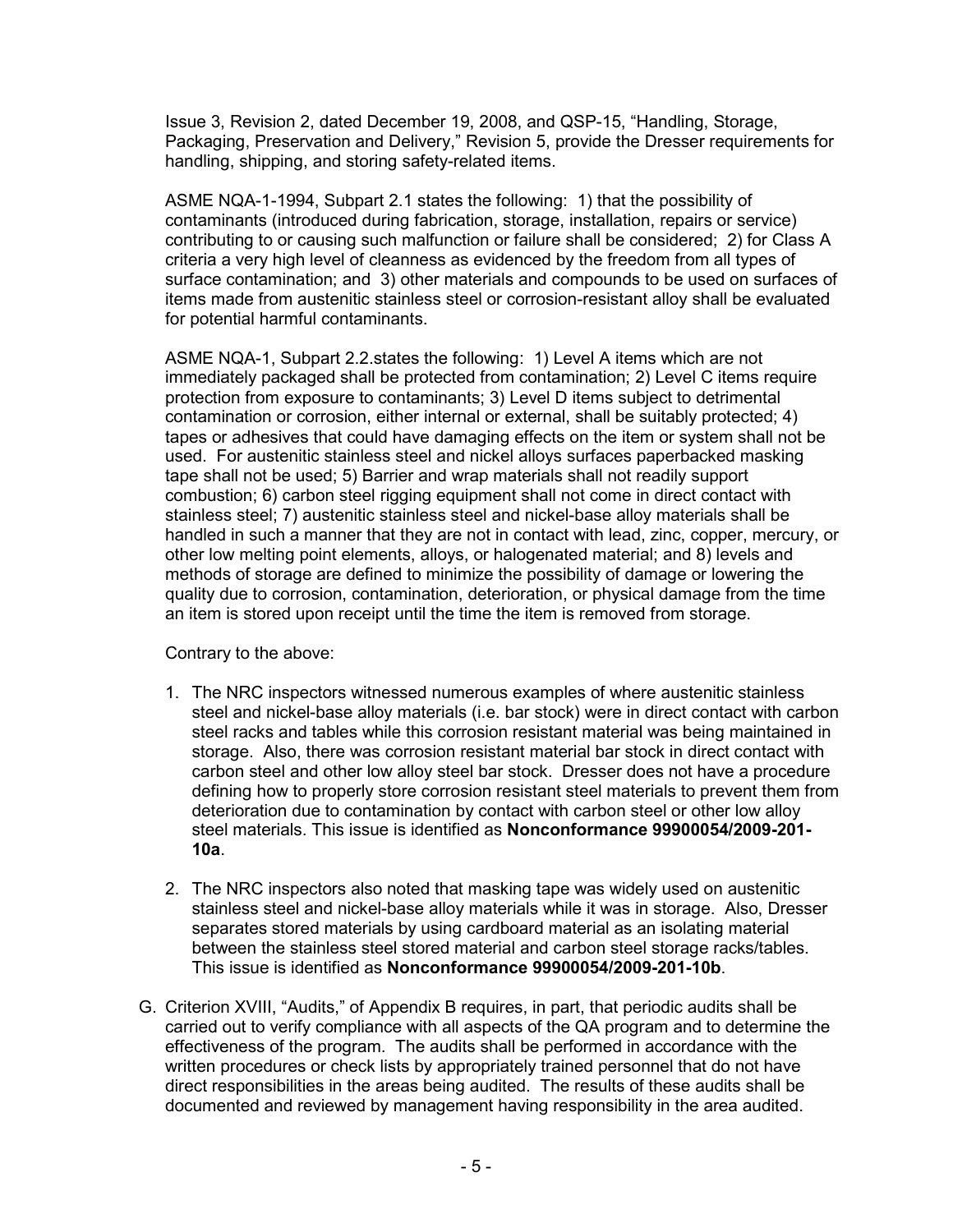Issue 3, Revision 2, dated December 19, 2008, and QSP-15, "Handling, Storage, Packaging, Preservation and Delivery," Revision 5, provide the Dresser requirements for handling, shipping, and storing safety-related items.

ASME NQA-1-1994, Subpart 2.1 states the following: 1) that the possibility of contaminants (introduced during fabrication, storage, installation, repairs or service) contributing to or causing such malfunction or failure shall be considered; 2) for Class A criteria a very high level of cleanness as evidenced by the freedom from all types of surface contamination; and 3) other materials and compounds to be used on surfaces of items made from austenitic stainless steel or corrosion-resistant alloy shall be evaluated for potential harmful contaminants.

ASME NQA-1, Subpart 2.2.states the following: 1) Level A items which are not immediately packaged shall be protected from contamination; 2) Level C items require protection from exposure to contaminants; 3) Level D items subject to detrimental contamination or corrosion, either internal or external, shall be suitably protected; 4) tapes or adhesives that could have damaging effects on the item or system shall not be used. For austenitic stainless steel and nickel alloys surfaces paperbacked masking tape shall not be used; 5) Barrier and wrap materials shall not readily support combustion; 6) carbon steel rigging equipment shall not come in direct contact with stainless steel; 7) austenitic stainless steel and nickel-base alloy materials shall be handled in such a manner that they are not in contact with lead, zinc, copper, mercury, or other low melting point elements, alloys, or halogenated material; and 8) levels and methods of storage are defined to minimize the possibility of damage or lowering the quality due to corrosion, contamination, deterioration, or physical damage from the time an item is stored upon receipt until the time the item is removed from storage.

Contrary to the above:

1. The NRC inspectors witnessed numerous examples of where austenitic stainless steel and nickel-base alloy materials (i.e. bar stock) were in direct contact with carbon steel racks and tables while this corrosion resistant material was being maintained in storage. Also, there was corrosion resistant material bar stock in direct contact with carbon steel and other low alloy steel bar stock. Dresser does not have a procedure defining how to properly store corrosion resistant steel materials to prevent them from deterioration due to contamination by contact with carbon steel or other low alloy steel materials. This issue is identified as **Nonconformance 99900054/2009-201-10a**.

2. The NRC inspectors also noted that masking tape was widely used on austenitic stainless steel and nickel-base alloy materials while it was in storage. Also, Dresser separates stored materials by using cardboard material as an isolating material between the stainless steel stored material and carbon steel storage racks/tables. This issue is identified as **Nonconformance 99900054/2009-201-10b**.

G. Criterion XVIII, "Audits," of Appendix B requires, in part, that periodic audits shall be carried out to verify compliance with all aspects of the QA program and to determine the effectiveness of the program. The audits shall be performed in accordance with the written procedures or check lists by appropriately trained personnel that do not have direct responsibilities in the areas being audited. The results of these audits shall be documented and reviewed by management having responsibility in the area audited.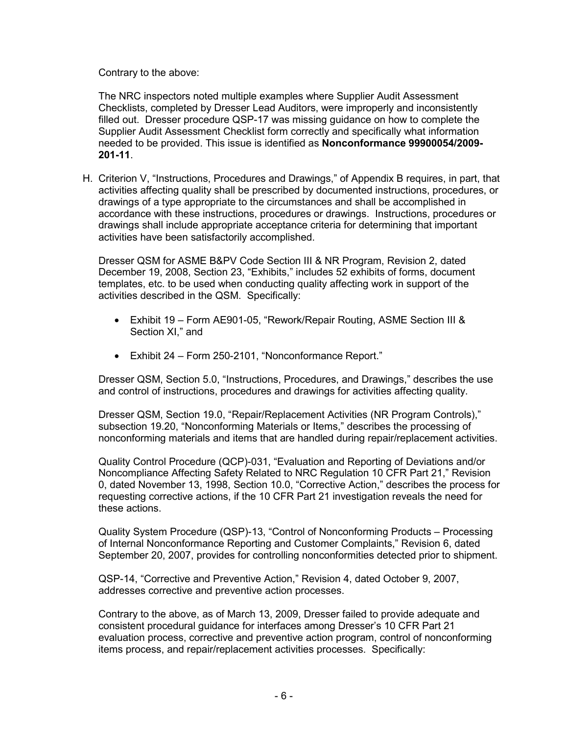Contrary to the above:

The NRC inspectors noted multiple examples where Supplier Audit Assessment Checklists, completed by Dresser Lead Auditors, were improperly and inconsistently filled out. Dresser procedure QSP-17 was missing guidance on how to complete the Supplier Audit Assessment Checklist form correctly and specifically what information needed to be provided. This issue is identified as **Nonconformance 99900054/2009-201-11**.

H. Criterion V, "Instructions, Procedures and Drawings," of Appendix B requires, in part, that activities affecting quality shall be prescribed by documented instructions, procedures, or drawings of a type appropriate to the circumstances and shall be accomplished in accordance with these instructions, procedures or drawings. Instructions, procedures or drawings shall include appropriate acceptance criteria for determining that important activities have been satisfactorily accomplished.

   Dresser QSM for ASME B&PV Code Section III & NR Program, Revision 2, dated December 19, 2008, Section 23, "Exhibits," includes 52 exhibits of forms, document templates, etc. to be used when conducting quality affecting work in support of the activities described in the QSM. Specifically:

   - Exhibit 19 – Form AE901-05, "Rework/Repair Routing, ASME Section III & Section XI," and
   - Exhibit 24 – Form 250-2101, "Nonconformance Report."

   Dresser QSM, Section 5.0, "Instructions, Procedures, and Drawings," describes the use and control of instructions, procedures and drawings for activities affecting quality.

   Dresser QSM, Section 19.0, "Repair/Replacement Activities (NR Program Controls)," subsection 19.20, "Nonconforming Materials or Items," describes the processing of nonconforming materials and items that are handled during repair/replacement activities.

   Quality Control Procedure (QCP)-031, "Evaluation and Reporting of Deviations and/or Noncompliance Affecting Safety Related to NRC Regulation 10 CFR Part 21," Revision 0, dated November 13, 1998, Section 10.0, "Corrective Action," describes the process for requesting corrective actions, if the 10 CFR Part 21 investigation reveals the need for these actions.

   Quality System Procedure (QSP)-13, "Control of Nonconforming Products – Processing of Internal Nonconformance Reporting and Customer Complaints," Revision 6, dated September 20, 2007, provides for controlling nonconformities detected prior to shipment.

   QSP-14, "Corrective and Preventive Action," Revision 4, dated October 9, 2007, addresses corrective and preventive action processes.

   Contrary to the above, as of March 13, 2009, Dresser failed to provide adequate and consistent procedural guidance for interfaces among Dresser's 10 CFR Part 21 evaluation process, corrective and preventive action program, control of nonconforming items process, and repair/replacement activities processes. Specifically: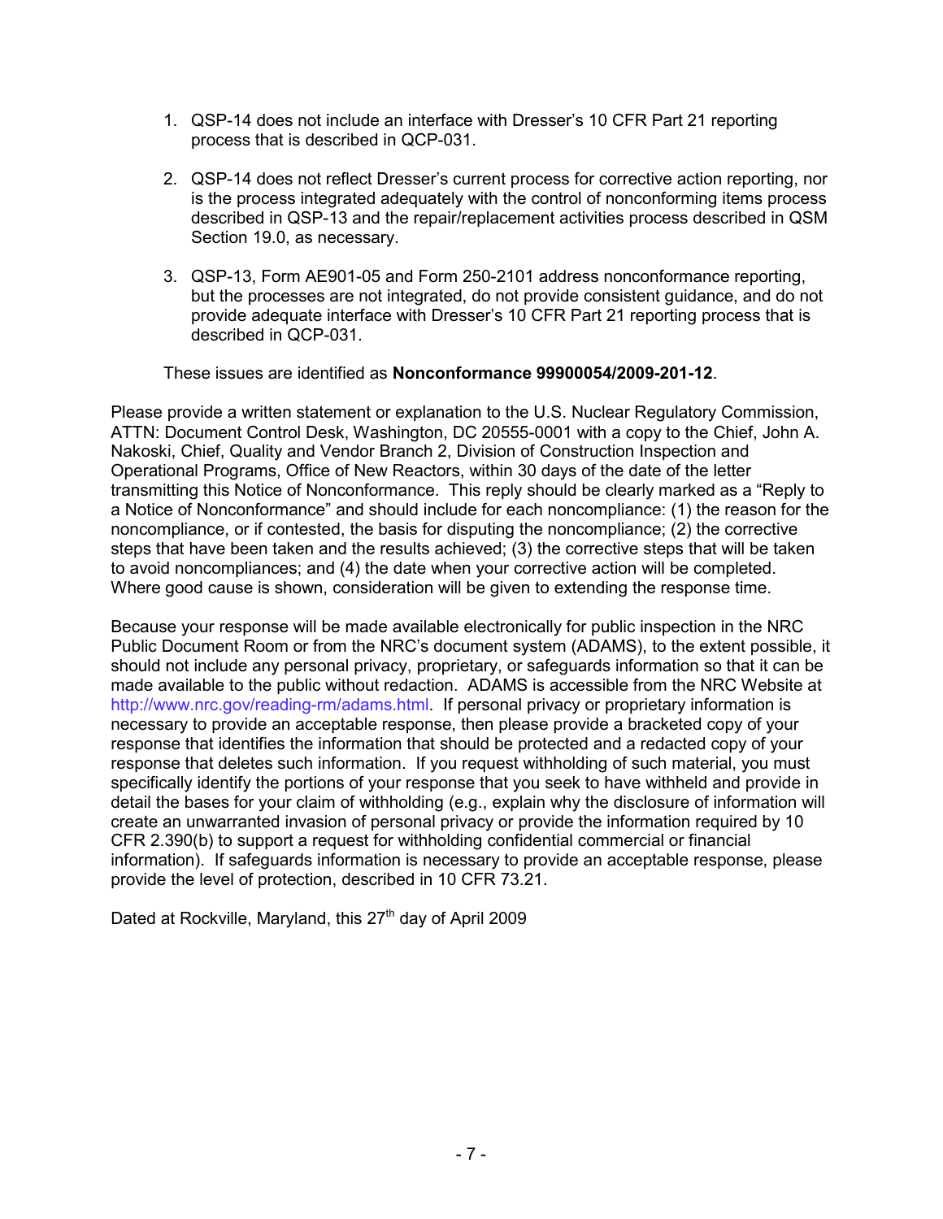1. QSP-14 does not include an interface with Dresser's 10 CFR Part 21 reporting process that is described in QCP-031.

2. QSP-14 does not reflect Dresser's current process for corrective action reporting, nor is the process integrated adequately with the control of nonconforming items process described in QSP-13 and the repair/replacement activities process described in QSM Section 19.0, as necessary.

3. QSP-13, Form AE901-05 and Form 250-2101 address nonconformance reporting, but the processes are not integrated, do not provide consistent guidance, and do not provide adequate interface with Dresser's 10 CFR Part 21 reporting process that is described in QCP-031.

These issues are identified as **Nonconformance 99900054/2009-201-12**.

Please provide a written statement or explanation to the U.S. Nuclear Regulatory Commission, ATTN: Document Control Desk, Washington, DC 20555-0001 with a copy to the Chief, John A. Nakoski, Chief, Quality and Vendor Branch 2, Division of Construction Inspection and Operational Programs, Office of New Reactors, within 30 days of the date of the letter transmitting this Notice of Nonconformance. This reply should be clearly marked as a "Reply to a Notice of Nonconformance" and should include for each noncompliance: (1) the reason for the noncompliance, or if contested, the basis for disputing the noncompliance; (2) the corrective steps that have been taken and the results achieved; (3) the corrective steps that will be taken to avoid noncompliances; and (4) the date when your corrective action will be completed. Where good cause is shown, consideration will be given to extending the response time.

Because your response will be made available electronically for public inspection in the NRC Public Document Room or from the NRC's document system (ADAMS), to the extent possible, it should not include any personal privacy, proprietary, or safeguards information so that it can be made available to the public without redaction. ADAMS is accessible from the NRC Website at http://www.nrc.gov/reading-rm/adams.html. If personal privacy or proprietary information is necessary to provide an acceptable response, then please provide a bracketed copy of your response that identifies the information that should be protected and a redacted copy of your response that deletes such information. If you request withholding of such material, you must specifically identify the portions of your response that you seek to have withheld and provide in detail the bases for your claim of withholding (e.g., explain why the disclosure of information will create an unwarranted invasion of personal privacy or provide the information required by 10 CFR 2.390(b) to support a request for withholding confidential commercial or financial information). If safeguards information is necessary to provide an acceptable response, please provide the level of protection, described in 10 CFR 73.21.

Dated at Rockville, Maryland, this 27th day of April 2009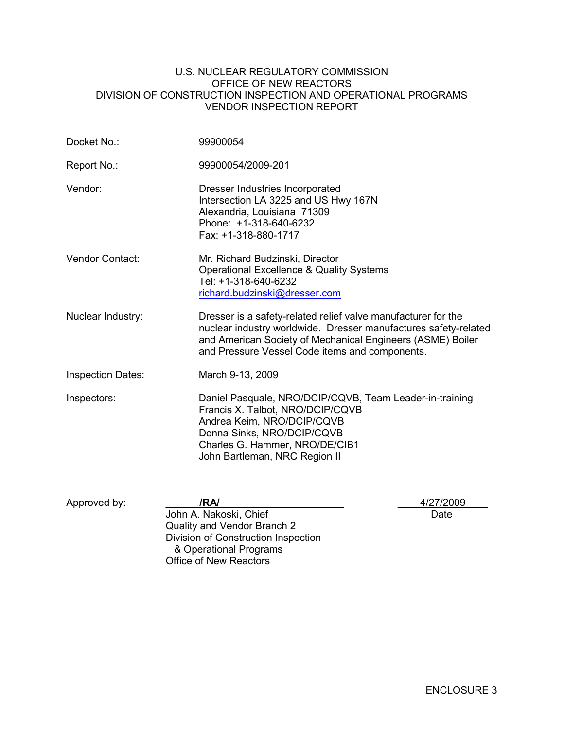U.S. NUCLEAR REGULATORY COMMISSION
OFFICE OF NEW REACTORS
DIVISION OF CONSTRUCTION INSPECTION AND OPERATIONAL PROGRAMS
VENDOR INSPECTION REPORT

| | |
|---|---|
| Docket No.: | 99900054 |
| Report No.: | 99900054/2009-201 |
| Vendor: | Dresser Industries Incorporated<br>Intersection LA 3225 and US Hwy 167N<br>Alexandria, Louisiana 71309<br>Phone: +1-318-640-6232<br>Fax: +1-318-880-1717 |
| Vendor Contact: | Mr. Richard Budzinski, Director<br>Operational Excellence & Quality Systems<br>Tel: +1-318-640-6232<br>richard.budzinski@dresser.com |
| Nuclear Industry: | Dresser is a safety-related relief valve manufacturer for the nuclear industry worldwide. Dresser manufactures safety-related and American Society of Mechanical Engineers (ASME) Boiler and Pressure Vessel Code items and components. |
| Inspection Dates: | March 9-13, 2009 |
| Inspectors: | Daniel Pasquale, NRO/DCIP/CQVB, Team Leader-in-training<br>Francis X. Talbot, NRO/DCIP/CQVB<br>Andrea Keim, NRO/DCIP/CQVB<br>Donna Sinks, NRO/DCIP/CQVB<br>Charles G. Hammer, NRO/DE/CIB1<br>John Bartleman, NRC Region II |

Approved by: **/RA/** &nbsp;&nbsp;&nbsp;&nbsp; 4/27/2009
John A. Nakoski, Chief &nbsp;&nbsp;&nbsp;&nbsp; Date
Quality and Vendor Branch 2
Division of Construction Inspection
& Operational Programs
Office of New Reactors

ENCLOSURE 3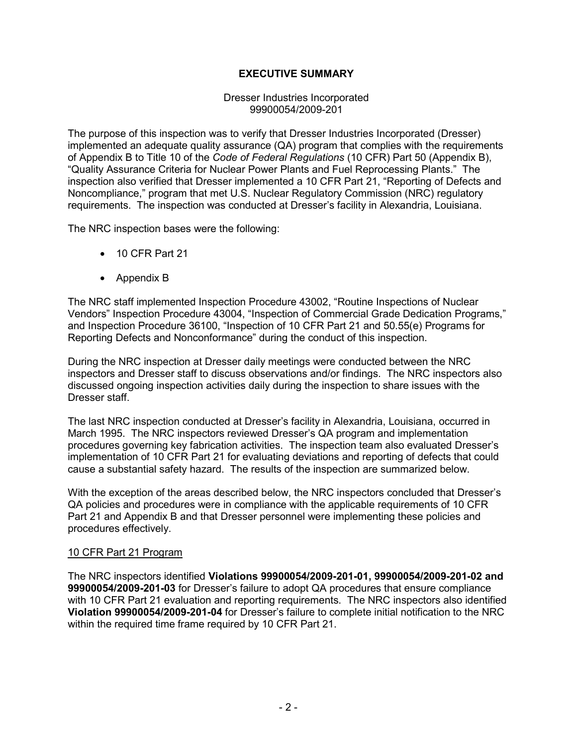# EXECUTIVE SUMMARY

Dresser Industries Incorporated
99900054/2009-201

The purpose of this inspection was to verify that Dresser Industries Incorporated (Dresser) implemented an adequate quality assurance (QA) program that complies with the requirements of Appendix B to Title 10 of the *Code of Federal Regulations* (10 CFR) Part 50 (Appendix B), "Quality Assurance Criteria for Nuclear Power Plants and Fuel Reprocessing Plants." The inspection also verified that Dresser implemented a 10 CFR Part 21, "Reporting of Defects and Noncompliance," program that met U.S. Nuclear Regulatory Commission (NRC) regulatory requirements. The inspection was conducted at Dresser's facility in Alexandria, Louisiana.

The NRC inspection bases were the following:

- 10 CFR Part 21
- Appendix B

The NRC staff implemented Inspection Procedure 43002, "Routine Inspections of Nuclear Vendors" Inspection Procedure 43004, "Inspection of Commercial Grade Dedication Programs," and Inspection Procedure 36100, "Inspection of 10 CFR Part 21 and 50.55(e) Programs for Reporting Defects and Nonconformance" during the conduct of this inspection.

During the NRC inspection at Dresser daily meetings were conducted between the NRC inspectors and Dresser staff to discuss observations and/or findings. The NRC inspectors also discussed ongoing inspection activities daily during the inspection to share issues with the Dresser staff.

The last NRC inspection conducted at Dresser's facility in Alexandria, Louisiana, occurred in March 1995. The NRC inspectors reviewed Dresser's QA program and implementation procedures governing key fabrication activities. The inspection team also evaluated Dresser's implementation of 10 CFR Part 21 for evaluating deviations and reporting of defects that could cause a substantial safety hazard. The results of the inspection are summarized below.

With the exception of the areas described below, the NRC inspectors concluded that Dresser's QA policies and procedures were in compliance with the applicable requirements of 10 CFR Part 21 and Appendix B and that Dresser personnel were implementing these policies and procedures effectively.

## 10 CFR Part 21 Program

The NRC inspectors identified **Violations 99900054/2009-201-01, 99900054/2009-201-02 and 99900054/2009-201-03** for Dresser's failure to adopt QA procedures that ensure compliance with 10 CFR Part 21 evaluation and reporting requirements. The NRC inspectors also identified **Violation 99900054/2009-201-04** for Dresser's failure to complete initial notification to the NRC within the required time frame required by 10 CFR Part 21.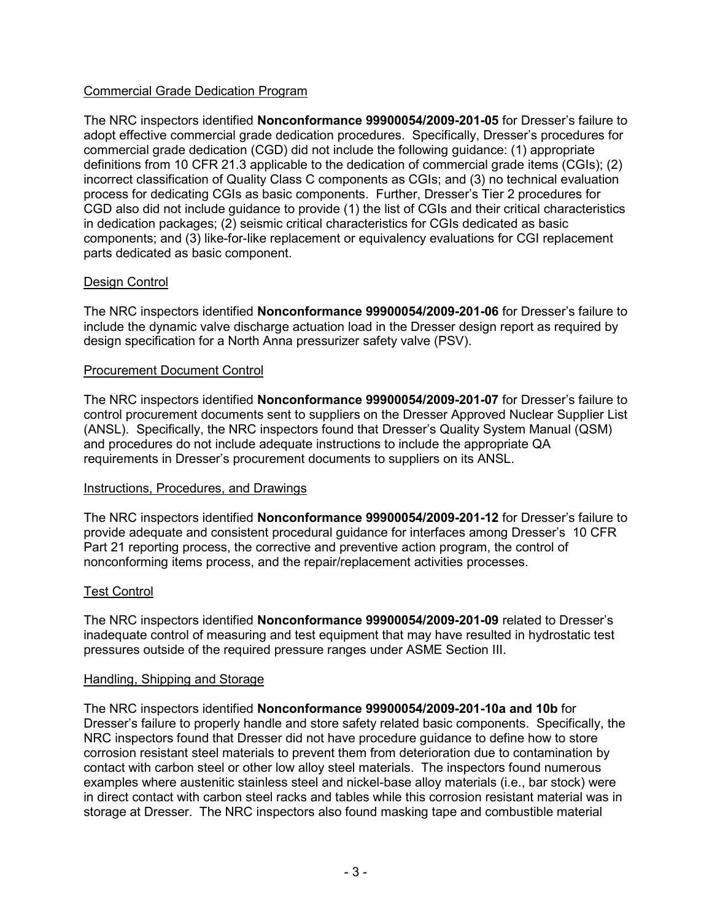Commercial Grade Dedication Program

The NRC inspectors identified **Nonconformance 99900054/2009-201-05** for Dresser's failure to adopt effective commercial grade dedication procedures. Specifically, Dresser's procedures for commercial grade dedication (CGD) did not include the following guidance: (1) appropriate definitions from 10 CFR 21.3 applicable to the dedication of commercial grade items (CGIs); (2) incorrect classification of Quality Class C components as CGIs; and (3) no technical evaluation process for dedicating CGIs as basic components. Further, Dresser's Tier 2 procedures for CGD also did not include guidance to provide (1) the list of CGIs and their critical characteristics in dedication packages; (2) seismic critical characteristics for CGIs dedicated as basic components; and (3) like-for-like replacement or equivalency evaluations for CGI replacement parts dedicated as basic component.

Design Control

The NRC inspectors identified **Nonconformance 99900054/2009-201-06** for Dresser's failure to include the dynamic valve discharge actuation load in the Dresser design report as required by design specification for a North Anna pressurizer safety valve (PSV).

Procurement Document Control

The NRC inspectors identified **Nonconformance 99900054/2009-201-07** for Dresser's failure to control procurement documents sent to suppliers on the Dresser Approved Nuclear Supplier List (ANSL). Specifically, the NRC inspectors found that Dresser's Quality System Manual (QSM) and procedures do not include adequate instructions to include the appropriate QA requirements in Dresser's procurement documents to suppliers on its ANSL.

Instructions, Procedures, and Drawings

The NRC inspectors identified **Nonconformance 99900054/2009-201-12** for Dresser's failure to provide adequate and consistent procedural guidance for interfaces among Dresser's 10 CFR Part 21 reporting process, the corrective and preventive action program, the control of nonconforming items process, and the repair/replacement activities processes.

Test Control

The NRC inspectors identified **Nonconformance 99900054/2009-201-09** related to Dresser's inadequate control of measuring and test equipment that may have resulted in hydrostatic test pressures outside of the required pressure ranges under ASME Section III.

Handling, Shipping and Storage

The NRC inspectors identified **Nonconformance 99900054/2009-201-10a and 10b** for Dresser's failure to properly handle and store safety related basic components. Specifically, the NRC inspectors found that Dresser did not have procedure guidance to define how to store corrosion resistant steel materials to prevent them from deterioration due to contamination by contact with carbon steel or other low alloy steel materials. The inspectors found numerous examples where austenitic stainless steel and nickel-base alloy materials (i.e., bar stock) were in direct contact with carbon steel racks and tables while this corrosion resistant material was in storage at Dresser. The NRC inspectors also found masking tape and combustible material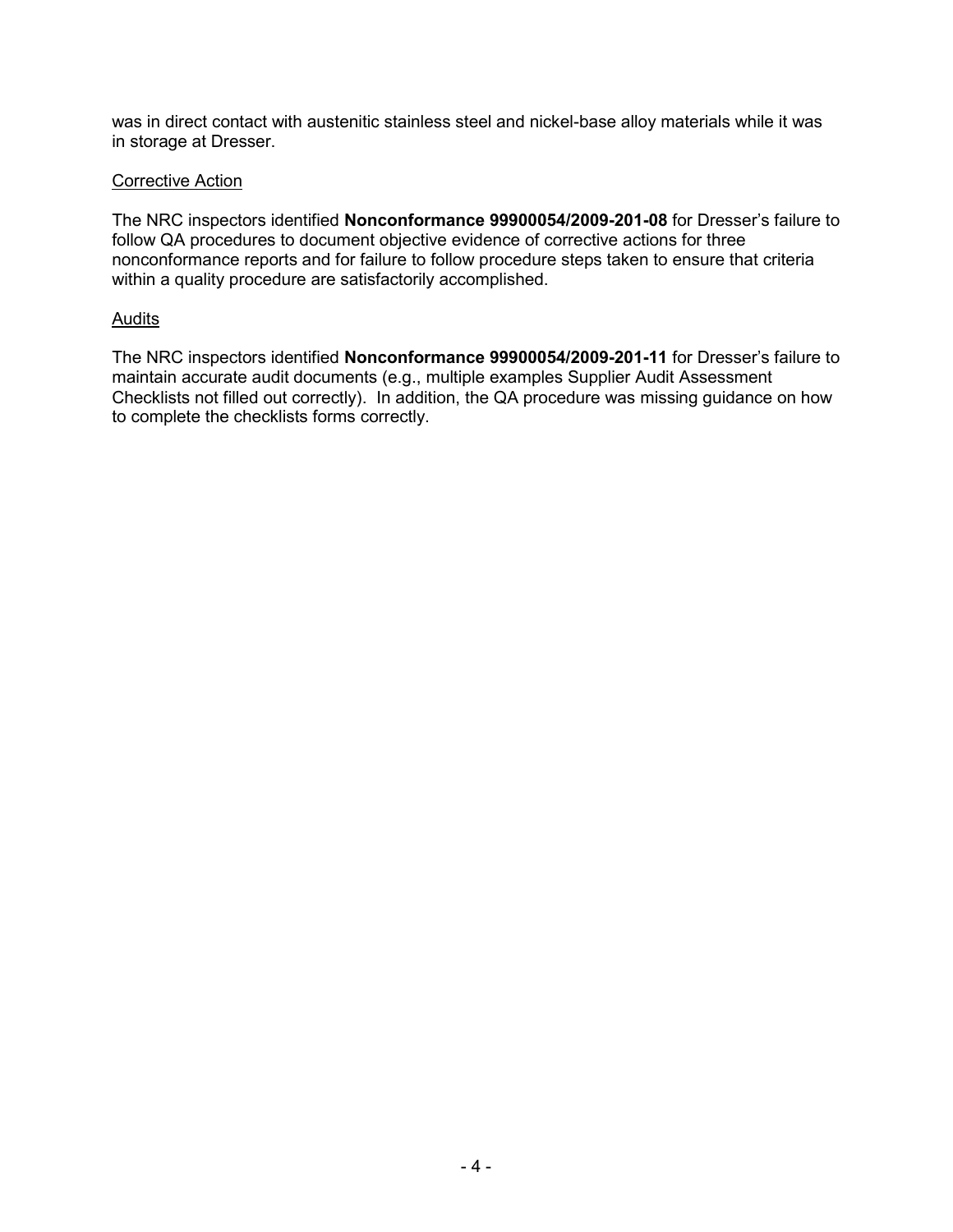was in direct contact with austenitic stainless steel and nickel-base alloy materials while it was in storage at Dresser.

Corrective Action

The NRC inspectors identified **Nonconformance 99900054/2009-201-08** for Dresser's failure to follow QA procedures to document objective evidence of corrective actions for three nonconformance reports and for failure to follow procedure steps taken to ensure that criteria within a quality procedure are satisfactorily accomplished.

Audits

The NRC inspectors identified **Nonconformance 99900054/2009-201-11** for Dresser's failure to maintain accurate audit documents (e.g., multiple examples Supplier Audit Assessment Checklists not filled out correctly). In addition, the QA procedure was missing guidance on how to complete the checklists forms correctly.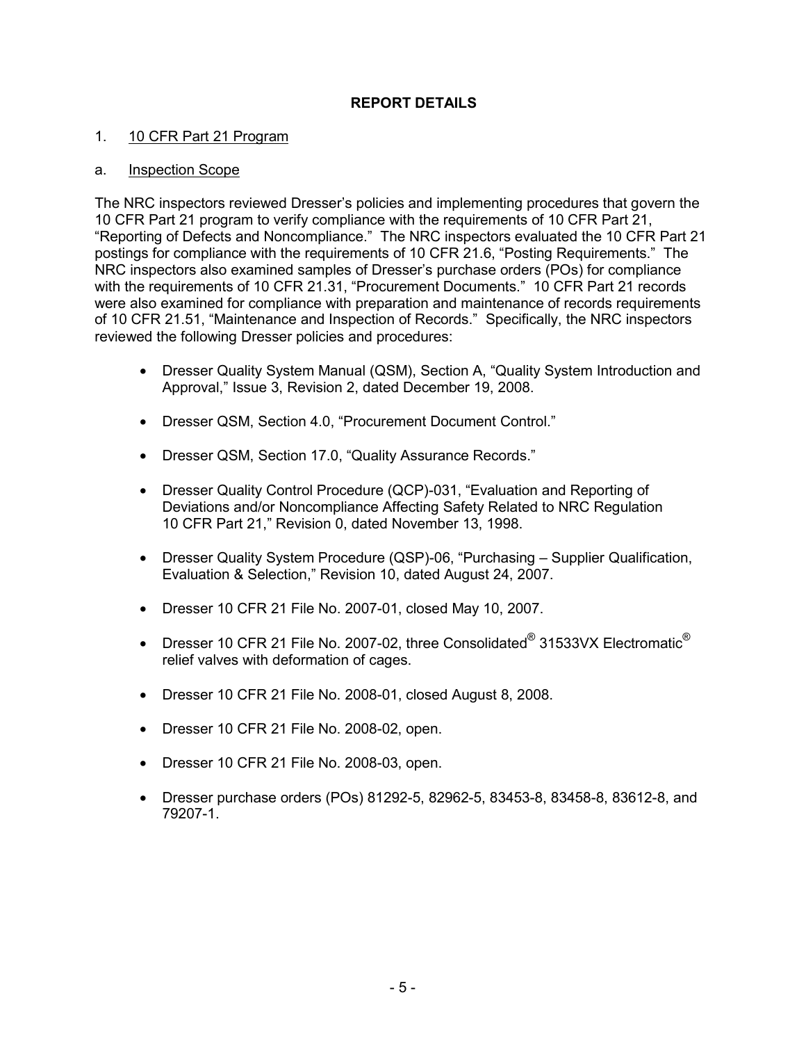## REPORT DETAILS

### 1. 10 CFR Part 21 Program

#### a. Inspection Scope

The NRC inspectors reviewed Dresser's policies and implementing procedures that govern the 10 CFR Part 21 program to verify compliance with the requirements of 10 CFR Part 21, "Reporting of Defects and Noncompliance." The NRC inspectors evaluated the 10 CFR Part 21 postings for compliance with the requirements of 10 CFR 21.6, "Posting Requirements." The NRC inspectors also examined samples of Dresser's purchase orders (POs) for compliance with the requirements of 10 CFR 21.31, "Procurement Documents." 10 CFR Part 21 records were also examined for compliance with preparation and maintenance of records requirements of 10 CFR 21.51, "Maintenance and Inspection of Records." Specifically, the NRC inspectors reviewed the following Dresser policies and procedures:

- Dresser Quality System Manual (QSM), Section A, "Quality System Introduction and Approval," Issue 3, Revision 2, dated December 19, 2008.
- Dresser QSM, Section 4.0, "Procurement Document Control."
- Dresser QSM, Section 17.0, "Quality Assurance Records."
- Dresser Quality Control Procedure (QCP)-031, "Evaluation and Reporting of Deviations and/or Noncompliance Affecting Safety Related to NRC Regulation 10 CFR Part 21," Revision 0, dated November 13, 1998.
- Dresser Quality System Procedure (QSP)-06, "Purchasing – Supplier Qualification, Evaluation & Selection," Revision 10, dated August 24, 2007.
- Dresser 10 CFR 21 File No. 2007-01, closed May 10, 2007.
- Dresser 10 CFR 21 File No. 2007-02, three Consolidated® 31533VX Electromatic® relief valves with deformation of cages.
- Dresser 10 CFR 21 File No. 2008-01, closed August 8, 2008.
- Dresser 10 CFR 21 File No. 2008-02, open.
- Dresser 10 CFR 21 File No. 2008-03, open.
- Dresser purchase orders (POs) 81292-5, 82962-5, 83453-8, 83458-8, 83612-8, and 79207-1.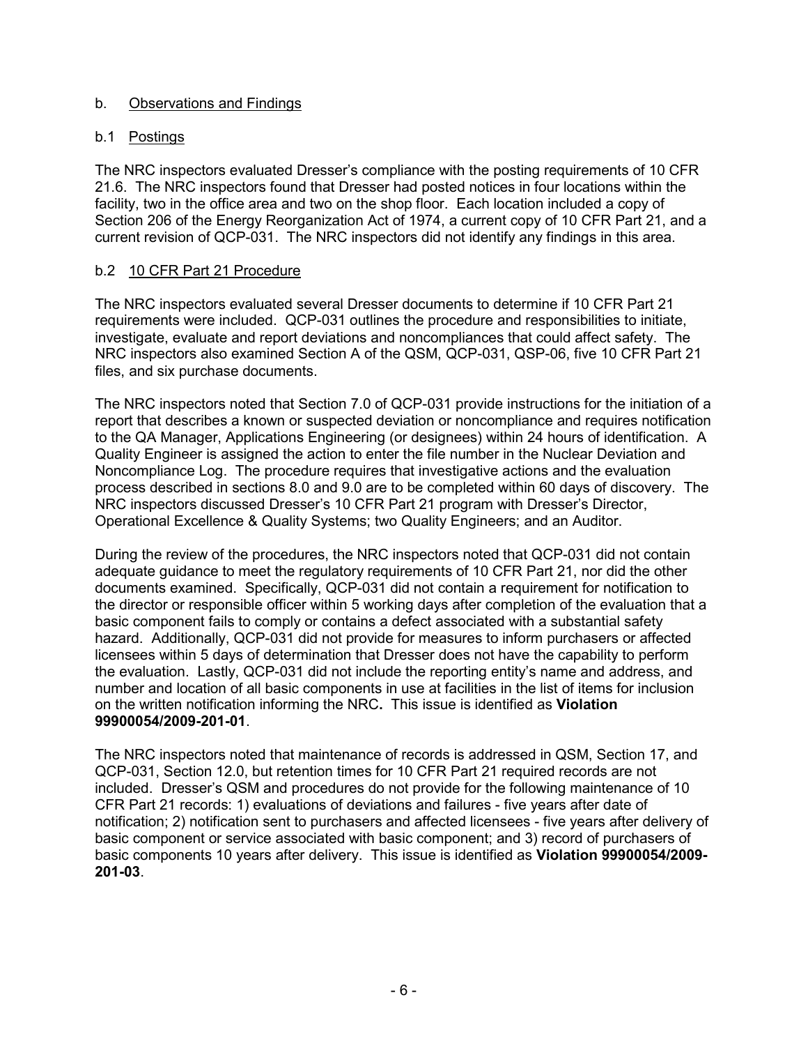b. <u>Observations and Findings</u>

b.1 <u>Postings</u>

The NRC inspectors evaluated Dresser's compliance with the posting requirements of 10 CFR 21.6. The NRC inspectors found that Dresser had posted notices in four locations within the facility, two in the office area and two on the shop floor. Each location included a copy of Section 206 of the Energy Reorganization Act of 1974, a current copy of 10 CFR Part 21, and a current revision of QCP-031. The NRC inspectors did not identify any findings in this area.

b.2 <u>10 CFR Part 21 Procedure</u>

The NRC inspectors evaluated several Dresser documents to determine if 10 CFR Part 21 requirements were included. QCP-031 outlines the procedure and responsibilities to initiate, investigate, evaluate and report deviations and noncompliances that could affect safety. The NRC inspectors also examined Section A of the QSM, QCP-031, QSP-06, five 10 CFR Part 21 files, and six purchase documents.

The NRC inspectors noted that Section 7.0 of QCP-031 provide instructions for the initiation of a report that describes a known or suspected deviation or noncompliance and requires notification to the QA Manager, Applications Engineering (or designees) within 24 hours of identification. A Quality Engineer is assigned the action to enter the file number in the Nuclear Deviation and Noncompliance Log. The procedure requires that investigative actions and the evaluation process described in sections 8.0 and 9.0 are to be completed within 60 days of discovery. The NRC inspectors discussed Dresser's 10 CFR Part 21 program with Dresser's Director, Operational Excellence & Quality Systems; two Quality Engineers; and an Auditor.

During the review of the procedures, the NRC inspectors noted that QCP-031 did not contain adequate guidance to meet the regulatory requirements of 10 CFR Part 21, nor did the other documents examined. Specifically, QCP-031 did not contain a requirement for notification to the director or responsible officer within 5 working days after completion of the evaluation that a basic component fails to comply or contains a defect associated with a substantial safety hazard. Additionally, QCP-031 did not provide for measures to inform purchasers or affected licensees within 5 days of determination that Dresser does not have the capability to perform the evaluation. Lastly, QCP-031 did not include the reporting entity's name and address, and number and location of all basic components in use at facilities in the list of items for inclusion on the written notification informing the NRC**.** This issue is identified as **Violation 99900054/2009-201-01**.

The NRC inspectors noted that maintenance of records is addressed in QSM, Section 17, and QCP-031, Section 12.0, but retention times for 10 CFR Part 21 required records are not included. Dresser's QSM and procedures do not provide for the following maintenance of 10 CFR Part 21 records: 1) evaluations of deviations and failures - five years after date of notification; 2) notification sent to purchasers and affected licensees - five years after delivery of basic component or service associated with basic component; and 3) record of purchasers of basic components 10 years after delivery. This issue is identified as **Violation 99900054/2009-201-03**.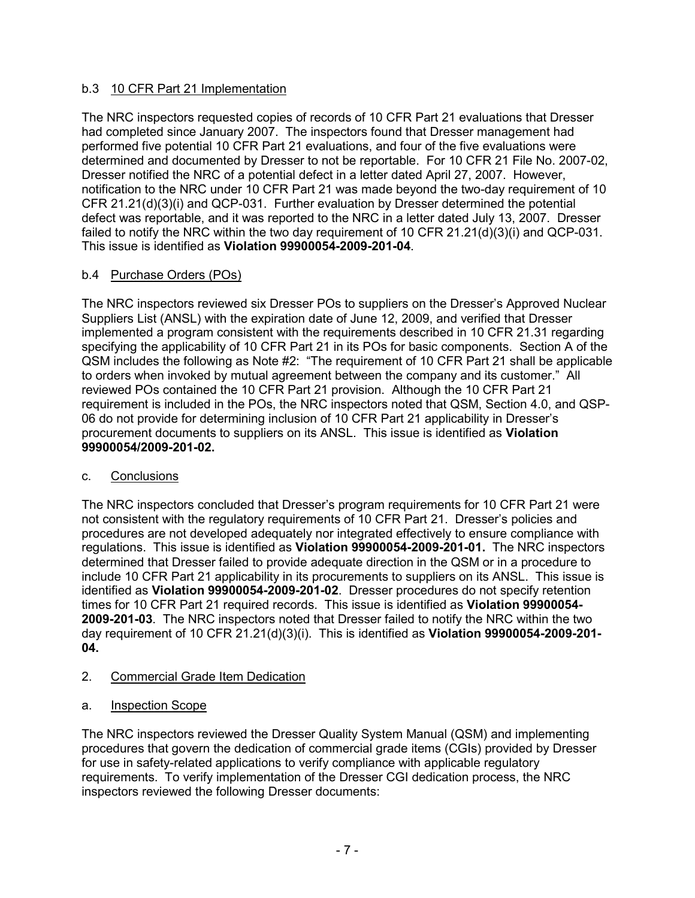b.3 10 CFR Part 21 Implementation

The NRC inspectors requested copies of records of 10 CFR Part 21 evaluations that Dresser had completed since January 2007. The inspectors found that Dresser management had performed five potential 10 CFR Part 21 evaluations, and four of the five evaluations were determined and documented by Dresser to not be reportable. For 10 CFR 21 File No. 2007-02, Dresser notified the NRC of a potential defect in a letter dated April 27, 2007. However, notification to the NRC under 10 CFR Part 21 was made beyond the two-day requirement of 10 CFR 21.21(d)(3)(i) and QCP-031. Further evaluation by Dresser determined the potential defect was reportable, and it was reported to the NRC in a letter dated July 13, 2007. Dresser failed to notify the NRC within the two day requirement of 10 CFR 21.21(d)(3)(i) and QCP-031. This issue is identified as **Violation 99900054-2009-201-04**.

b.4 Purchase Orders (POs)

The NRC inspectors reviewed six Dresser POs to suppliers on the Dresser's Approved Nuclear Suppliers List (ANSL) with the expiration date of June 12, 2009, and verified that Dresser implemented a program consistent with the requirements described in 10 CFR 21.31 regarding specifying the applicability of 10 CFR Part 21 in its POs for basic components. Section A of the QSM includes the following as Note #2: "The requirement of 10 CFR Part 21 shall be applicable to orders when invoked by mutual agreement between the company and its customer." All reviewed POs contained the 10 CFR Part 21 provision. Although the 10 CFR Part 21 requirement is included in the POs, the NRC inspectors noted that QSM, Section 4.0, and QSP-06 do not provide for determining inclusion of 10 CFR Part 21 applicability in Dresser's procurement documents to suppliers on its ANSL. This issue is identified as **Violation 99900054/2009-201-02.**

c. Conclusions

The NRC inspectors concluded that Dresser's program requirements for 10 CFR Part 21 were not consistent with the regulatory requirements of 10 CFR Part 21. Dresser's policies and procedures are not developed adequately nor integrated effectively to ensure compliance with regulations. This issue is identified as **Violation 99900054-2009-201-01.** The NRC inspectors determined that Dresser failed to provide adequate direction in the QSM or in a procedure to include 10 CFR Part 21 applicability in its procurements to suppliers on its ANSL. This issue is identified as **Violation 99900054-2009-201-02**. Dresser procedures do not specify retention times for 10 CFR Part 21 required records. This issue is identified as **Violation 99900054-2009-201-03**. The NRC inspectors noted that Dresser failed to notify the NRC within the two day requirement of 10 CFR 21.21(d)(3)(i). This is identified as **Violation 99900054-2009-201-04.**

2. Commercial Grade Item Dedication

a. Inspection Scope

The NRC inspectors reviewed the Dresser Quality System Manual (QSM) and implementing procedures that govern the dedication of commercial grade items (CGIs) provided by Dresser for use in safety-related applications to verify compliance with applicable regulatory requirements. To verify implementation of the Dresser CGI dedication process, the NRC inspectors reviewed the following Dresser documents: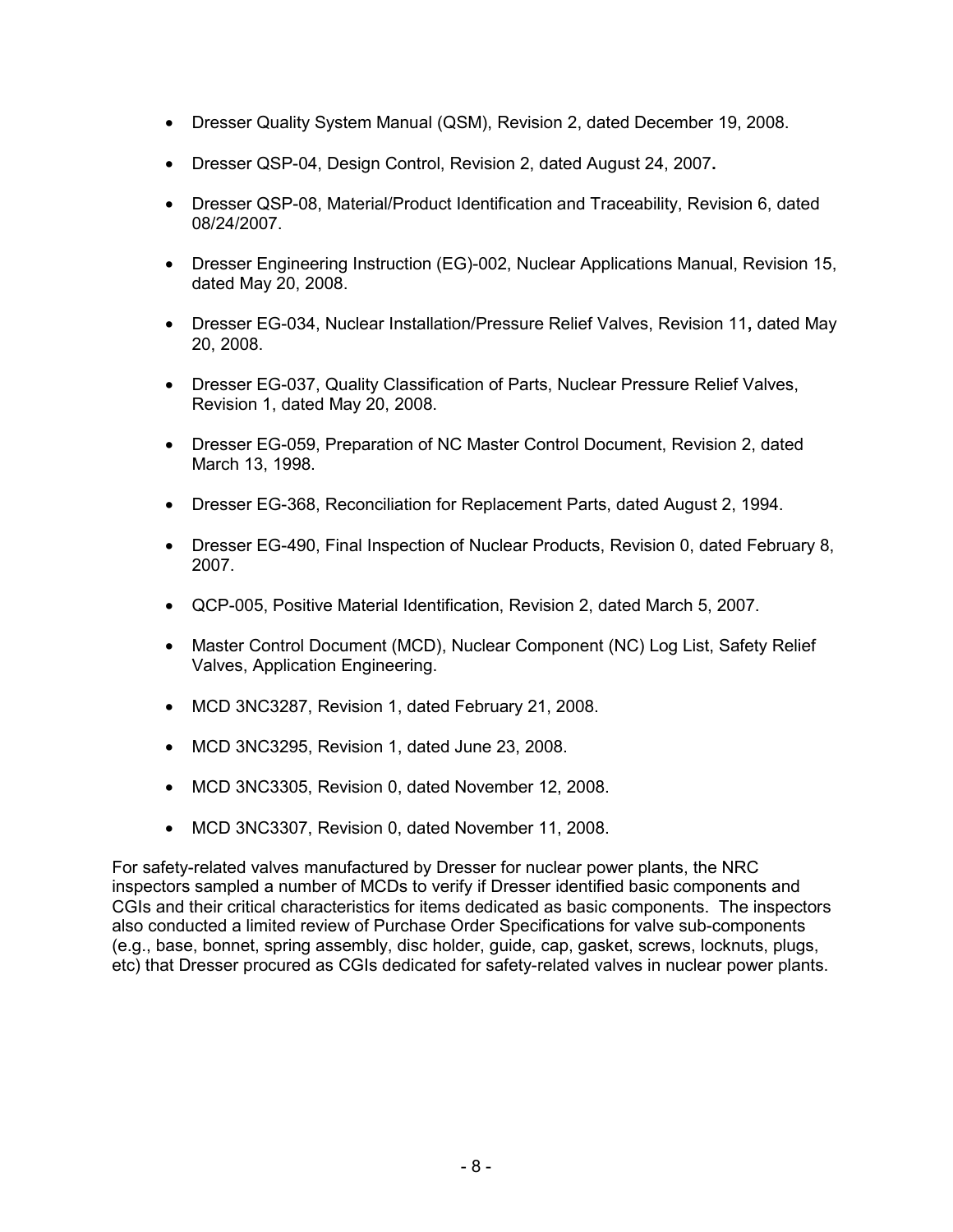- Dresser Quality System Manual (QSM), Revision 2, dated December 19, 2008.
- Dresser QSP-04, Design Control, Revision 2, dated August 24, 2007.
- Dresser QSP-08, Material/Product Identification and Traceability, Revision 6, dated 08/24/2007.
- Dresser Engineering Instruction (EG)-002, Nuclear Applications Manual, Revision 15, dated May 20, 2008.
- Dresser EG-034, Nuclear Installation/Pressure Relief Valves, Revision 11, dated May 20, 2008.
- Dresser EG-037, Quality Classification of Parts, Nuclear Pressure Relief Valves, Revision 1, dated May 20, 2008.
- Dresser EG-059, Preparation of NC Master Control Document, Revision 2, dated March 13, 1998.
- Dresser EG-368, Reconciliation for Replacement Parts, dated August 2, 1994.
- Dresser EG-490, Final Inspection of Nuclear Products, Revision 0, dated February 8, 2007.
- QCP-005, Positive Material Identification, Revision 2, dated March 5, 2007.
- Master Control Document (MCD), Nuclear Component (NC) Log List, Safety Relief Valves, Application Engineering.
- MCD 3NC3287, Revision 1, dated February 21, 2008.
- MCD 3NC3295, Revision 1, dated June 23, 2008.
- MCD 3NC3305, Revision 0, dated November 12, 2008.
- MCD 3NC3307, Revision 0, dated November 11, 2008.

For safety-related valves manufactured by Dresser for nuclear power plants, the NRC inspectors sampled a number of MCDs to verify if Dresser identified basic components and CGIs and their critical characteristics for items dedicated as basic components. The inspectors also conducted a limited review of Purchase Order Specifications for valve sub-components (e.g., base, bonnet, spring assembly, disc holder, guide, cap, gasket, screws, locknuts, plugs, etc) that Dresser procured as CGIs dedicated for safety-related valves in nuclear power plants.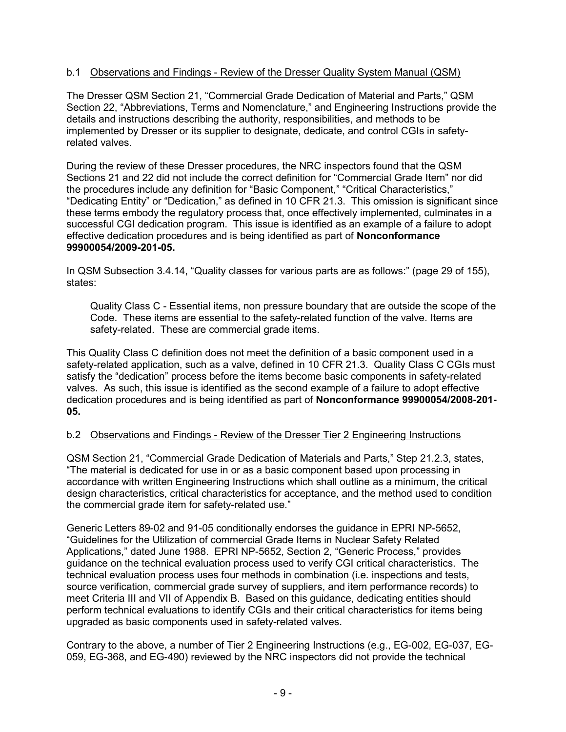b.1 Observations and Findings - Review of the Dresser Quality System Manual (QSM)

The Dresser QSM Section 21, "Commercial Grade Dedication of Material and Parts," QSM Section 22, "Abbreviations, Terms and Nomenclature," and Engineering Instructions provide the details and instructions describing the authority, responsibilities, and methods to be implemented by Dresser or its supplier to designate, dedicate, and control CGIs in safety-related valves.

During the review of these Dresser procedures, the NRC inspectors found that the QSM Sections 21 and 22 did not include the correct definition for "Commercial Grade Item" nor did the procedures include any definition for "Basic Component," "Critical Characteristics," "Dedicating Entity" or "Dedication," as defined in 10 CFR 21.3. This omission is significant since these terms embody the regulatory process that, once effectively implemented, culminates in a successful CGI dedication program. This issue is identified as an example of a failure to adopt effective dedication procedures and is being identified as part of **Nonconformance 99900054/2009-201-05.**

In QSM Subsection 3.4.14, "Quality classes for various parts are as follows:" (page 29 of 155), states:

> Quality Class C - Essential items, non pressure boundary that are outside the scope of the Code. These items are essential to the safety-related function of the valve. Items are safety-related. These are commercial grade items.

This Quality Class C definition does not meet the definition of a basic component used in a safety-related application, such as a valve, defined in 10 CFR 21.3. Quality Class C CGIs must satisfy the "dedication" process before the items become basic components in safety-related valves. As such, this issue is identified as the second example of a failure to adopt effective dedication procedures and is being identified as part of **Nonconformance 99900054/2008-201-05.**

b.2 Observations and Findings - Review of the Dresser Tier 2 Engineering Instructions

QSM Section 21, "Commercial Grade Dedication of Materials and Parts," Step 21.2.3, states, "The material is dedicated for use in or as a basic component based upon processing in accordance with written Engineering Instructions which shall outline as a minimum, the critical design characteristics, critical characteristics for acceptance, and the method used to condition the commercial grade item for safety-related use."

Generic Letters 89-02 and 91-05 conditionally endorses the guidance in EPRI NP-5652, "Guidelines for the Utilization of commercial Grade Items in Nuclear Safety Related Applications," dated June 1988. EPRI NP-5652, Section 2, "Generic Process," provides guidance on the technical evaluation process used to verify CGI critical characteristics. The technical evaluation process uses four methods in combination (i.e. inspections and tests, source verification, commercial grade survey of suppliers, and item performance records) to meet Criteria III and VII of Appendix B. Based on this guidance, dedicating entities should perform technical evaluations to identify CGIs and their critical characteristics for items being upgraded as basic components used in safety-related valves.

Contrary to the above, a number of Tier 2 Engineering Instructions (e.g., EG-002, EG-037, EG-059, EG-368, and EG-490) reviewed by the NRC inspectors did not provide the technical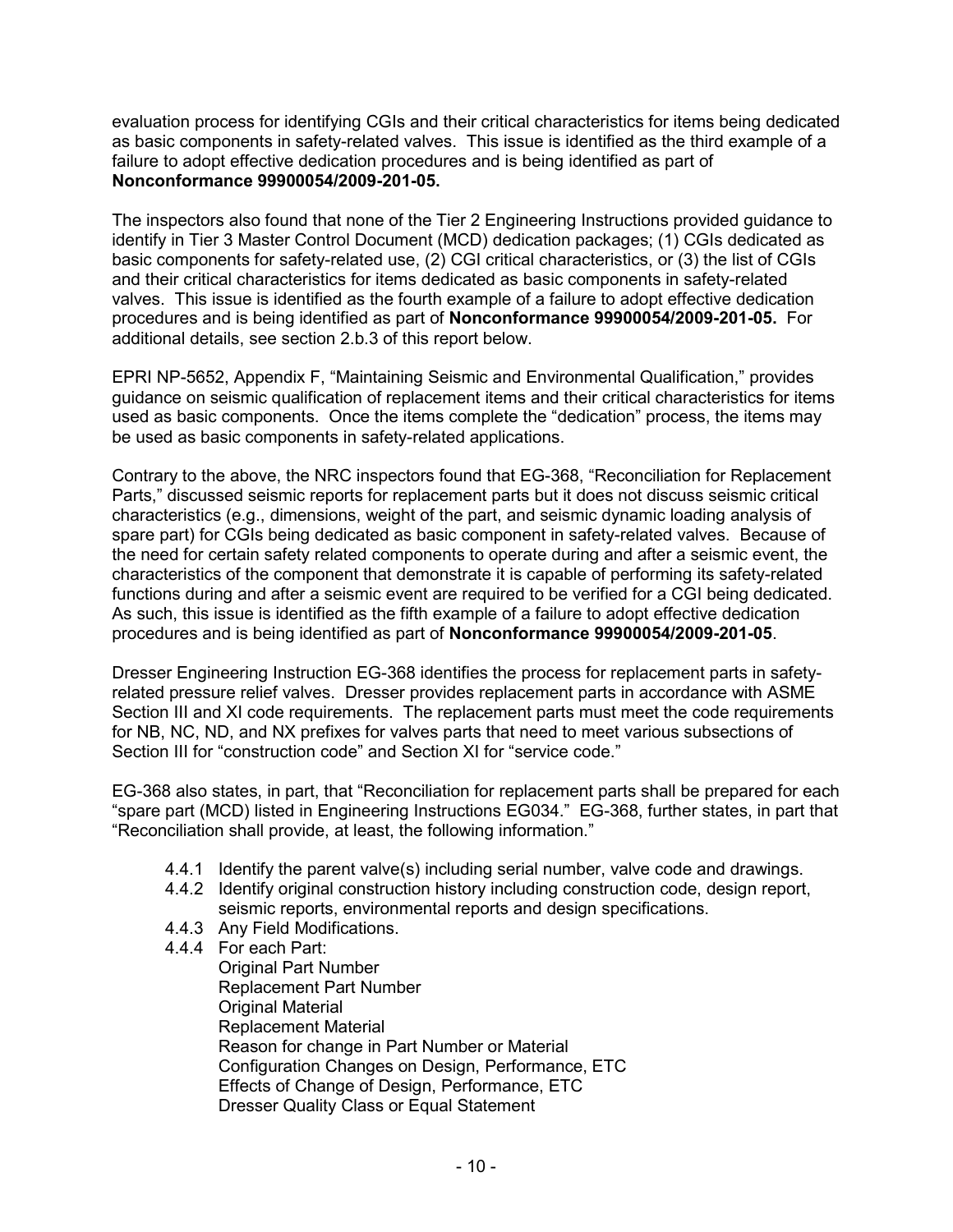evaluation process for identifying CGIs and their critical characteristics for items being dedicated as basic components in safety-related valves. This issue is identified as the third example of a failure to adopt effective dedication procedures and is being identified as part of **Nonconformance 99900054/2009-201-05.**

The inspectors also found that none of the Tier 2 Engineering Instructions provided guidance to identify in Tier 3 Master Control Document (MCD) dedication packages; (1) CGIs dedicated as basic components for safety-related use, (2) CGI critical characteristics, or (3) the list of CGIs and their critical characteristics for items dedicated as basic components in safety-related valves. This issue is identified as the fourth example of a failure to adopt effective dedication procedures and is being identified as part of **Nonconformance 99900054/2009-201-05.** For additional details, see section 2.b.3 of this report below.

EPRI NP-5652, Appendix F, "Maintaining Seismic and Environmental Qualification," provides guidance on seismic qualification of replacement items and their critical characteristics for items used as basic components. Once the items complete the "dedication" process, the items may be used as basic components in safety-related applications.

Contrary to the above, the NRC inspectors found that EG-368, "Reconciliation for Replacement Parts," discussed seismic reports for replacement parts but it does not discuss seismic critical characteristics (e.g., dimensions, weight of the part, and seismic dynamic loading analysis of spare part) for CGIs being dedicated as basic component in safety-related valves. Because of the need for certain safety related components to operate during and after a seismic event, the characteristics of the component that demonstrate it is capable of performing its safety-related functions during and after a seismic event are required to be verified for a CGI being dedicated. As such, this issue is identified as the fifth example of a failure to adopt effective dedication procedures and is being identified as part of **Nonconformance 99900054/2009-201-05**.

Dresser Engineering Instruction EG-368 identifies the process for replacement parts in safety-related pressure relief valves. Dresser provides replacement parts in accordance with ASME Section III and XI code requirements. The replacement parts must meet the code requirements for NB, NC, ND, and NX prefixes for valves parts that need to meet various subsections of Section III for "construction code" and Section XI for "service code."

EG-368 also states, in part, that "Reconciliation for replacement parts shall be prepared for each "spare part (MCD) listed in Engineering Instructions EG034." EG-368, further states, in part that "Reconciliation shall provide, at least, the following information."

- 4.4.1 Identify the parent valve(s) including serial number, valve code and drawings.
- 4.4.2 Identify original construction history including construction code, design report, seismic reports, environmental reports and design specifications.
- 4.4.3 Any Field Modifications.
- 4.4.4 For each Part:
  - Original Part Number
  - Replacement Part Number
  - Original Material
  - Replacement Material
  - Reason for change in Part Number or Material
  - Configuration Changes on Design, Performance, ETC
  - Effects of Change of Design, Performance, ETC
  - Dresser Quality Class or Equal Statement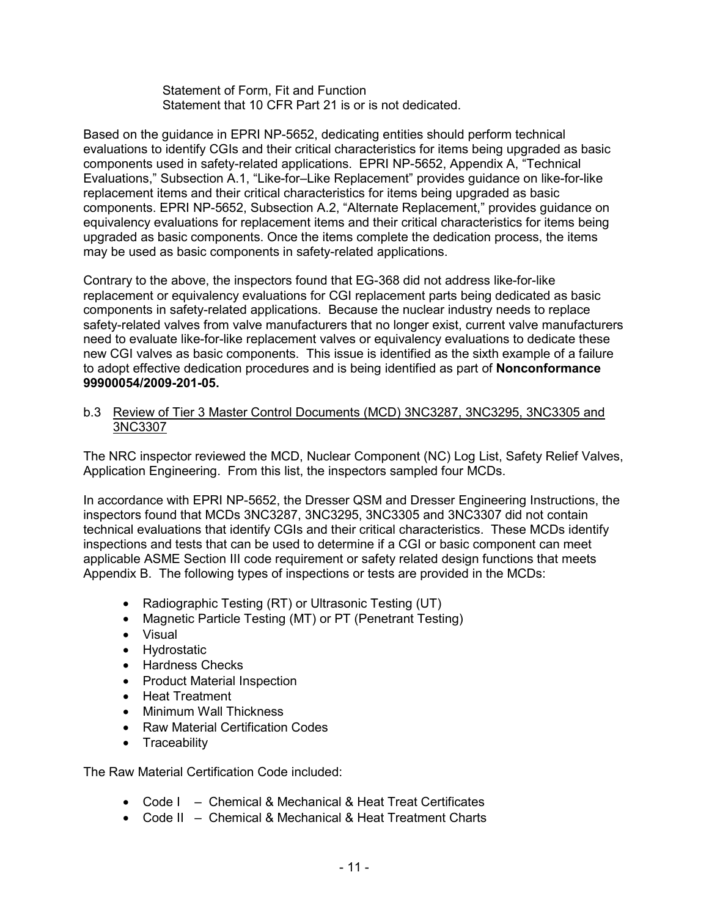Statement of Form, Fit and Function
Statement that 10 CFR Part 21 is or is not dedicated.

Based on the guidance in EPRI NP-5652, dedicating entities should perform technical evaluations to identify CGIs and their critical characteristics for items being upgraded as basic components used in safety-related applications. EPRI NP-5652, Appendix A, "Technical Evaluations," Subsection A.1, "Like-for–Like Replacement" provides guidance on like-for-like replacement items and their critical characteristics for items being upgraded as basic components. EPRI NP-5652, Subsection A.2, "Alternate Replacement," provides guidance on equivalency evaluations for replacement items and their critical characteristics for items being upgraded as basic components. Once the items complete the dedication process, the items may be used as basic components in safety-related applications.

Contrary to the above, the inspectors found that EG-368 did not address like-for-like replacement or equivalency evaluations for CGI replacement parts being dedicated as basic components in safety-related applications. Because the nuclear industry needs to replace safety-related valves from valve manufacturers that no longer exist, current valve manufacturers need to evaluate like-for-like replacement valves or equivalency evaluations to dedicate these new CGI valves as basic components. This issue is identified as the sixth example of a failure to adopt effective dedication procedures and is being identified as part of **Nonconformance 99900054/2009-201-05.**

b.3 Review of Tier 3 Master Control Documents (MCD) 3NC3287, 3NC3295, 3NC3305 and 3NC3307

The NRC inspector reviewed the MCD, Nuclear Component (NC) Log List, Safety Relief Valves, Application Engineering. From this list, the inspectors sampled four MCDs.

In accordance with EPRI NP-5652, the Dresser QSM and Dresser Engineering Instructions, the inspectors found that MCDs 3NC3287, 3NC3295, 3NC3305 and 3NC3307 did not contain technical evaluations that identify CGIs and their critical characteristics. These MCDs identify inspections and tests that can be used to determine if a CGI or basic component can meet applicable ASME Section III code requirement or safety related design functions that meets Appendix B. The following types of inspections or tests are provided in the MCDs:

- Radiographic Testing (RT) or Ultrasonic Testing (UT)
- Magnetic Particle Testing (MT) or PT (Penetrant Testing)
- Visual
- Hydrostatic
- Hardness Checks
- Product Material Inspection
- Heat Treatment
- Minimum Wall Thickness
- Raw Material Certification Codes
- Traceability

The Raw Material Certification Code included:

- Code I – Chemical & Mechanical & Heat Treat Certificates
- Code II – Chemical & Mechanical & Heat Treatment Charts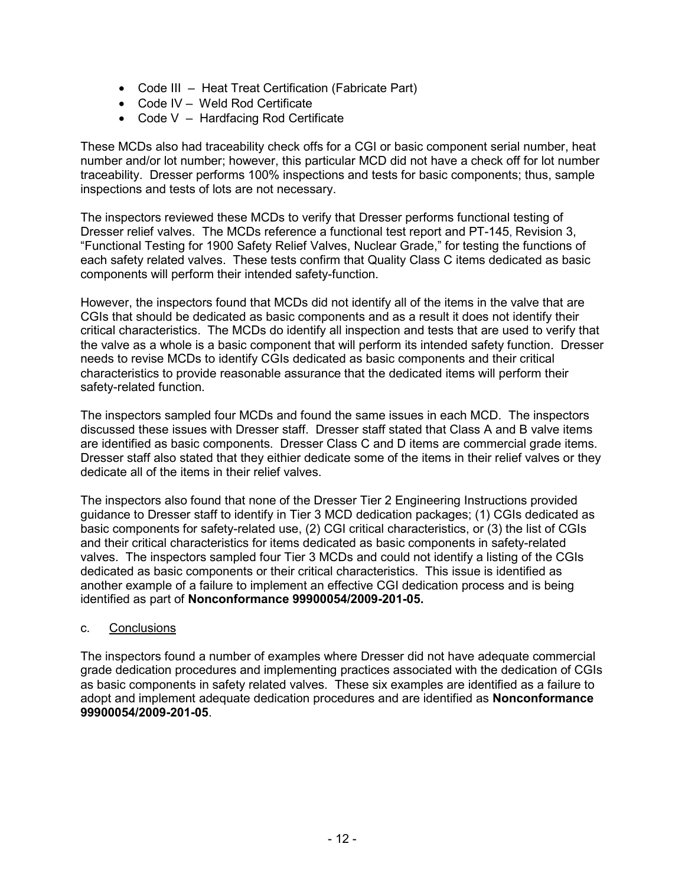- Code III – Heat Treat Certification (Fabricate Part)
- Code IV – Weld Rod Certificate
- Code V – Hardfacing Rod Certificate

These MCDs also had traceability check offs for a CGI or basic component serial number, heat number and/or lot number; however, this particular MCD did not have a check off for lot number traceability. Dresser performs 100% inspections and tests for basic components; thus, sample inspections and tests of lots are not necessary.

The inspectors reviewed these MCDs to verify that Dresser performs functional testing of Dresser relief valves. The MCDs reference a functional test report and PT-145, Revision 3, "Functional Testing for 1900 Safety Relief Valves, Nuclear Grade," for testing the functions of each safety related valves. These tests confirm that Quality Class C items dedicated as basic components will perform their intended safety-function.

However, the inspectors found that MCDs did not identify all of the items in the valve that are CGIs that should be dedicated as basic components and as a result it does not identify their critical characteristics. The MCDs do identify all inspection and tests that are used to verify that the valve as a whole is a basic component that will perform its intended safety function. Dresser needs to revise MCDs to identify CGIs dedicated as basic components and their critical characteristics to provide reasonable assurance that the dedicated items will perform their safety-related function.

The inspectors sampled four MCDs and found the same issues in each MCD. The inspectors discussed these issues with Dresser staff. Dresser staff stated that Class A and B valve items are identified as basic components. Dresser Class C and D items are commercial grade items. Dresser staff also stated that they eithier dedicate some of the items in their relief valves or they dedicate all of the items in their relief valves.

The inspectors also found that none of the Dresser Tier 2 Engineering Instructions provided guidance to Dresser staff to identify in Tier 3 MCD dedication packages; (1) CGIs dedicated as basic components for safety-related use, (2) CGI critical characteristics, or (3) the list of CGIs and their critical characteristics for items dedicated as basic components in safety-related valves. The inspectors sampled four Tier 3 MCDs and could not identify a listing of the CGIs dedicated as basic components or their critical characteristics. This issue is identified as another example of a failure to implement an effective CGI dedication process and is being identified as part of **Nonconformance 99900054/2009-201-05.**

c. Conclusions

The inspectors found a number of examples where Dresser did not have adequate commercial grade dedication procedures and implementing practices associated with the dedication of CGIs as basic components in safety related valves. These six examples are identified as a failure to adopt and implement adequate dedication procedures and are identified as **Nonconformance 99900054/2009-201-05**.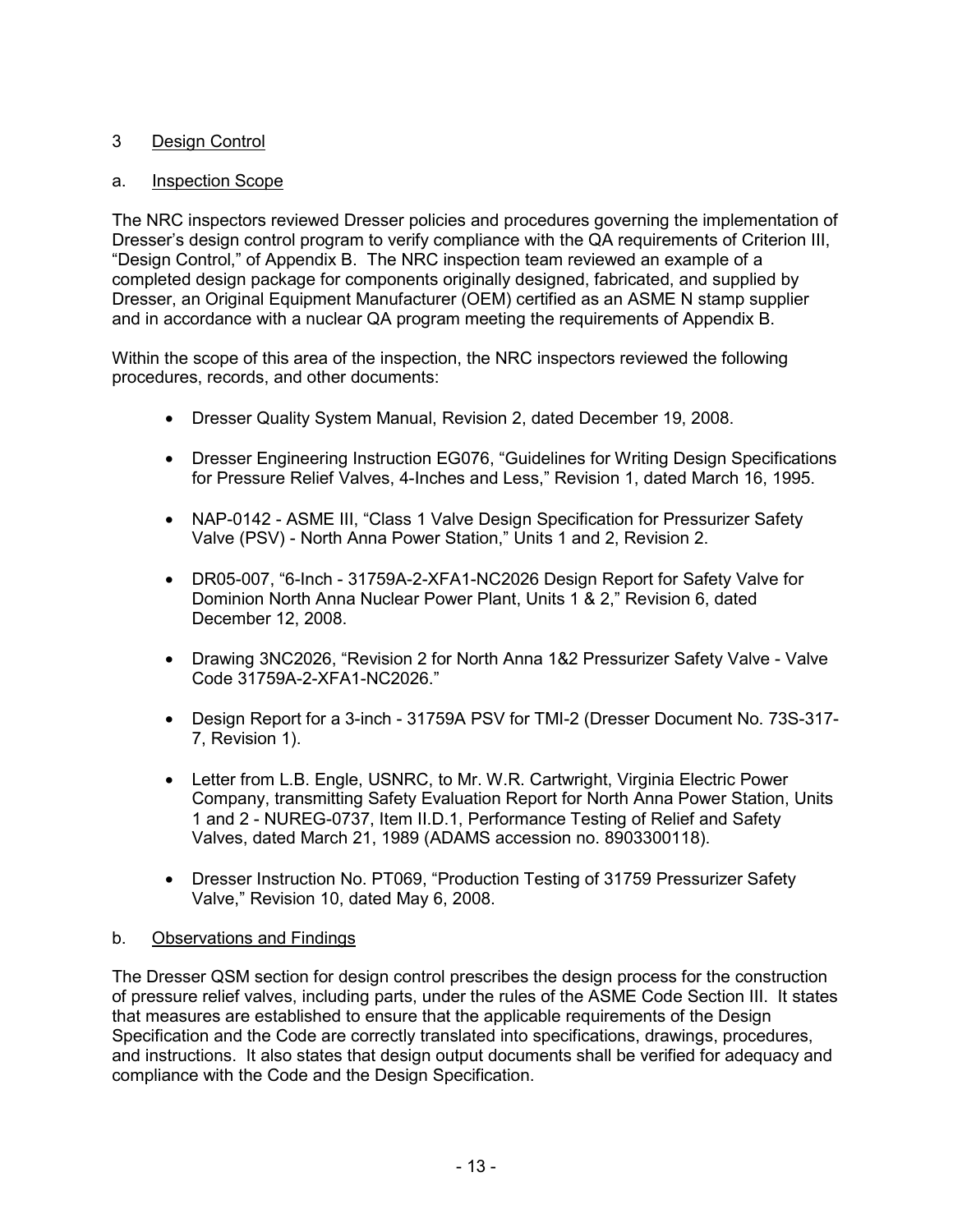## 3 Design Control

### a. Inspection Scope

The NRC inspectors reviewed Dresser policies and procedures governing the implementation of Dresser's design control program to verify compliance with the QA requirements of Criterion III, "Design Control," of Appendix B. The NRC inspection team reviewed an example of a completed design package for components originally designed, fabricated, and supplied by Dresser, an Original Equipment Manufacturer (OEM) certified as an ASME N stamp supplier and in accordance with a nuclear QA program meeting the requirements of Appendix B.

Within the scope of this area of the inspection, the NRC inspectors reviewed the following procedures, records, and other documents:

- Dresser Quality System Manual, Revision 2, dated December 19, 2008.
- Dresser Engineering Instruction EG076, "Guidelines for Writing Design Specifications for Pressure Relief Valves, 4-Inches and Less," Revision 1, dated March 16, 1995.
- NAP-0142 - ASME III, "Class 1 Valve Design Specification for Pressurizer Safety Valve (PSV) - North Anna Power Station," Units 1 and 2, Revision 2.
- DR05-007, "6-Inch - 31759A-2-XFA1-NC2026 Design Report for Safety Valve for Dominion North Anna Nuclear Power Plant, Units 1 & 2," Revision 6, dated December 12, 2008.
- Drawing 3NC2026, "Revision 2 for North Anna 1&2 Pressurizer Safety Valve - Valve Code 31759A-2-XFA1-NC2026."
- Design Report for a 3-inch - 31759A PSV for TMI-2 (Dresser Document No. 73S-317-7, Revision 1).
- Letter from L.B. Engle, USNRC, to Mr. W.R. Cartwright, Virginia Electric Power Company, transmitting Safety Evaluation Report for North Anna Power Station, Units 1 and 2 - NUREG-0737, Item II.D.1, Performance Testing of Relief and Safety Valves, dated March 21, 1989 (ADAMS accession no. 8903300118).
- Dresser Instruction No. PT069, "Production Testing of 31759 Pressurizer Safety Valve," Revision 10, dated May 6, 2008.

### b. Observations and Findings

The Dresser QSM section for design control prescribes the design process for the construction of pressure relief valves, including parts, under the rules of the ASME Code Section III. It states that measures are established to ensure that the applicable requirements of the Design Specification and the Code are correctly translated into specifications, drawings, procedures, and instructions. It also states that design output documents shall be verified for adequacy and compliance with the Code and the Design Specification.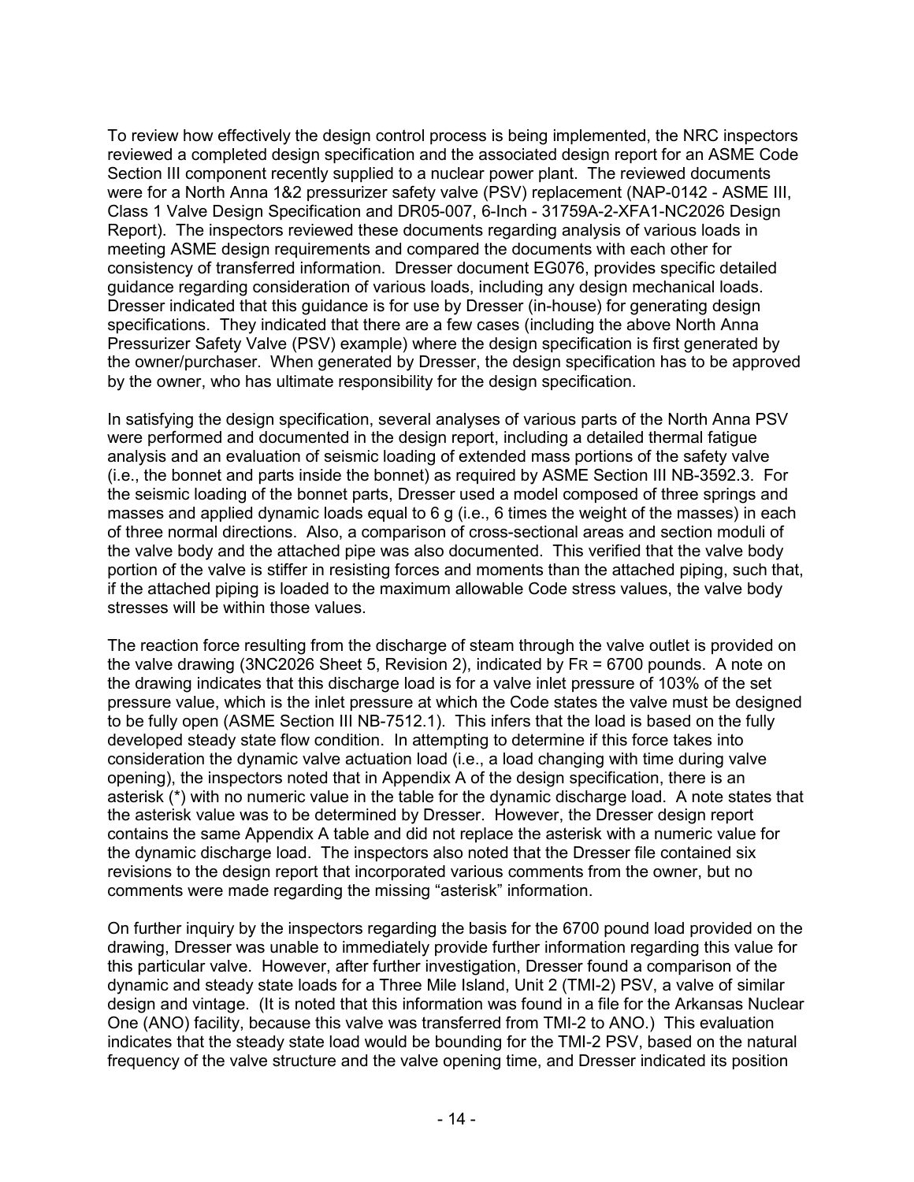To review how effectively the design control process is being implemented, the NRC inspectors reviewed a completed design specification and the associated design report for an ASME Code Section III component recently supplied to a nuclear power plant. The reviewed documents were for a North Anna 1&2 pressurizer safety valve (PSV) replacement (NAP-0142 - ASME III, Class 1 Valve Design Specification and DR05-007, 6-Inch - 31759A-2-XFA1-NC2026 Design Report). The inspectors reviewed these documents regarding analysis of various loads in meeting ASME design requirements and compared the documents with each other for consistency of transferred information. Dresser document EG076, provides specific detailed guidance regarding consideration of various loads, including any design mechanical loads. Dresser indicated that this guidance is for use by Dresser (in-house) for generating design specifications. They indicated that there are a few cases (including the above North Anna Pressurizer Safety Valve (PSV) example) where the design specification is first generated by the owner/purchaser. When generated by Dresser, the design specification has to be approved by the owner, who has ultimate responsibility for the design specification.

In satisfying the design specification, several analyses of various parts of the North Anna PSV were performed and documented in the design report, including a detailed thermal fatigue analysis and an evaluation of seismic loading of extended mass portions of the safety valve (i.e., the bonnet and parts inside the bonnet) as required by ASME Section III NB-3592.3. For the seismic loading of the bonnet parts, Dresser used a model composed of three springs and masses and applied dynamic loads equal to 6 g (i.e., 6 times the weight of the masses) in each of three normal directions. Also, a comparison of cross-sectional areas and section moduli of the valve body and the attached pipe was also documented. This verified that the valve body portion of the valve is stiffer in resisting forces and moments than the attached piping, such that, if the attached piping is loaded to the maximum allowable Code stress values, the valve body stresses will be within those values.

The reaction force resulting from the discharge of steam through the valve outlet is provided on the valve drawing (3NC2026 Sheet 5, Revision 2), indicated by $F_R$ = 6700 pounds. A note on the drawing indicates that this discharge load is for a valve inlet pressure of 103% of the set pressure value, which is the inlet pressure at which the Code states the valve must be designed to be fully open (ASME Section III NB-7512.1). This infers that the load is based on the fully developed steady state flow condition. In attempting to determine if this force takes into consideration the dynamic valve actuation load (i.e., a load changing with time during valve opening), the inspectors noted that in Appendix A of the design specification, there is an asterisk (*) with no numeric value in the table for the dynamic discharge load. A note states that the asterisk value was to be determined by Dresser. However, the Dresser design report contains the same Appendix A table and did not replace the asterisk with a numeric value for the dynamic discharge load. The inspectors also noted that the Dresser file contained six revisions to the design report that incorporated various comments from the owner, but no comments were made regarding the missing "asterisk" information.

On further inquiry by the inspectors regarding the basis for the 6700 pound load provided on the drawing, Dresser was unable to immediately provide further information regarding this value for this particular valve. However, after further investigation, Dresser found a comparison of the dynamic and steady state loads for a Three Mile Island, Unit 2 (TMI-2) PSV, a valve of similar design and vintage. (It is noted that this information was found in a file for the Arkansas Nuclear One (ANO) facility, because this valve was transferred from TMI-2 to ANO.) This evaluation indicates that the steady state load would be bounding for the TMI-2 PSV, based on the natural frequency of the valve structure and the valve opening time, and Dresser indicated its position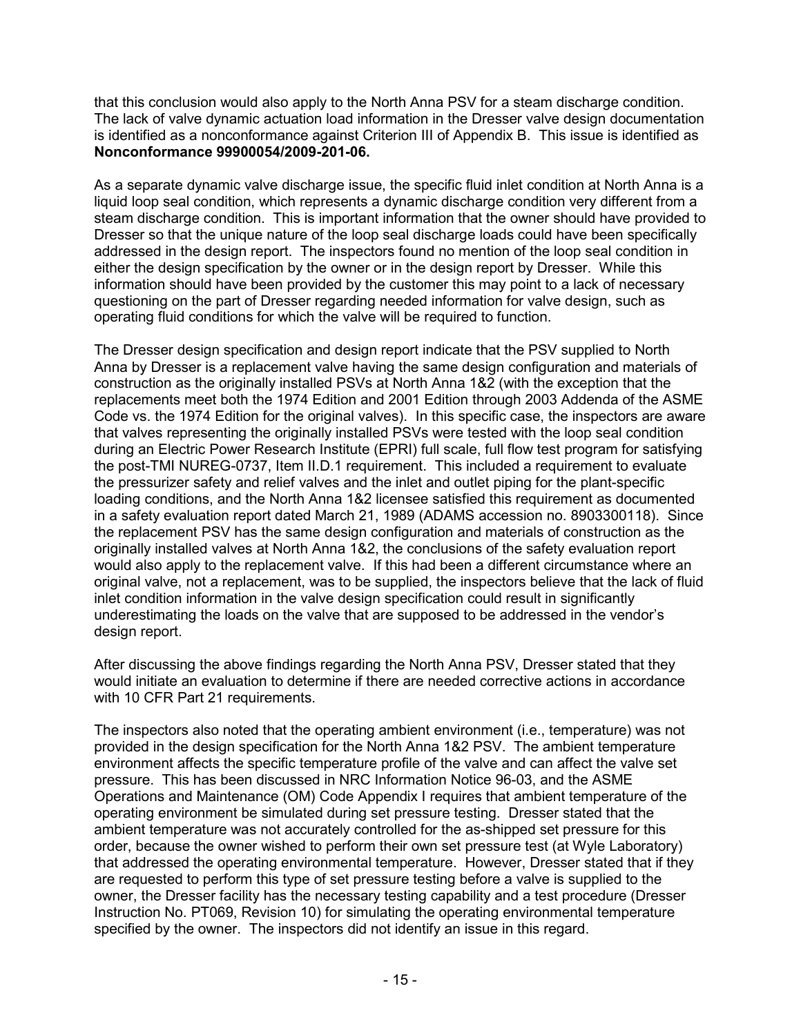that this conclusion would also apply to the North Anna PSV for a steam discharge condition. The lack of valve dynamic actuation load information in the Dresser valve design documentation is identified as a nonconformance against Criterion III of Appendix B. This issue is identified as **Nonconformance 99900054/2009-201-06.**

As a separate dynamic valve discharge issue, the specific fluid inlet condition at North Anna is a liquid loop seal condition, which represents a dynamic discharge condition very different from a steam discharge condition. This is important information that the owner should have provided to Dresser so that the unique nature of the loop seal discharge loads could have been specifically addressed in the design report. The inspectors found no mention of the loop seal condition in either the design specification by the owner or in the design report by Dresser. While this information should have been provided by the customer this may point to a lack of necessary questioning on the part of Dresser regarding needed information for valve design, such as operating fluid conditions for which the valve will be required to function.

The Dresser design specification and design report indicate that the PSV supplied to North Anna by Dresser is a replacement valve having the same design configuration and materials of construction as the originally installed PSVs at North Anna 1&2 (with the exception that the replacements meet both the 1974 Edition and 2001 Edition through 2003 Addenda of the ASME Code vs. the 1974 Edition for the original valves). In this specific case, the inspectors are aware that valves representing the originally installed PSVs were tested with the loop seal condition during an Electric Power Research Institute (EPRI) full scale, full flow test program for satisfying the post-TMI NUREG-0737, Item II.D.1 requirement. This included a requirement to evaluate the pressurizer safety and relief valves and the inlet and outlet piping for the plant-specific loading conditions, and the North Anna 1&2 licensee satisfied this requirement as documented in a safety evaluation report dated March 21, 1989 (ADAMS accession no. 8903300118). Since the replacement PSV has the same design configuration and materials of construction as the originally installed valves at North Anna 1&2, the conclusions of the safety evaluation report would also apply to the replacement valve. If this had been a different circumstance where an original valve, not a replacement, was to be supplied, the inspectors believe that the lack of fluid inlet condition information in the valve design specification could result in significantly underestimating the loads on the valve that are supposed to be addressed in the vendor's design report.

After discussing the above findings regarding the North Anna PSV, Dresser stated that they would initiate an evaluation to determine if there are needed corrective actions in accordance with 10 CFR Part 21 requirements.

The inspectors also noted that the operating ambient environment (i.e., temperature) was not provided in the design specification for the North Anna 1&2 PSV. The ambient temperature environment affects the specific temperature profile of the valve and can affect the valve set pressure. This has been discussed in NRC Information Notice 96-03, and the ASME Operations and Maintenance (OM) Code Appendix I requires that ambient temperature of the operating environment be simulated during set pressure testing. Dresser stated that the ambient temperature was not accurately controlled for the as-shipped set pressure for this order, because the owner wished to perform their own set pressure test (at Wyle Laboratory) that addressed the operating environmental temperature. However, Dresser stated that if they are requested to perform this type of set pressure testing before a valve is supplied to the owner, the Dresser facility has the necessary testing capability and a test procedure (Dresser Instruction No. PT069, Revision 10) for simulating the operating environmental temperature specified by the owner. The inspectors did not identify an issue in this regard.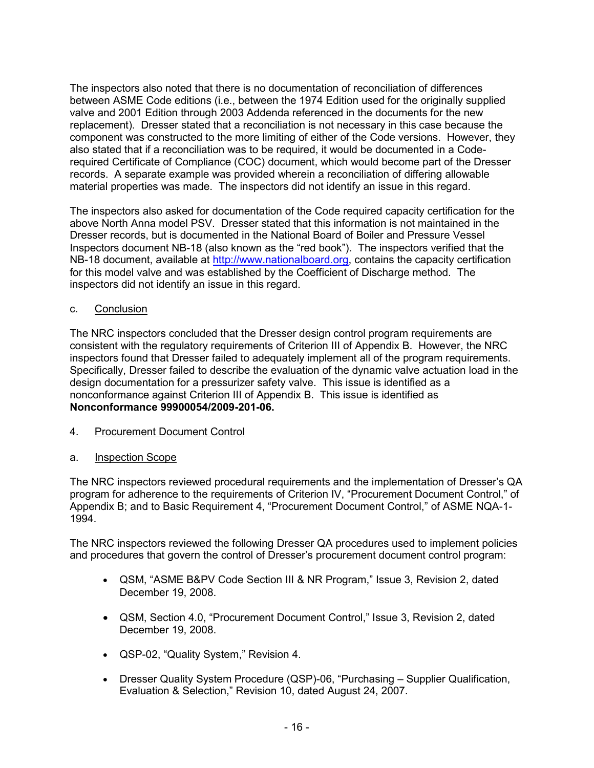The inspectors also noted that there is no documentation of reconciliation of differences between ASME Code editions (i.e., between the 1974 Edition used for the originally supplied valve and 2001 Edition through 2003 Addenda referenced in the documents for the new replacement). Dresser stated that a reconciliation is not necessary in this case because the component was constructed to the more limiting of either of the Code versions. However, they also stated that if a reconciliation was to be required, it would be documented in a Code-required Certificate of Compliance (COC) document, which would become part of the Dresser records. A separate example was provided wherein a reconciliation of differing allowable material properties was made. The inspectors did not identify an issue in this regard.

The inspectors also asked for documentation of the Code required capacity certification for the above North Anna model PSV. Dresser stated that this information is not maintained in the Dresser records, but is documented in the National Board of Boiler and Pressure Vessel Inspectors document NB-18 (also known as the "red book"). The inspectors verified that the NB-18 document, available at http://www.nationalboard.org, contains the capacity certification for this model valve and was established by the Coefficient of Discharge method. The inspectors did not identify an issue in this regard.

c. Conclusion

The NRC inspectors concluded that the Dresser design control program requirements are consistent with the regulatory requirements of Criterion III of Appendix B. However, the NRC inspectors found that Dresser failed to adequately implement all of the program requirements. Specifically, Dresser failed to describe the evaluation of the dynamic valve actuation load in the design documentation for a pressurizer safety valve. This issue is identified as a nonconformance against Criterion III of Appendix B. This issue is identified as **Nonconformance 99900054/2009-201-06.**

4. Procurement Document Control

a. Inspection Scope

The NRC inspectors reviewed procedural requirements and the implementation of Dresser's QA program for adherence to the requirements of Criterion IV, "Procurement Document Control," of Appendix B; and to Basic Requirement 4, "Procurement Document Control," of ASME NQA-1-1994.

The NRC inspectors reviewed the following Dresser QA procedures used to implement policies and procedures that govern the control of Dresser's procurement document control program:

- QSM, "ASME B&PV Code Section III & NR Program," Issue 3, Revision 2, dated December 19, 2008.
- QSM, Section 4.0, "Procurement Document Control," Issue 3, Revision 2, dated December 19, 2008.
- QSP-02, "Quality System," Revision 4.
- Dresser Quality System Procedure (QSP)-06, "Purchasing – Supplier Qualification, Evaluation & Selection," Revision 10, dated August 24, 2007.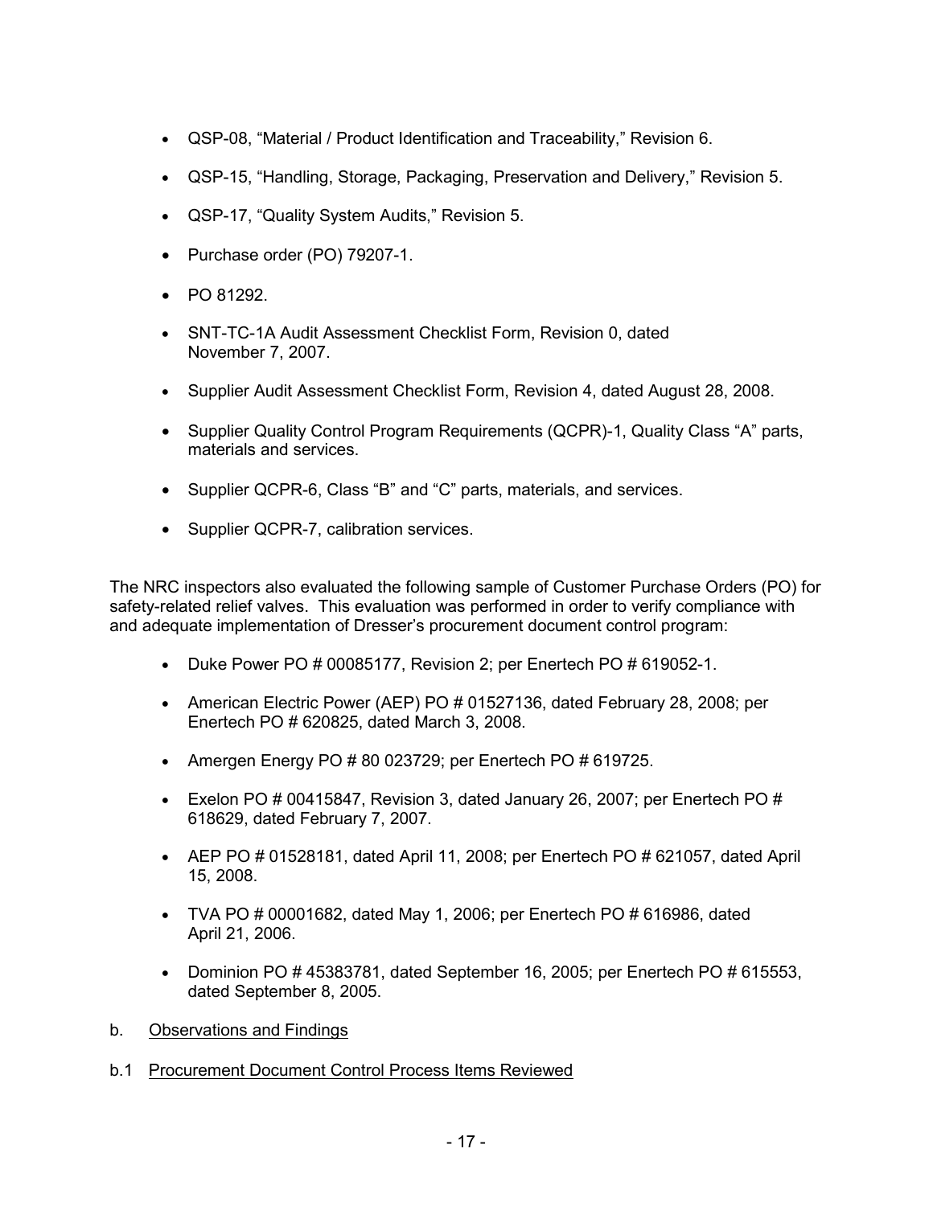- QSP-08, “Material / Product Identification and Traceability,” Revision 6.
- QSP-15, “Handling, Storage, Packaging, Preservation and Delivery,” Revision 5.
- QSP-17, “Quality System Audits,” Revision 5.
- Purchase order (PO) 79207-1.
- PO 81292.
- SNT-TC-1A Audit Assessment Checklist Form, Revision 0, dated November 7, 2007.
- Supplier Audit Assessment Checklist Form, Revision 4, dated August 28, 2008.
- Supplier Quality Control Program Requirements (QCPR)-1, Quality Class “A” parts, materials and services.
- Supplier QCPR-6, Class “B” and “C” parts, materials, and services.
- Supplier QCPR-7, calibration services.

The NRC inspectors also evaluated the following sample of Customer Purchase Orders (PO) for safety-related relief valves. This evaluation was performed in order to verify compliance with and adequate implementation of Dresser’s procurement document control program:

- Duke Power PO # 00085177, Revision 2; per Enertech PO # 619052-1.
- American Electric Power (AEP) PO # 01527136, dated February 28, 2008; per Enertech PO # 620825, dated March 3, 2008.
- Amergen Energy PO # 80 023729; per Enertech PO # 619725.
- Exelon PO # 00415847, Revision 3, dated January 26, 2007; per Enertech PO # 618629, dated February 7, 2007.
- AEP PO # 01528181, dated April 11, 2008; per Enertech PO # 621057, dated April 15, 2008.
- TVA PO # 00001682, dated May 1, 2006; per Enertech PO # 616986, dated April 21, 2006.
- Dominion PO # 45383781, dated September 16, 2005; per Enertech PO # 615553, dated September 8, 2005.

b. Observations and Findings

b.1 Procurement Document Control Process Items Reviewed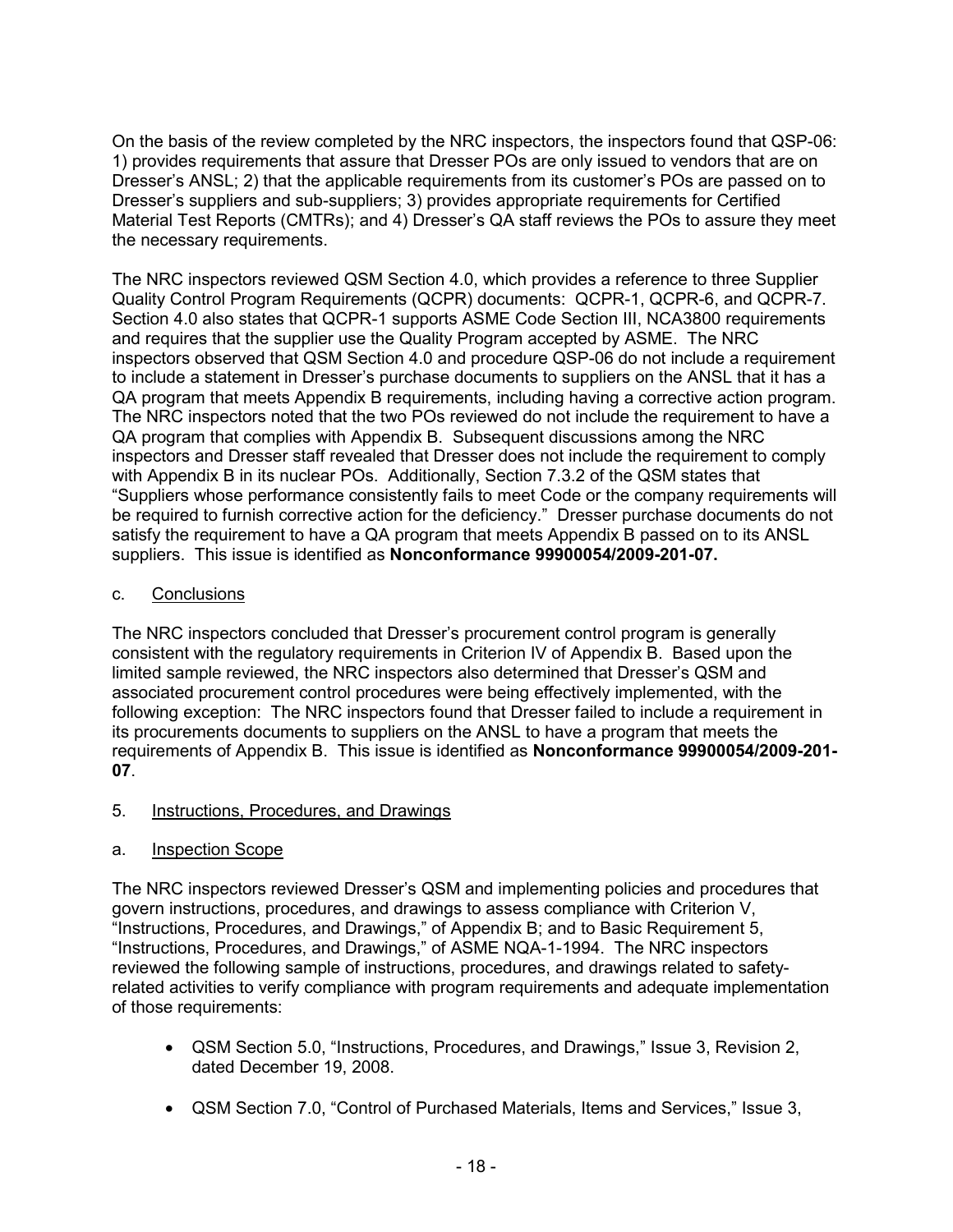On the basis of the review completed by the NRC inspectors, the inspectors found that QSP-06: 1) provides requirements that assure that Dresser POs are only issued to vendors that are on Dresser's ANSL; 2) that the applicable requirements from its customer's POs are passed on to Dresser's suppliers and sub-suppliers; 3) provides appropriate requirements for Certified Material Test Reports (CMTRs); and 4) Dresser's QA staff reviews the POs to assure they meet the necessary requirements.

The NRC inspectors reviewed QSM Section 4.0, which provides a reference to three Supplier Quality Control Program Requirements (QCPR) documents: QCPR-1, QCPR-6, and QCPR-7. Section 4.0 also states that QCPR-1 supports ASME Code Section III, NCA3800 requirements and requires that the supplier use the Quality Program accepted by ASME. The NRC inspectors observed that QSM Section 4.0 and procedure QSP-06 do not include a requirement to include a statement in Dresser's purchase documents to suppliers on the ANSL that it has a QA program that meets Appendix B requirements, including having a corrective action program. The NRC inspectors noted that the two POs reviewed do not include the requirement to have a QA program that complies with Appendix B. Subsequent discussions among the NRC inspectors and Dresser staff revealed that Dresser does not include the requirement to comply with Appendix B in its nuclear POs. Additionally, Section 7.3.2 of the QSM states that "Suppliers whose performance consistently fails to meet Code or the company requirements will be required to furnish corrective action for the deficiency." Dresser purchase documents do not satisfy the requirement to have a QA program that meets Appendix B passed on to its ANSL suppliers. This issue is identified as **Nonconformance 99900054/2009-201-07.**

c. Conclusions

The NRC inspectors concluded that Dresser's procurement control program is generally consistent with the regulatory requirements in Criterion IV of Appendix B. Based upon the limited sample reviewed, the NRC inspectors also determined that Dresser's QSM and associated procurement control procedures were being effectively implemented, with the following exception: The NRC inspectors found that Dresser failed to include a requirement in its procurements documents to suppliers on the ANSL to have a program that meets the requirements of Appendix B. This issue is identified as **Nonconformance 99900054/2009-201-07**.

## 5. Instructions, Procedures, and Drawings

a. Inspection Scope

The NRC inspectors reviewed Dresser's QSM and implementing policies and procedures that govern instructions, procedures, and drawings to assess compliance with Criterion V, "Instructions, Procedures, and Drawings," of Appendix B; and to Basic Requirement 5, "Instructions, Procedures, and Drawings," of ASME NQA-1-1994. The NRC inspectors reviewed the following sample of instructions, procedures, and drawings related to safety-related activities to verify compliance with program requirements and adequate implementation of those requirements:

- QSM Section 5.0, "Instructions, Procedures, and Drawings," Issue 3, Revision 2, dated December 19, 2008.
- QSM Section 7.0, "Control of Purchased Materials, Items and Services," Issue 3,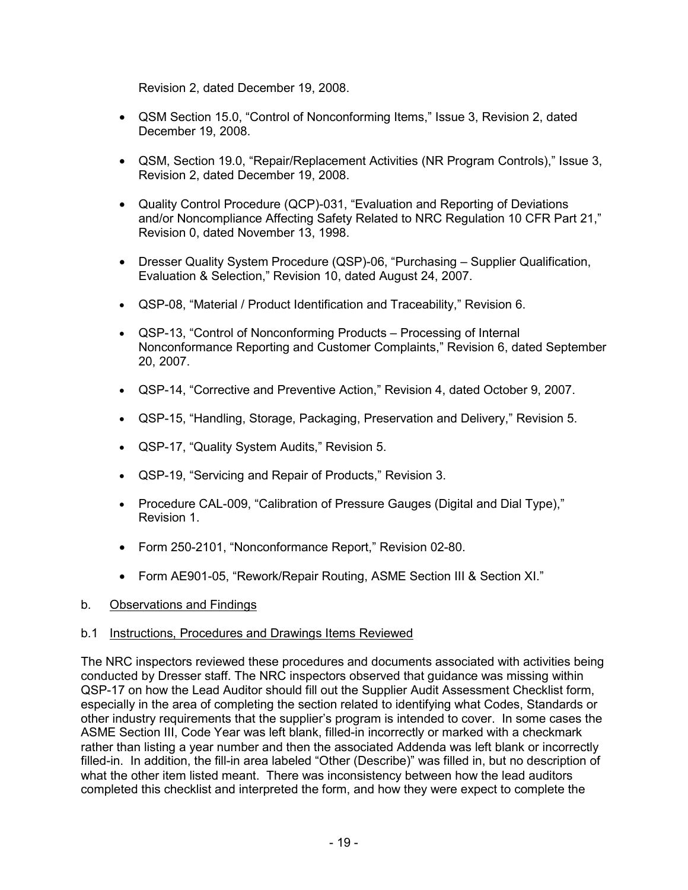Revision 2, dated December 19, 2008.

- QSM Section 15.0, “Control of Nonconforming Items,” Issue 3, Revision 2, dated December 19, 2008.

- QSM, Section 19.0, “Repair/Replacement Activities (NR Program Controls),” Issue 3, Revision 2, dated December 19, 2008.

- Quality Control Procedure (QCP)-031, “Evaluation and Reporting of Deviations and/or Noncompliance Affecting Safety Related to NRC Regulation 10 CFR Part 21,” Revision 0, dated November 13, 1998.

- Dresser Quality System Procedure (QSP)-06, “Purchasing – Supplier Qualification, Evaluation & Selection,” Revision 10, dated August 24, 2007.

- QSP-08, “Material / Product Identification and Traceability,” Revision 6.

- QSP-13, “Control of Nonconforming Products – Processing of Internal Nonconformance Reporting and Customer Complaints,” Revision 6, dated September 20, 2007.

- QSP-14, “Corrective and Preventive Action,” Revision 4, dated October 9, 2007.

- QSP-15, “Handling, Storage, Packaging, Preservation and Delivery,” Revision 5.

- QSP-17, “Quality System Audits,” Revision 5.

- QSP-19, “Servicing and Repair of Products,” Revision 3.

- Procedure CAL-009, “Calibration of Pressure Gauges (Digital and Dial Type),” Revision 1.

- Form 250-2101, “Nonconformance Report,” Revision 02-80.

- Form AE901-05, “Rework/Repair Routing, ASME Section III & Section XI.”

b. Observations and Findings

b.1 Instructions, Procedures and Drawings Items Reviewed

The NRC inspectors reviewed these procedures and documents associated with activities being conducted by Dresser staff. The NRC inspectors observed that guidance was missing within QSP-17 on how the Lead Auditor should fill out the Supplier Audit Assessment Checklist form, especially in the area of completing the section related to identifying what Codes, Standards or other industry requirements that the supplier’s program is intended to cover. In some cases the ASME Section III, Code Year was left blank, filled-in incorrectly or marked with a checkmark rather than listing a year number and then the associated Addenda was left blank or incorrectly filled-in. In addition, the fill-in area labeled “Other (Describe)” was filled in, but no description of what the other item listed meant. There was inconsistency between how the lead auditors completed this checklist and interpreted the form, and how they were expect to complete the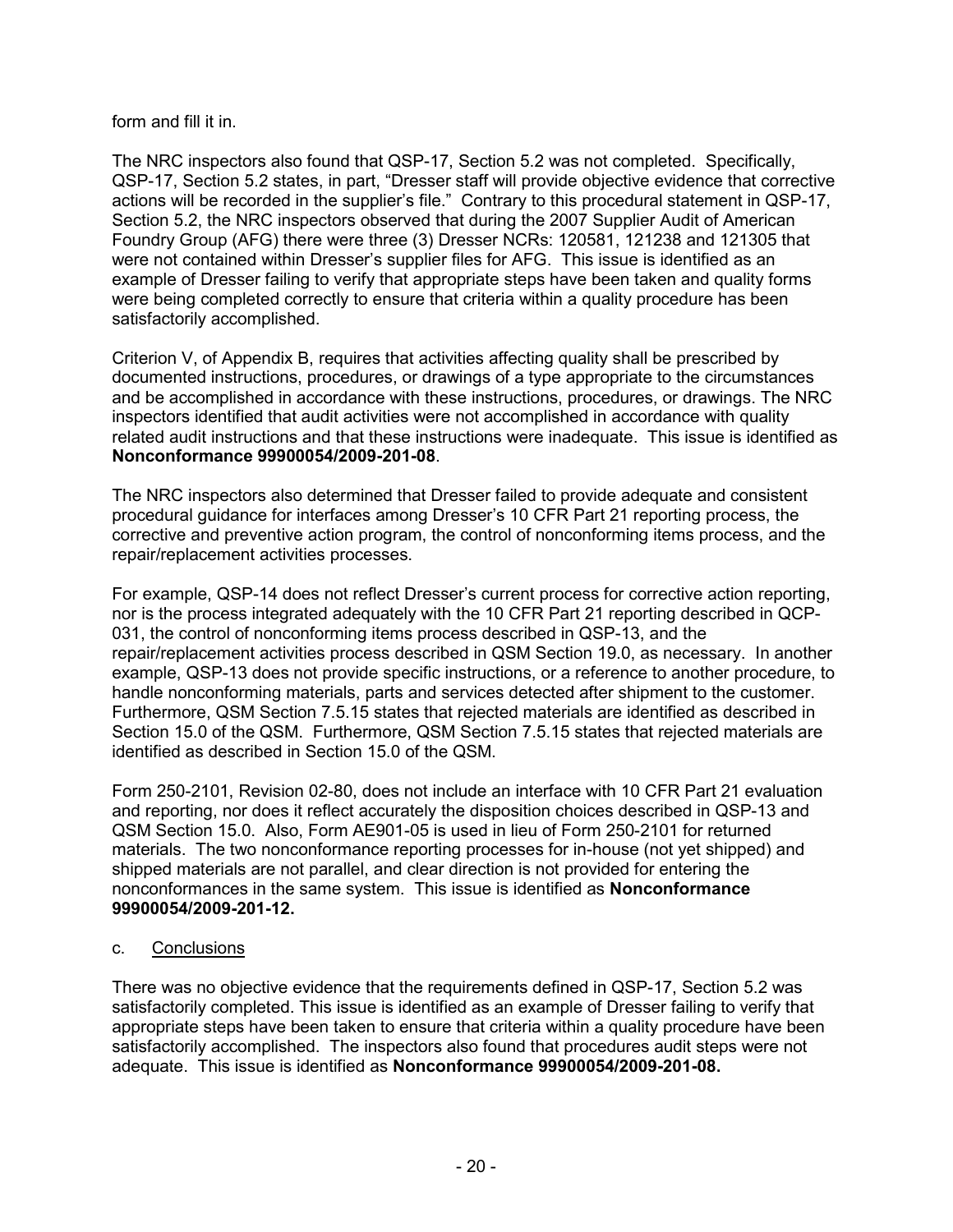form and fill it in.

The NRC inspectors also found that QSP-17, Section 5.2 was not completed. Specifically, QSP-17, Section 5.2 states, in part, "Dresser staff will provide objective evidence that corrective actions will be recorded in the supplier's file." Contrary to this procedural statement in QSP-17, Section 5.2, the NRC inspectors observed that during the 2007 Supplier Audit of American Foundry Group (AFG) there were three (3) Dresser NCRs: 120581, 121238 and 121305 that were not contained within Dresser's supplier files for AFG. This issue is identified as an example of Dresser failing to verify that appropriate steps have been taken and quality forms were being completed correctly to ensure that criteria within a quality procedure has been satisfactorily accomplished.

Criterion V, of Appendix B, requires that activities affecting quality shall be prescribed by documented instructions, procedures, or drawings of a type appropriate to the circumstances and be accomplished in accordance with these instructions, procedures, or drawings. The NRC inspectors identified that audit activities were not accomplished in accordance with quality related audit instructions and that these instructions were inadequate. This issue is identified as **Nonconformance 99900054/2009-201-08**.

The NRC inspectors also determined that Dresser failed to provide adequate and consistent procedural guidance for interfaces among Dresser's 10 CFR Part 21 reporting process, the corrective and preventive action program, the control of nonconforming items process, and the repair/replacement activities processes.

For example, QSP-14 does not reflect Dresser's current process for corrective action reporting, nor is the process integrated adequately with the 10 CFR Part 21 reporting described in QCP-031, the control of nonconforming items process described in QSP-13, and the repair/replacement activities process described in QSM Section 19.0, as necessary. In another example, QSP-13 does not provide specific instructions, or a reference to another procedure, to handle nonconforming materials, parts and services detected after shipment to the customer. Furthermore, QSM Section 7.5.15 states that rejected materials are identified as described in Section 15.0 of the QSM. Furthermore, QSM Section 7.5.15 states that rejected materials are identified as described in Section 15.0 of the QSM.

Form 250-2101, Revision 02-80, does not include an interface with 10 CFR Part 21 evaluation and reporting, nor does it reflect accurately the disposition choices described in QSP-13 and QSM Section 15.0. Also, Form AE901-05 is used in lieu of Form 250-2101 for returned materials. The two nonconformance reporting processes for in-house (not yet shipped) and shipped materials are not parallel, and clear direction is not provided for entering the nonconformances in the same system. This issue is identified as **Nonconformance 99900054/2009-201-12.**

c. Conclusions

There was no objective evidence that the requirements defined in QSP-17, Section 5.2 was satisfactorily completed. This issue is identified as an example of Dresser failing to verify that appropriate steps have been taken to ensure that criteria within a quality procedure have been satisfactorily accomplished. The inspectors also found that procedures audit steps were not adequate. This issue is identified as **Nonconformance 99900054/2009-201-08.**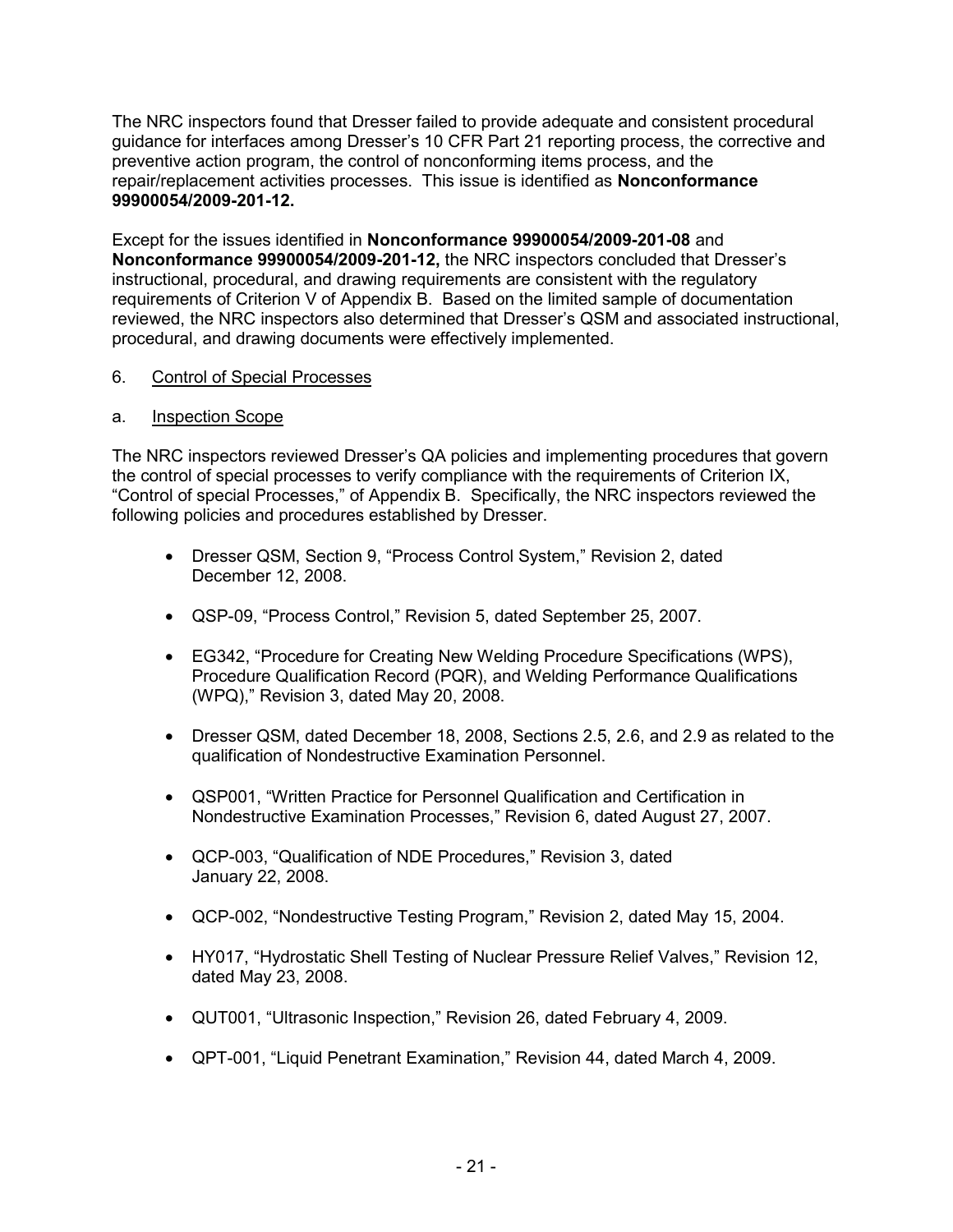The NRC inspectors found that Dresser failed to provide adequate and consistent procedural guidance for interfaces among Dresser's 10 CFR Part 21 reporting process, the corrective and preventive action program, the control of nonconforming items process, and the repair/replacement activities processes. This issue is identified as **Nonconformance 99900054/2009-201-12.**

Except for the issues identified in **Nonconformance 99900054/2009-201-08** and **Nonconformance 99900054/2009-201-12,** the NRC inspectors concluded that Dresser's instructional, procedural, and drawing requirements are consistent with the regulatory requirements of Criterion V of Appendix B. Based on the limited sample of documentation reviewed, the NRC inspectors also determined that Dresser's QSM and associated instructional, procedural, and drawing documents were effectively implemented.

6. Control of Special Processes

a. Inspection Scope

The NRC inspectors reviewed Dresser's QA policies and implementing procedures that govern the control of special processes to verify compliance with the requirements of Criterion IX, "Control of special Processes," of Appendix B. Specifically, the NRC inspectors reviewed the following policies and procedures established by Dresser.

- Dresser QSM, Section 9, "Process Control System," Revision 2, dated December 12, 2008.
- QSP-09, "Process Control," Revision 5, dated September 25, 2007.
- EG342, "Procedure for Creating New Welding Procedure Specifications (WPS), Procedure Qualification Record (PQR), and Welding Performance Qualifications (WPQ)," Revision 3, dated May 20, 2008.
- Dresser QSM, dated December 18, 2008, Sections 2.5, 2.6, and 2.9 as related to the qualification of Nondestructive Examination Personnel.
- QSP001, "Written Practice for Personnel Qualification and Certification in Nondestructive Examination Processes," Revision 6, dated August 27, 2007.
- QCP-003, "Qualification of NDE Procedures," Revision 3, dated January 22, 2008.
- QCP-002, "Nondestructive Testing Program," Revision 2, dated May 15, 2004.
- HY017, "Hydrostatic Shell Testing of Nuclear Pressure Relief Valves," Revision 12, dated May 23, 2008.
- QUT001, "Ultrasonic Inspection," Revision 26, dated February 4, 2009.
- QPT-001, "Liquid Penetrant Examination," Revision 44, dated March 4, 2009.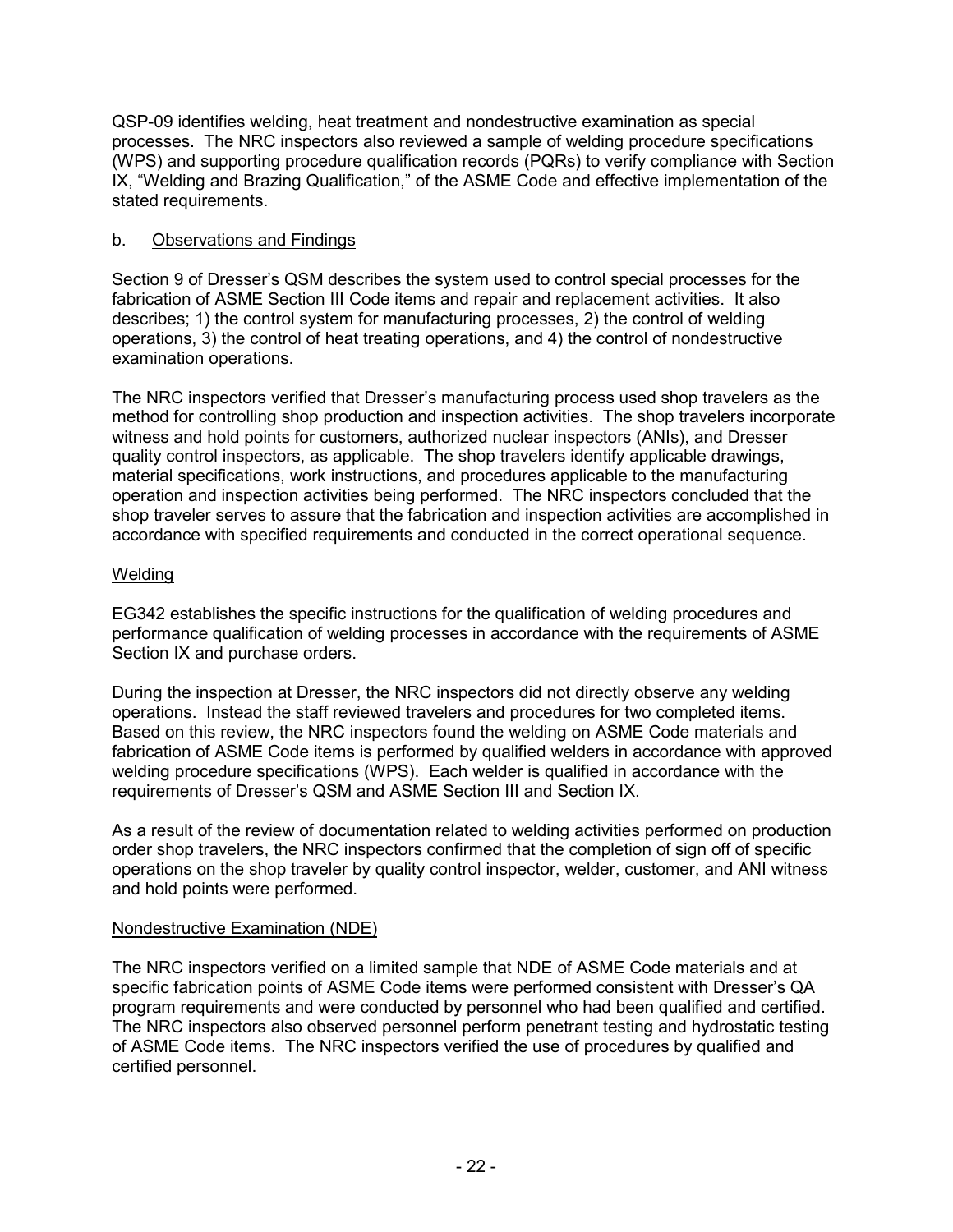QSP-09 identifies welding, heat treatment and nondestructive examination as special processes. The NRC inspectors also reviewed a sample of welding procedure specifications (WPS) and supporting procedure qualification records (PQRs) to verify compliance with Section IX, "Welding and Brazing Qualification," of the ASME Code and effective implementation of the stated requirements.

b. <u>Observations and Findings</u>

Section 9 of Dresser's QSM describes the system used to control special processes for the fabrication of ASME Section III Code items and repair and replacement activities. It also describes; 1) the control system for manufacturing processes, 2) the control of welding operations, 3) the control of heat treating operations, and 4) the control of nondestructive examination operations.

The NRC inspectors verified that Dresser's manufacturing process used shop travelers as the method for controlling shop production and inspection activities. The shop travelers incorporate witness and hold points for customers, authorized nuclear inspectors (ANIs), and Dresser quality control inspectors, as applicable. The shop travelers identify applicable drawings, material specifications, work instructions, and procedures applicable to the manufacturing operation and inspection activities being performed. The NRC inspectors concluded that the shop traveler serves to assure that the fabrication and inspection activities are accomplished in accordance with specified requirements and conducted in the correct operational sequence.

<u>Welding</u>

EG342 establishes the specific instructions for the qualification of welding procedures and performance qualification of welding processes in accordance with the requirements of ASME Section IX and purchase orders.

During the inspection at Dresser, the NRC inspectors did not directly observe any welding operations. Instead the staff reviewed travelers and procedures for two completed items. Based on this review, the NRC inspectors found the welding on ASME Code materials and fabrication of ASME Code items is performed by qualified welders in accordance with approved welding procedure specifications (WPS). Each welder is qualified in accordance with the requirements of Dresser's QSM and ASME Section III and Section IX.

As a result of the review of documentation related to welding activities performed on production order shop travelers, the NRC inspectors confirmed that the completion of sign off of specific operations on the shop traveler by quality control inspector, welder, customer, and ANI witness and hold points were performed.

<u>Nondestructive Examination (NDE)</u>

The NRC inspectors verified on a limited sample that NDE of ASME Code materials and at specific fabrication points of ASME Code items were performed consistent with Dresser's QA program requirements and were conducted by personnel who had been qualified and certified. The NRC inspectors also observed personnel perform penetrant testing and hydrostatic testing of ASME Code items. The NRC inspectors verified the use of procedures by qualified and certified personnel.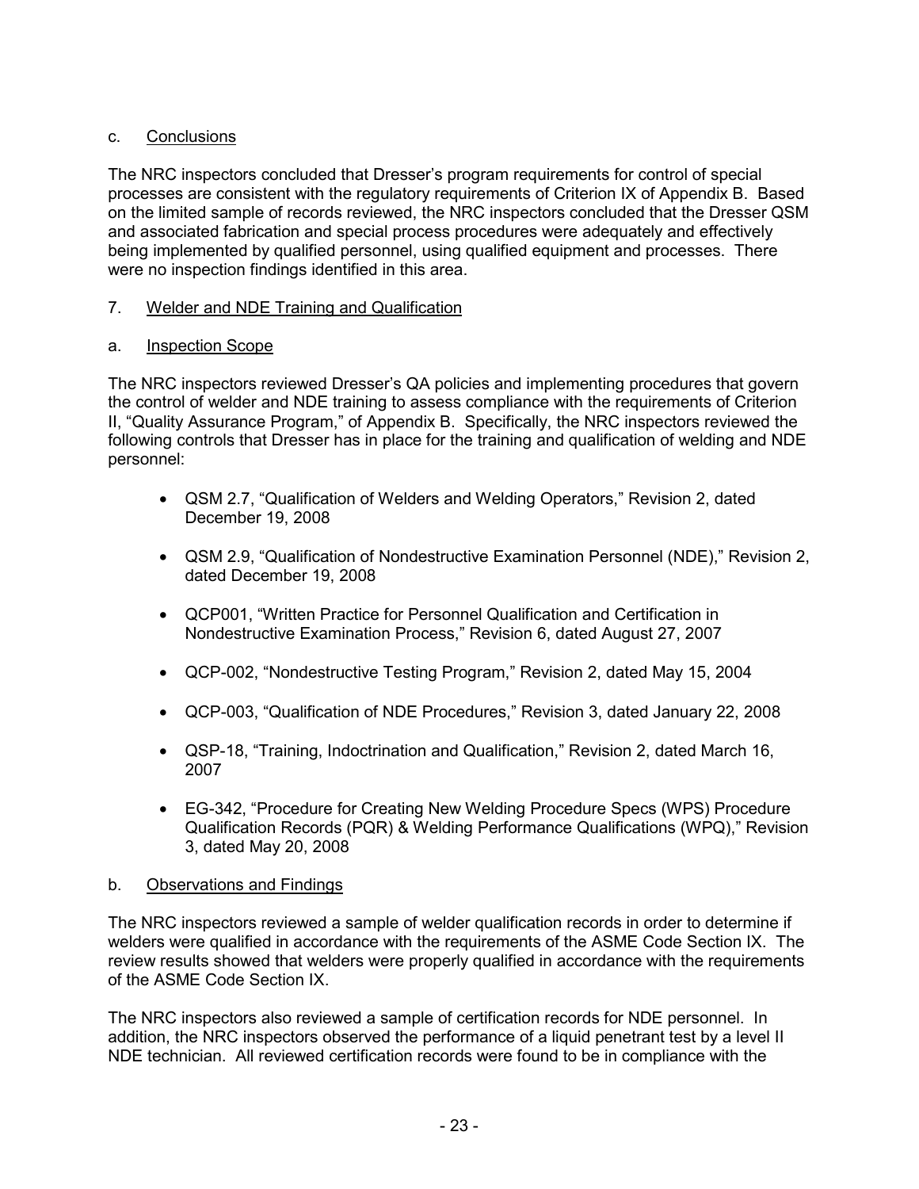c. Conclusions

The NRC inspectors concluded that Dresser's program requirements for control of special processes are consistent with the regulatory requirements of Criterion IX of Appendix B. Based on the limited sample of records reviewed, the NRC inspectors concluded that the Dresser QSM and associated fabrication and special process procedures were adequately and effectively being implemented by qualified personnel, using qualified equipment and processes. There were no inspection findings identified in this area.

7. Welder and NDE Training and Qualification

a. Inspection Scope

The NRC inspectors reviewed Dresser's QA policies and implementing procedures that govern the control of welder and NDE training to assess compliance with the requirements of Criterion II, "Quality Assurance Program," of Appendix B. Specifically, the NRC inspectors reviewed the following controls that Dresser has in place for the training and qualification of welding and NDE personnel:

- QSM 2.7, "Qualification of Welders and Welding Operators," Revision 2, dated December 19, 2008
- QSM 2.9, "Qualification of Nondestructive Examination Personnel (NDE)," Revision 2, dated December 19, 2008
- QCP001, "Written Practice for Personnel Qualification and Certification in Nondestructive Examination Process," Revision 6, dated August 27, 2007
- QCP-002, "Nondestructive Testing Program," Revision 2, dated May 15, 2004
- QCP-003, "Qualification of NDE Procedures," Revision 3, dated January 22, 2008
- QSP-18, "Training, Indoctrination and Qualification," Revision 2, dated March 16, 2007
- EG-342, "Procedure for Creating New Welding Procedure Specs (WPS) Procedure Qualification Records (PQR) & Welding Performance Qualifications (WPQ)," Revision 3, dated May 20, 2008

b. Observations and Findings

The NRC inspectors reviewed a sample of welder qualification records in order to determine if welders were qualified in accordance with the requirements of the ASME Code Section IX. The review results showed that welders were properly qualified in accordance with the requirements of the ASME Code Section IX.

The NRC inspectors also reviewed a sample of certification records for NDE personnel. In addition, the NRC inspectors observed the performance of a liquid penetrant test by a level II NDE technician. All reviewed certification records were found to be in compliance with the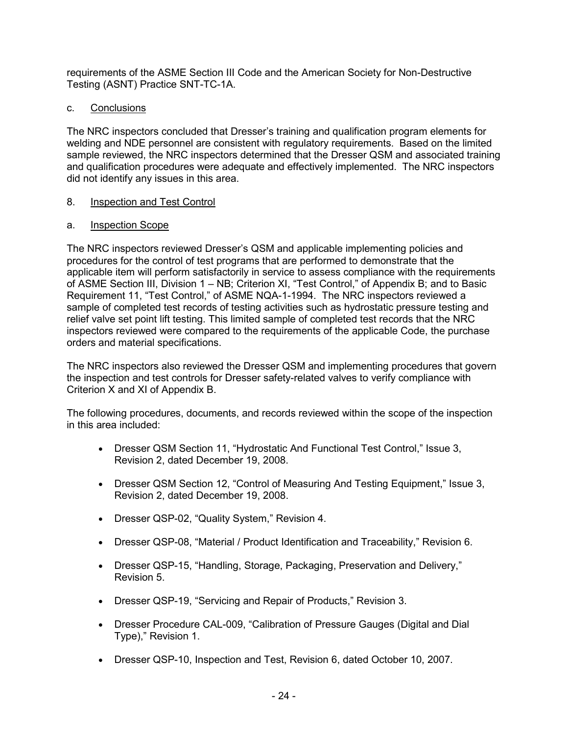requirements of the ASME Section III Code and the American Society for Non-Destructive Testing (ASNT) Practice SNT-TC-1A.

c. Conclusions

The NRC inspectors concluded that Dresser's training and qualification program elements for welding and NDE personnel are consistent with regulatory requirements. Based on the limited sample reviewed, the NRC inspectors determined that the Dresser QSM and associated training and qualification procedures were adequate and effectively implemented. The NRC inspectors did not identify any issues in this area.

## 8. Inspection and Test Control

a. Inspection Scope

The NRC inspectors reviewed Dresser's QSM and applicable implementing policies and procedures for the control of test programs that are performed to demonstrate that the applicable item will perform satisfactorily in service to assess compliance with the requirements of ASME Section III, Division 1 – NB; Criterion XI, "Test Control," of Appendix B; and to Basic Requirement 11, "Test Control," of ASME NQA-1-1994. The NRC inspectors reviewed a sample of completed test records of testing activities such as hydrostatic pressure testing and relief valve set point lift testing. This limited sample of completed test records that the NRC inspectors reviewed were compared to the requirements of the applicable Code, the purchase orders and material specifications.

The NRC inspectors also reviewed the Dresser QSM and implementing procedures that govern the inspection and test controls for Dresser safety-related valves to verify compliance with Criterion X and XI of Appendix B.

The following procedures, documents, and records reviewed within the scope of the inspection in this area included:

- Dresser QSM Section 11, "Hydrostatic And Functional Test Control," Issue 3, Revision 2, dated December 19, 2008.
- Dresser QSM Section 12, "Control of Measuring And Testing Equipment," Issue 3, Revision 2, dated December 19, 2008.
- Dresser QSP-02, "Quality System," Revision 4.
- Dresser QSP-08, "Material / Product Identification and Traceability," Revision 6.
- Dresser QSP-15, "Handling, Storage, Packaging, Preservation and Delivery," Revision 5.
- Dresser QSP-19, "Servicing and Repair of Products," Revision 3.
- Dresser Procedure CAL-009, "Calibration of Pressure Gauges (Digital and Dial Type)," Revision 1.
- Dresser QSP-10, Inspection and Test, Revision 6, dated October 10, 2007.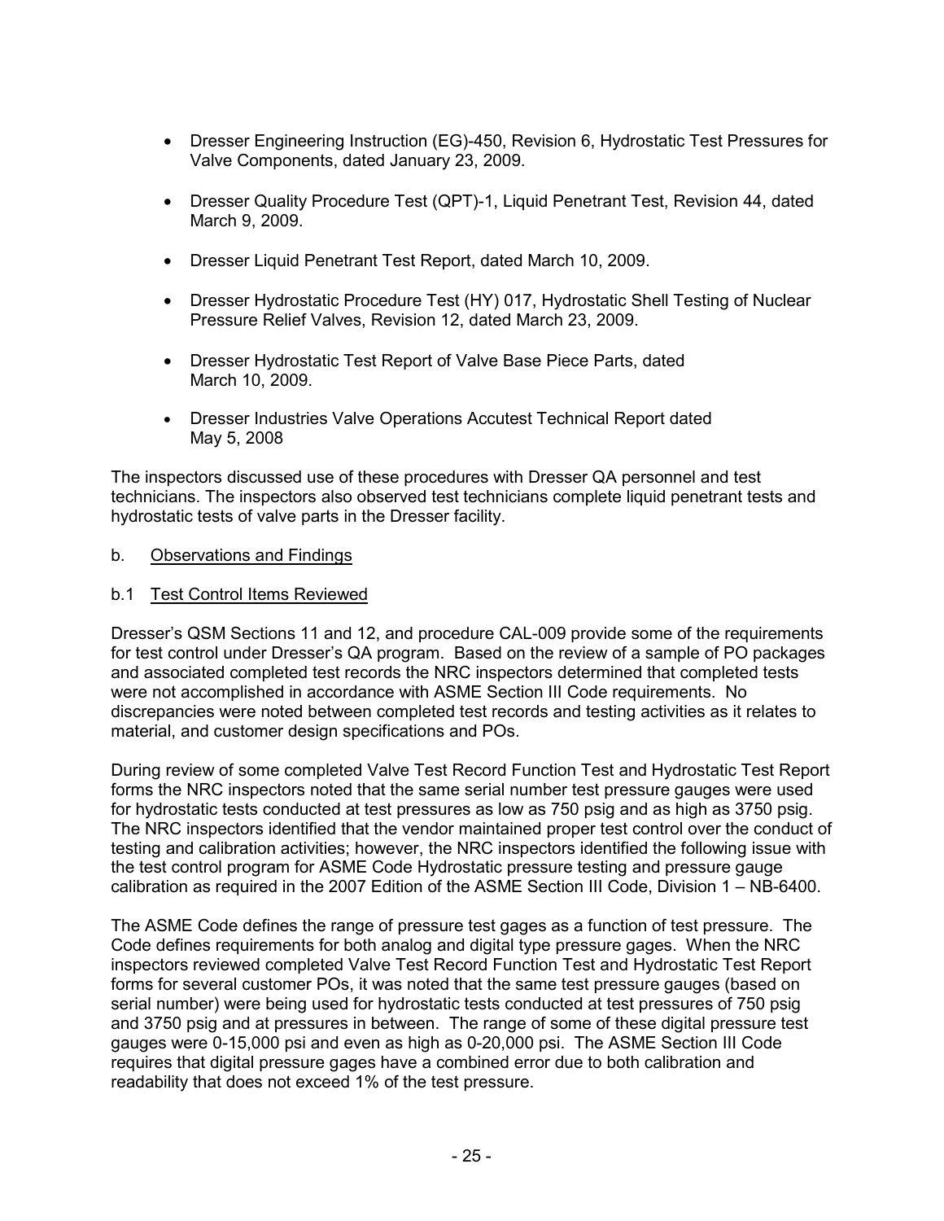- Dresser Engineering Instruction (EG)-450, Revision 6, Hydrostatic Test Pressures for Valve Components, dated January 23, 2009.
- Dresser Quality Procedure Test (QPT)-1, Liquid Penetrant Test, Revision 44, dated March 9, 2009.
- Dresser Liquid Penetrant Test Report, dated March 10, 2009.
- Dresser Hydrostatic Procedure Test (HY) 017, Hydrostatic Shell Testing of Nuclear Pressure Relief Valves, Revision 12, dated March 23, 2009.
- Dresser Hydrostatic Test Report of Valve Base Piece Parts, dated March 10, 2009.
- Dresser Industries Valve Operations Accutest Technical Report dated May 5, 2008

The inspectors discussed use of these procedures with Dresser QA personnel and test technicians. The inspectors also observed test technicians complete liquid penetrant tests and hydrostatic tests of valve parts in the Dresser facility.

b. Observations and Findings

b.1 Test Control Items Reviewed

Dresser's QSM Sections 11 and 12, and procedure CAL-009 provide some of the requirements for test control under Dresser's QA program. Based on the review of a sample of PO packages and associated completed test records the NRC inspectors determined that completed tests were not accomplished in accordance with ASME Section III Code requirements. No discrepancies were noted between completed test records and testing activities as it relates to material, and customer design specifications and POs.

During review of some completed Valve Test Record Function Test and Hydrostatic Test Report forms the NRC inspectors noted that the same serial number test pressure gauges were used for hydrostatic tests conducted at test pressures as low as 750 psig and as high as 3750 psig. The NRC inspectors identified that the vendor maintained proper test control over the conduct of testing and calibration activities; however, the NRC inspectors identified the following issue with the test control program for ASME Code Hydrostatic pressure testing and pressure gauge calibration as required in the 2007 Edition of the ASME Section III Code, Division 1 – NB-6400.

The ASME Code defines the range of pressure test gages as a function of test pressure. The Code defines requirements for both analog and digital type pressure gages. When the NRC inspectors reviewed completed Valve Test Record Function Test and Hydrostatic Test Report forms for several customer POs, it was noted that the same test pressure gauges (based on serial number) were being used for hydrostatic tests conducted at test pressures of 750 psig and 3750 psig and at pressures in between. The range of some of these digital pressure test gauges were 0-15,000 psi and even as high as 0-20,000 psi. The ASME Section III Code requires that digital pressure gages have a combined error due to both calibration and readability that does not exceed 1% of the test pressure.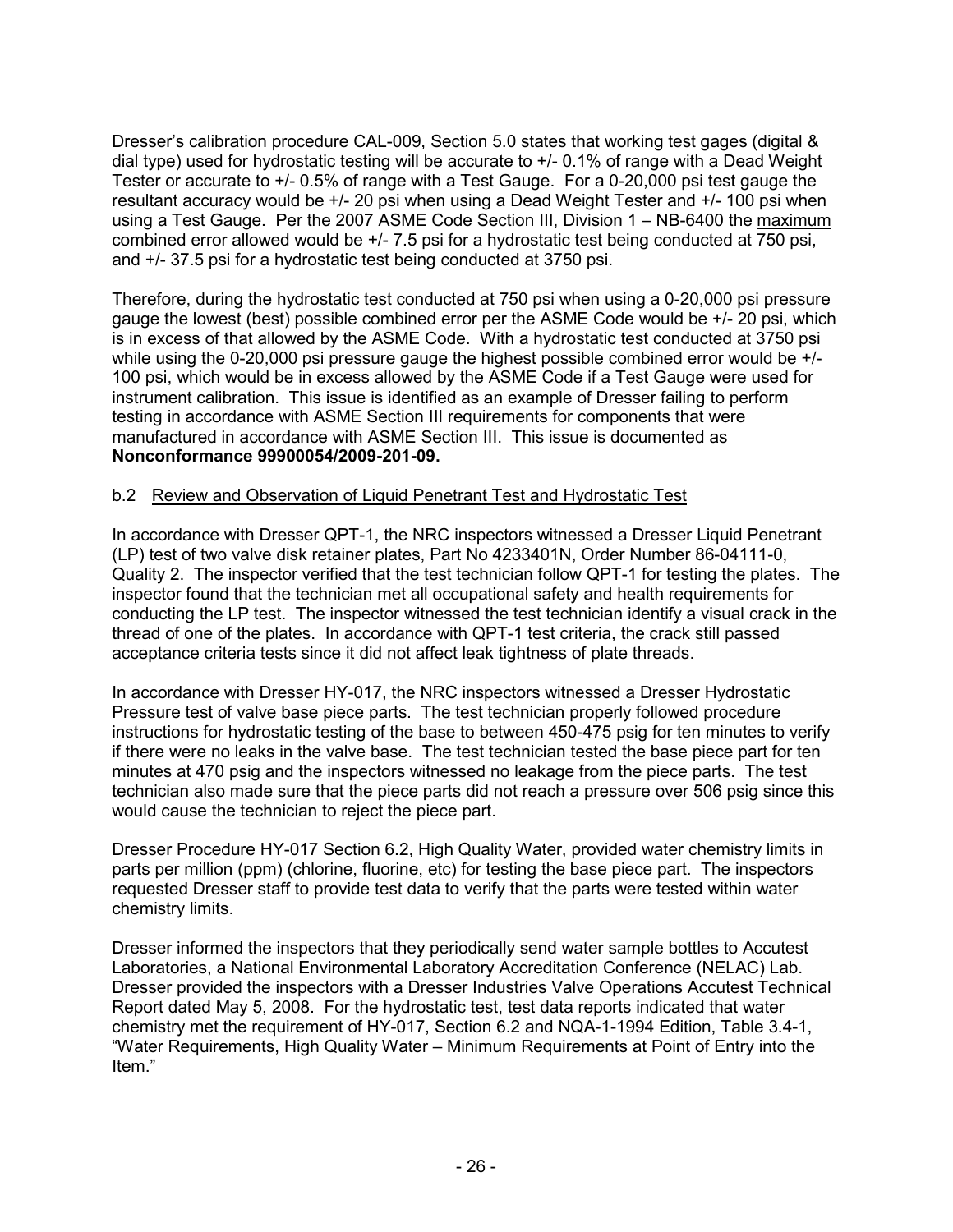Dresser's calibration procedure CAL-009, Section 5.0 states that working test gages (digital & dial type) used for hydrostatic testing will be accurate to +/- 0.1% of range with a Dead Weight Tester or accurate to +/- 0.5% of range with a Test Gauge. For a 0-20,000 psi test gauge the resultant accuracy would be +/- 20 psi when using a Dead Weight Tester and +/- 100 psi when using a Test Gauge. Per the 2007 ASME Code Section III, Division 1 – NB-6400 the maximum combined error allowed would be +/- 7.5 psi for a hydrostatic test being conducted at 750 psi, and +/- 37.5 psi for a hydrostatic test being conducted at 3750 psi.

Therefore, during the hydrostatic test conducted at 750 psi when using a 0-20,000 psi pressure gauge the lowest (best) possible combined error per the ASME Code would be +/- 20 psi, which is in excess of that allowed by the ASME Code. With a hydrostatic test conducted at 3750 psi while using the 0-20,000 psi pressure gauge the highest possible combined error would be +/- 100 psi, which would be in excess allowed by the ASME Code if a Test Gauge were used for instrument calibration. This issue is identified as an example of Dresser failing to perform testing in accordance with ASME Section III requirements for components that were manufactured in accordance with ASME Section III. This issue is documented as **Nonconformance 99900054/2009-201-09.**

b.2 Review and Observation of Liquid Penetrant Test and Hydrostatic Test

In accordance with Dresser QPT-1, the NRC inspectors witnessed a Dresser Liquid Penetrant (LP) test of two valve disk retainer plates, Part No 4233401N, Order Number 86-04111-0, Quality 2. The inspector verified that the test technician follow QPT-1 for testing the plates. The inspector found that the technician met all occupational safety and health requirements for conducting the LP test. The inspector witnessed the test technician identify a visual crack in the thread of one of the plates. In accordance with QPT-1 test criteria, the crack still passed acceptance criteria tests since it did not affect leak tightness of plate threads.

In accordance with Dresser HY-017, the NRC inspectors witnessed a Dresser Hydrostatic Pressure test of valve base piece parts. The test technician properly followed procedure instructions for hydrostatic testing of the base to between 450-475 psig for ten minutes to verify if there were no leaks in the valve base. The test technician tested the base piece part for ten minutes at 470 psig and the inspectors witnessed no leakage from the piece parts. The test technician also made sure that the piece parts did not reach a pressure over 506 psig since this would cause the technician to reject the piece part.

Dresser Procedure HY-017 Section 6.2, High Quality Water, provided water chemistry limits in parts per million (ppm) (chlorine, fluorine, etc) for testing the base piece part. The inspectors requested Dresser staff to provide test data to verify that the parts were tested within water chemistry limits.

Dresser informed the inspectors that they periodically send water sample bottles to Accutest Laboratories, a National Environmental Laboratory Accreditation Conference (NELAC) Lab. Dresser provided the inspectors with a Dresser Industries Valve Operations Accutest Technical Report dated May 5, 2008. For the hydrostatic test, test data reports indicated that water chemistry met the requirement of HY-017, Section 6.2 and NQA-1-1994 Edition, Table 3.4-1, "Water Requirements, High Quality Water – Minimum Requirements at Point of Entry into the Item."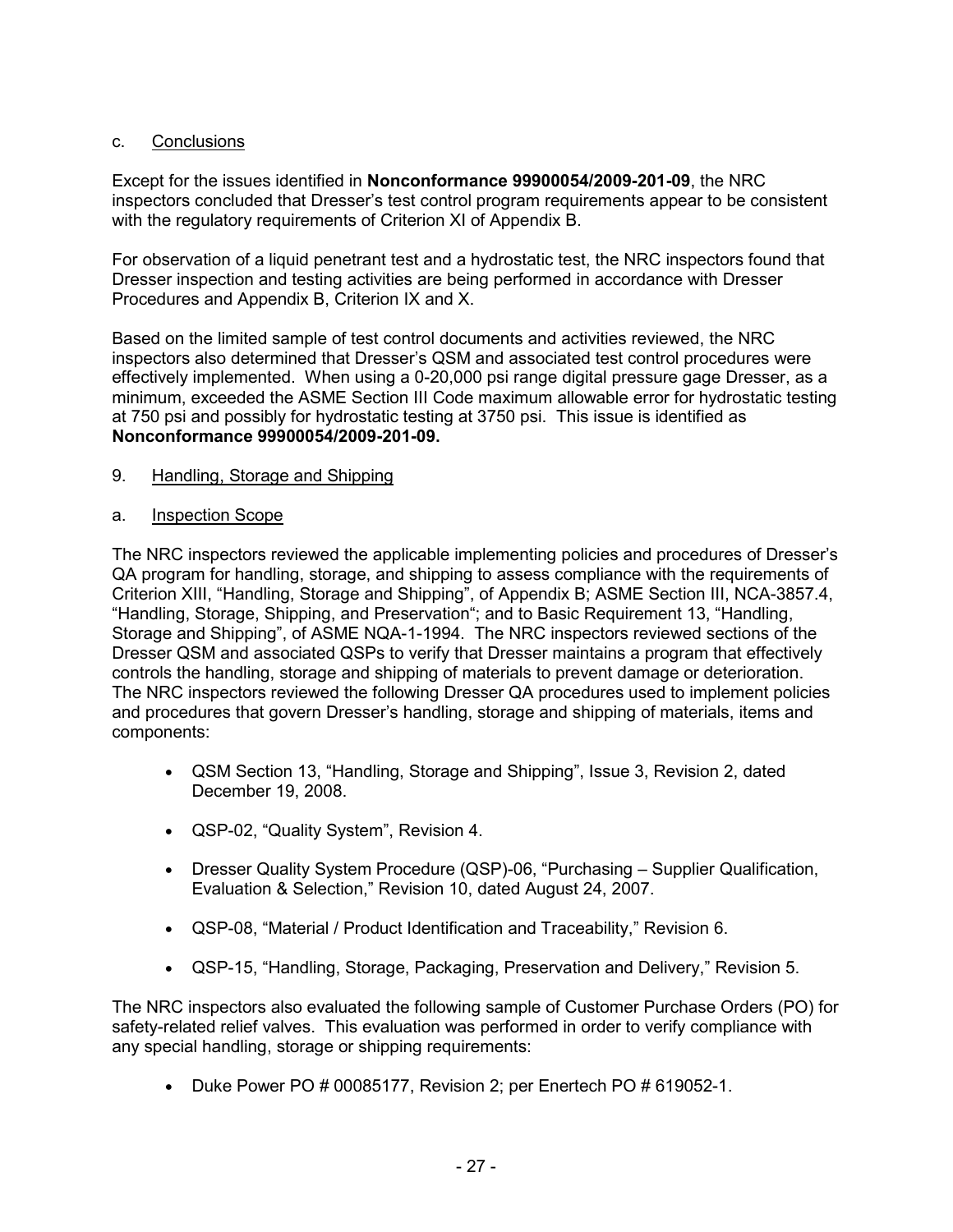c. Conclusions

Except for the issues identified in **Nonconformance 99900054/2009-201-09**, the NRC inspectors concluded that Dresser's test control program requirements appear to be consistent with the regulatory requirements of Criterion XI of Appendix B.

For observation of a liquid penetrant test and a hydrostatic test, the NRC inspectors found that Dresser inspection and testing activities are being performed in accordance with Dresser Procedures and Appendix B, Criterion IX and X.

Based on the limited sample of test control documents and activities reviewed, the NRC inspectors also determined that Dresser's QSM and associated test control procedures were effectively implemented. When using a 0-20,000 psi range digital pressure gage Dresser, as a minimum, exceeded the ASME Section III Code maximum allowable error for hydrostatic testing at 750 psi and possibly for hydrostatic testing at 3750 psi. This issue is identified as **Nonconformance 99900054/2009-201-09.**

9. Handling, Storage and Shipping

a. Inspection Scope

The NRC inspectors reviewed the applicable implementing policies and procedures of Dresser's QA program for handling, storage, and shipping to assess compliance with the requirements of Criterion XIII, "Handling, Storage and Shipping", of Appendix B; ASME Section III, NCA-3857.4, "Handling, Storage, Shipping, and Preservation"; and to Basic Requirement 13, "Handling, Storage and Shipping", of ASME NQA-1-1994. The NRC inspectors reviewed sections of the Dresser QSM and associated QSPs to verify that Dresser maintains a program that effectively controls the handling, storage and shipping of materials to prevent damage or deterioration. The NRC inspectors reviewed the following Dresser QA procedures used to implement policies and procedures that govern Dresser's handling, storage and shipping of materials, items and components:

- QSM Section 13, "Handling, Storage and Shipping", Issue 3, Revision 2, dated December 19, 2008.
- QSP-02, "Quality System", Revision 4.
- Dresser Quality System Procedure (QSP)-06, "Purchasing – Supplier Qualification, Evaluation & Selection," Revision 10, dated August 24, 2007.
- QSP-08, "Material / Product Identification and Traceability," Revision 6.
- QSP-15, "Handling, Storage, Packaging, Preservation and Delivery," Revision 5.

The NRC inspectors also evaluated the following sample of Customer Purchase Orders (PO) for safety-related relief valves. This evaluation was performed in order to verify compliance with any special handling, storage or shipping requirements:

- Duke Power PO # 00085177, Revision 2; per Enertech PO # 619052-1.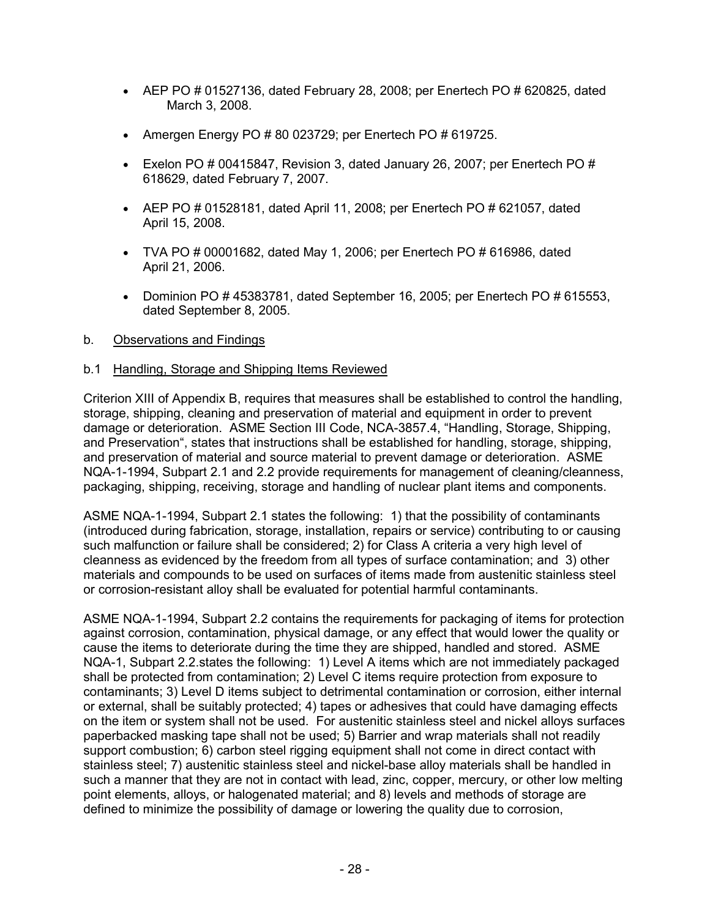- AEP PO # 01527136, dated February 28, 2008; per Enertech PO # 620825, dated March 3, 2008.

- Amergen Energy PO # 80 023729; per Enertech PO # 619725.

- Exelon PO # 00415847, Revision 3, dated January 26, 2007; per Enertech PO # 618629, dated February 7, 2007.

- AEP PO # 01528181, dated April 11, 2008; per Enertech PO # 621057, dated April 15, 2008.

- TVA PO # 00001682, dated May 1, 2006; per Enertech PO # 616986, dated April 21, 2006.

- Dominion PO # 45383781, dated September 16, 2005; per Enertech PO # 615553, dated September 8, 2005.

b. <u>Observations and Findings</u>

b.1 <u>Handling, Storage and Shipping Items Reviewed</u>

Criterion XIII of Appendix B, requires that measures shall be established to control the handling, storage, shipping, cleaning and preservation of material and equipment in order to prevent damage or deterioration. ASME Section III Code, NCA-3857.4, "Handling, Storage, Shipping, and Preservation", states that instructions shall be established for handling, storage, shipping, and preservation of material and source material to prevent damage or deterioration. ASME NQA-1-1994, Subpart 2.1 and 2.2 provide requirements for management of cleaning/cleanness, packaging, shipping, receiving, storage and handling of nuclear plant items and components.

ASME NQA-1-1994, Subpart 2.1 states the following: 1) that the possibility of contaminants (introduced during fabrication, storage, installation, repairs or service) contributing to or causing such malfunction or failure shall be considered; 2) for Class A criteria a very high level of cleanness as evidenced by the freedom from all types of surface contamination; and 3) other materials and compounds to be used on surfaces of items made from austenitic stainless steel or corrosion-resistant alloy shall be evaluated for potential harmful contaminants.

ASME NQA-1-1994, Subpart 2.2 contains the requirements for packaging of items for protection against corrosion, contamination, physical damage, or any effect that would lower the quality or cause the items to deteriorate during the time they are shipped, handled and stored. ASME NQA-1, Subpart 2.2.states the following: 1) Level A items which are not immediately packaged shall be protected from contamination; 2) Level C items require protection from exposure to contaminants; 3) Level D items subject to detrimental contamination or corrosion, either internal or external, shall be suitably protected; 4) tapes or adhesives that could have damaging effects on the item or system shall not be used. For austenitic stainless steel and nickel alloys surfaces paperbacked masking tape shall not be used; 5) Barrier and wrap materials shall not readily support combustion; 6) carbon steel rigging equipment shall not come in direct contact with stainless steel; 7) austenitic stainless steel and nickel-base alloy materials shall be handled in such a manner that they are not in contact with lead, zinc, copper, mercury, or other low melting point elements, alloys, or halogenated material; and 8) levels and methods of storage are defined to minimize the possibility of damage or lowering the quality due to corrosion,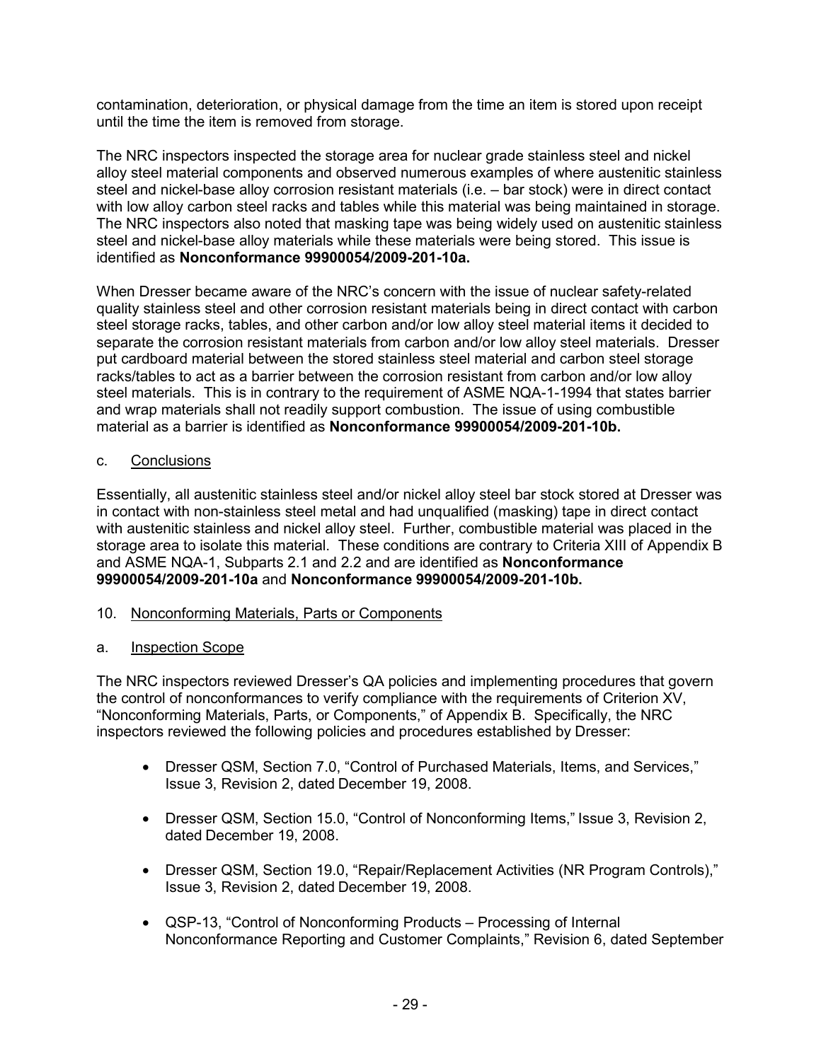contamination, deterioration, or physical damage from the time an item is stored upon receipt until the time the item is removed from storage.

The NRC inspectors inspected the storage area for nuclear grade stainless steel and nickel alloy steel material components and observed numerous examples of where austenitic stainless steel and nickel-base alloy corrosion resistant materials (i.e. – bar stock) were in direct contact with low alloy carbon steel racks and tables while this material was being maintained in storage. The NRC inspectors also noted that masking tape was being widely used on austenitic stainless steel and nickel-base alloy materials while these materials were being stored. This issue is identified as **Nonconformance 99900054/2009-201-10a.**

When Dresser became aware of the NRC's concern with the issue of nuclear safety-related quality stainless steel and other corrosion resistant materials being in direct contact with carbon steel storage racks, tables, and other carbon and/or low alloy steel material items it decided to separate the corrosion resistant materials from carbon and/or low alloy steel materials. Dresser put cardboard material between the stored stainless steel material and carbon steel storage racks/tables to act as a barrier between the corrosion resistant from carbon and/or low alloy steel materials. This is in contrary to the requirement of ASME NQA-1-1994 that states barrier and wrap materials shall not readily support combustion. The issue of using combustible material as a barrier is identified as **Nonconformance 99900054/2009-201-10b.**

c. Conclusions

Essentially, all austenitic stainless steel and/or nickel alloy steel bar stock stored at Dresser was in contact with non-stainless steel metal and had unqualified (masking) tape in direct contact with austenitic stainless and nickel alloy steel. Further, combustible material was placed in the storage area to isolate this material. These conditions are contrary to Criteria XIII of Appendix B and ASME NQA-1, Subparts 2.1 and 2.2 and are identified as **Nonconformance 99900054/2009-201-10a** and **Nonconformance 99900054/2009-201-10b.**

10. Nonconforming Materials, Parts or Components

a. Inspection Scope

The NRC inspectors reviewed Dresser's QA policies and implementing procedures that govern the control of nonconformances to verify compliance with the requirements of Criterion XV, "Nonconforming Materials, Parts, or Components," of Appendix B. Specifically, the NRC inspectors reviewed the following policies and procedures established by Dresser:

- Dresser QSM, Section 7.0, "Control of Purchased Materials, Items, and Services," Issue 3, Revision 2, dated December 19, 2008.
- Dresser QSM, Section 15.0, "Control of Nonconforming Items," Issue 3, Revision 2, dated December 19, 2008.
- Dresser QSM, Section 19.0, "Repair/Replacement Activities (NR Program Controls)," Issue 3, Revision 2, dated December 19, 2008.
- QSP-13, "Control of Nonconforming Products – Processing of Internal Nonconformance Reporting and Customer Complaints," Revision 6, dated September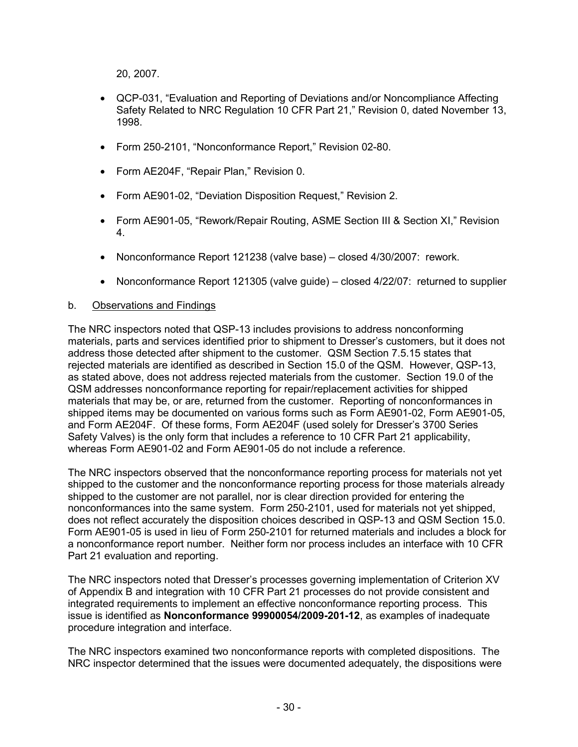20, 2007.

- QCP-031, “Evaluation and Reporting of Deviations and/or Noncompliance Affecting Safety Related to NRC Regulation 10 CFR Part 21,” Revision 0, dated November 13, 1998.
- Form 250-2101, “Nonconformance Report,” Revision 02-80.
- Form AE204F, “Repair Plan,” Revision 0.
- Form AE901-02, “Deviation Disposition Request,” Revision 2.
- Form AE901-05, “Rework/Repair Routing, ASME Section III & Section XI,” Revision 4.
- Nonconformance Report 121238 (valve base) – closed 4/30/2007: rework.
- Nonconformance Report 121305 (valve guide) – closed 4/22/07: returned to supplier

b. Observations and Findings

The NRC inspectors noted that QSP-13 includes provisions to address nonconforming materials, parts and services identified prior to shipment to Dresser’s customers, but it does not address those detected after shipment to the customer. QSM Section 7.5.15 states that rejected materials are identified as described in Section 15.0 of the QSM. However, QSP-13, as stated above, does not address rejected materials from the customer. Section 19.0 of the QSM addresses nonconformance reporting for repair/replacement activities for shipped materials that may be, or are, returned from the customer. Reporting of nonconformances in shipped items may be documented on various forms such as Form AE901-02, Form AE901-05, and Form AE204F. Of these forms, Form AE204F (used solely for Dresser’s 3700 Series Safety Valves) is the only form that includes a reference to 10 CFR Part 21 applicability, whereas Form AE901-02 and Form AE901-05 do not include a reference.

The NRC inspectors observed that the nonconformance reporting process for materials not yet shipped to the customer and the nonconformance reporting process for those materials already shipped to the customer are not parallel, nor is clear direction provided for entering the nonconformances into the same system. Form 250-2101, used for materials not yet shipped, does not reflect accurately the disposition choices described in QSP-13 and QSM Section 15.0. Form AE901-05 is used in lieu of Form 250-2101 for returned materials and includes a block for a nonconformance report number. Neither form nor process includes an interface with 10 CFR Part 21 evaluation and reporting.

The NRC inspectors noted that Dresser’s processes governing implementation of Criterion XV of Appendix B and integration with 10 CFR Part 21 processes do not provide consistent and integrated requirements to implement an effective nonconformance reporting process. This issue is identified as **Nonconformance 99900054/2009-201-12**, as examples of inadequate procedure integration and interface.

The NRC inspectors examined two nonconformance reports with completed dispositions. The NRC inspector determined that the issues were documented adequately, the dispositions were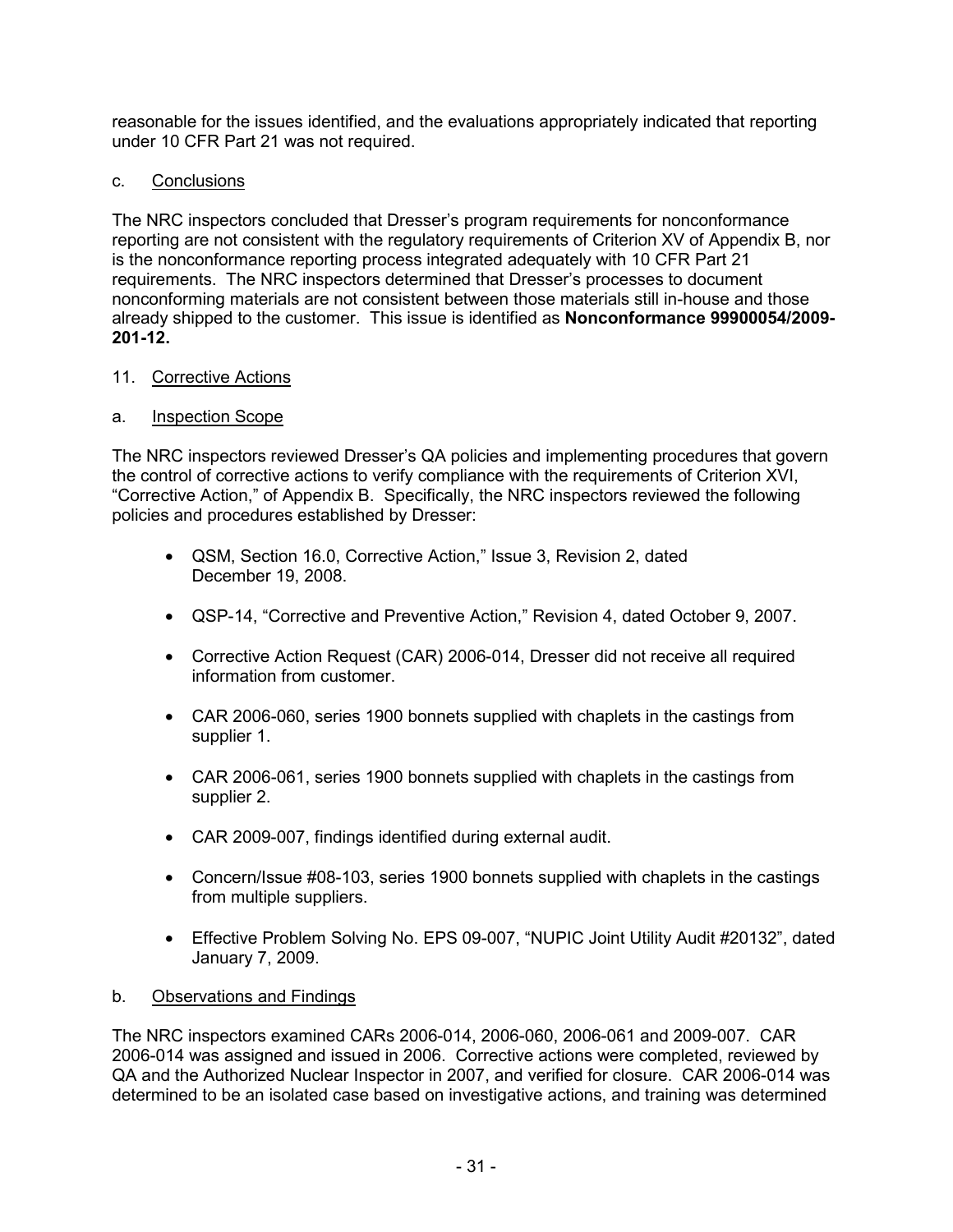reasonable for the issues identified, and the evaluations appropriately indicated that reporting under 10 CFR Part 21 was not required.

c. Conclusions

The NRC inspectors concluded that Dresser's program requirements for nonconformance reporting are not consistent with the regulatory requirements of Criterion XV of Appendix B, nor is the nonconformance reporting process integrated adequately with 10 CFR Part 21 requirements. The NRC inspectors determined that Dresser's processes to document nonconforming materials are not consistent between those materials still in-house and those already shipped to the customer. This issue is identified as **Nonconformance 99900054/2009-201-12.**

11. Corrective Actions

a. Inspection Scope

The NRC inspectors reviewed Dresser's QA policies and implementing procedures that govern the control of corrective actions to verify compliance with the requirements of Criterion XVI, "Corrective Action," of Appendix B. Specifically, the NRC inspectors reviewed the following policies and procedures established by Dresser:

- QSM, Section 16.0, Corrective Action," Issue 3, Revision 2, dated December 19, 2008.
- QSP-14, "Corrective and Preventive Action," Revision 4, dated October 9, 2007.
- Corrective Action Request (CAR) 2006-014, Dresser did not receive all required information from customer.
- CAR 2006-060, series 1900 bonnets supplied with chaplets in the castings from supplier 1.
- CAR 2006-061, series 1900 bonnets supplied with chaplets in the castings from supplier 2.
- CAR 2009-007, findings identified during external audit.
- Concern/Issue #08-103, series 1900 bonnets supplied with chaplets in the castings from multiple suppliers.
- Effective Problem Solving No. EPS 09-007, "NUPIC Joint Utility Audit #20132", dated January 7, 2009.

b. Observations and Findings

The NRC inspectors examined CARs 2006-014, 2006-060, 2006-061 and 2009-007. CAR 2006-014 was assigned and issued in 2006. Corrective actions were completed, reviewed by QA and the Authorized Nuclear Inspector in 2007, and verified for closure. CAR 2006-014 was determined to be an isolated case based on investigative actions, and training was determined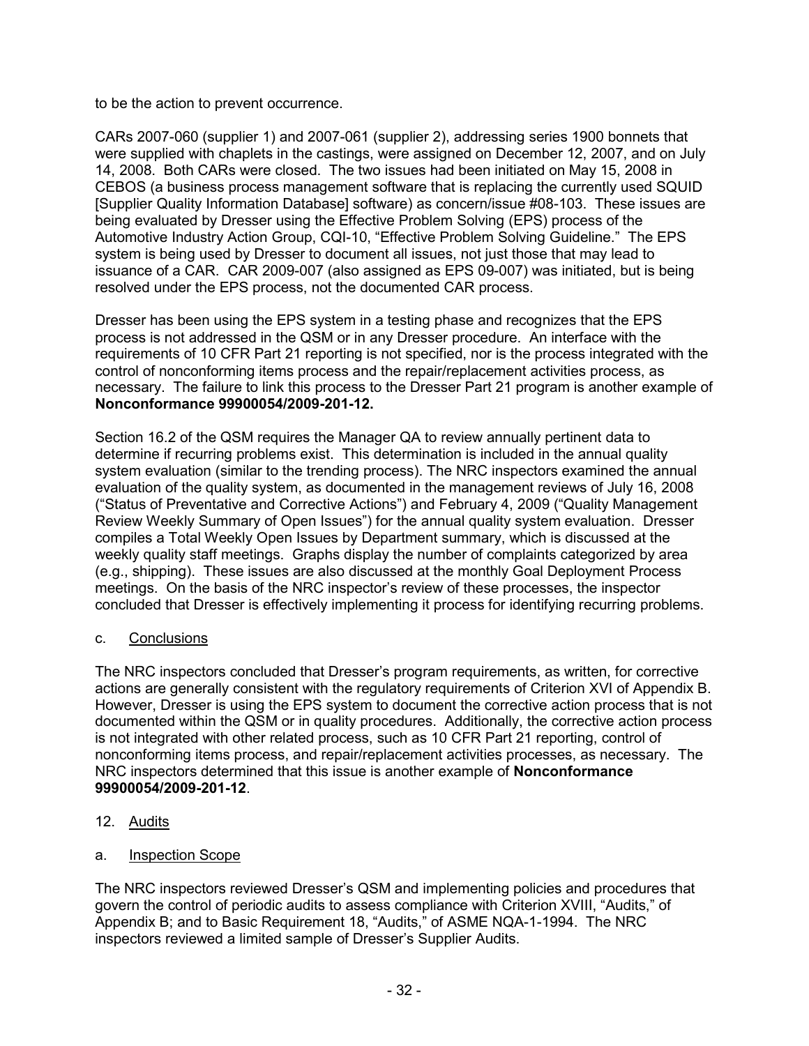to be the action to prevent occurrence.

CARs 2007-060 (supplier 1) and 2007-061 (supplier 2), addressing series 1900 bonnets that were supplied with chaplets in the castings, were assigned on December 12, 2007, and on July 14, 2008. Both CARs were closed. The two issues had been initiated on May 15, 2008 in CEBOS (a business process management software that is replacing the currently used SQUID [Supplier Quality Information Database] software) as concern/issue #08-103. These issues are being evaluated by Dresser using the Effective Problem Solving (EPS) process of the Automotive Industry Action Group, CQI-10, "Effective Problem Solving Guideline." The EPS system is being used by Dresser to document all issues, not just those that may lead to issuance of a CAR. CAR 2009-007 (also assigned as EPS 09-007) was initiated, but is being resolved under the EPS process, not the documented CAR process.

Dresser has been using the EPS system in a testing phase and recognizes that the EPS process is not addressed in the QSM or in any Dresser procedure. An interface with the requirements of 10 CFR Part 21 reporting is not specified, nor is the process integrated with the control of nonconforming items process and the repair/replacement activities process, as necessary. The failure to link this process to the Dresser Part 21 program is another example of **Nonconformance 99900054/2009-201-12.**

Section 16.2 of the QSM requires the Manager QA to review annually pertinent data to determine if recurring problems exist. This determination is included in the annual quality system evaluation (similar to the trending process). The NRC inspectors examined the annual evaluation of the quality system, as documented in the management reviews of July 16, 2008 ("Status of Preventative and Corrective Actions") and February 4, 2009 ("Quality Management Review Weekly Summary of Open Issues") for the annual quality system evaluation. Dresser compiles a Total Weekly Open Issues by Department summary, which is discussed at the weekly quality staff meetings. Graphs display the number of complaints categorized by area (e.g., shipping). These issues are also discussed at the monthly Goal Deployment Process meetings. On the basis of the NRC inspector's review of these processes, the inspector concluded that Dresser is effectively implementing it process for identifying recurring problems.

c. Conclusions

The NRC inspectors concluded that Dresser's program requirements, as written, for corrective actions are generally consistent with the regulatory requirements of Criterion XVI of Appendix B. However, Dresser is using the EPS system to document the corrective action process that is not documented within the QSM or in quality procedures. Additionally, the corrective action process is not integrated with other related process, such as 10 CFR Part 21 reporting, control of nonconforming items process, and repair/replacement activities processes, as necessary. The NRC inspectors determined that this issue is another example of **Nonconformance 99900054/2009-201-12**.

12. Audits

a. Inspection Scope

The NRC inspectors reviewed Dresser's QSM and implementing policies and procedures that govern the control of periodic audits to assess compliance with Criterion XVIII, "Audits," of Appendix B; and to Basic Requirement 18, "Audits," of ASME NQA-1-1994. The NRC inspectors reviewed a limited sample of Dresser's Supplier Audits.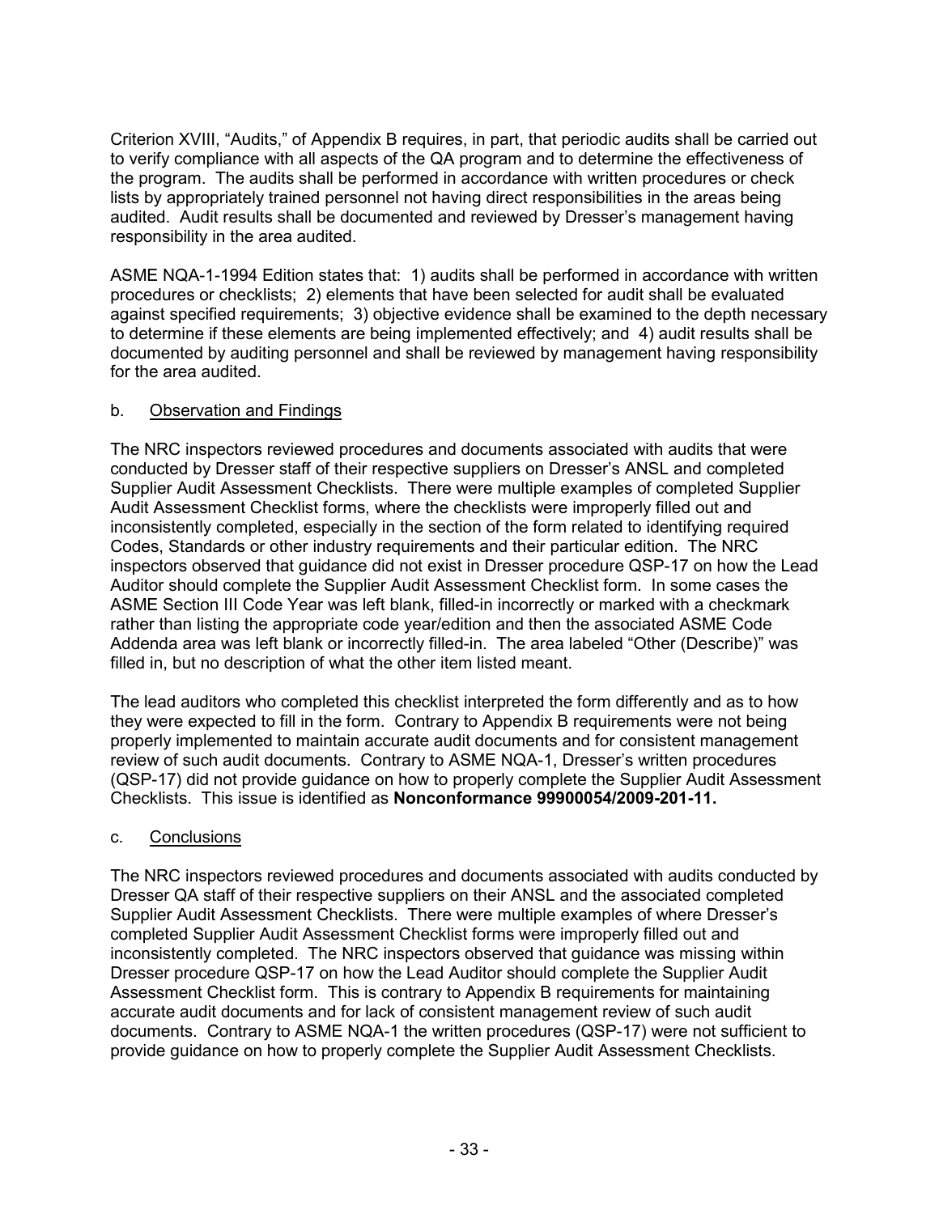Criterion XVIII, "Audits," of Appendix B requires, in part, that periodic audits shall be carried out to verify compliance with all aspects of the QA program and to determine the effectiveness of the program. The audits shall be performed in accordance with written procedures or check lists by appropriately trained personnel not having direct responsibilities in the areas being audited. Audit results shall be documented and reviewed by Dresser's management having responsibility in the area audited.

ASME NQA-1-1994 Edition states that: 1) audits shall be performed in accordance with written procedures or checklists; 2) elements that have been selected for audit shall be evaluated against specified requirements; 3) objective evidence shall be examined to the depth necessary to determine if these elements are being implemented effectively; and 4) audit results shall be documented by auditing personnel and shall be reviewed by management having responsibility for the area audited.

b. Observation and Findings

The NRC inspectors reviewed procedures and documents associated with audits that were conducted by Dresser staff of their respective suppliers on Dresser's ANSL and completed Supplier Audit Assessment Checklists. There were multiple examples of completed Supplier Audit Assessment Checklist forms, where the checklists were improperly filled out and inconsistently completed, especially in the section of the form related to identifying required Codes, Standards or other industry requirements and their particular edition. The NRC inspectors observed that guidance did not exist in Dresser procedure QSP-17 on how the Lead Auditor should complete the Supplier Audit Assessment Checklist form. In some cases the ASME Section III Code Year was left blank, filled-in incorrectly or marked with a checkmark rather than listing the appropriate code year/edition and then the associated ASME Code Addenda area was left blank or incorrectly filled-in. The area labeled "Other (Describe)" was filled in, but no description of what the other item listed meant.

The lead auditors who completed this checklist interpreted the form differently and as to how they were expected to fill in the form. Contrary to Appendix B requirements were not being properly implemented to maintain accurate audit documents and for consistent management review of such audit documents. Contrary to ASME NQA-1, Dresser's written procedures (QSP-17) did not provide guidance on how to properly complete the Supplier Audit Assessment Checklists. This issue is identified as **Nonconformance 99900054/2009-201-11.**

c. Conclusions

The NRC inspectors reviewed procedures and documents associated with audits conducted by Dresser QA staff of their respective suppliers on their ANSL and the associated completed Supplier Audit Assessment Checklists. There were multiple examples of where Dresser's completed Supplier Audit Assessment Checklist forms were improperly filled out and inconsistently completed. The NRC inspectors observed that guidance was missing within Dresser procedure QSP-17 on how the Lead Auditor should complete the Supplier Audit Assessment Checklist form. This is contrary to Appendix B requirements for maintaining accurate audit documents and for lack of consistent management review of such audit documents. Contrary to ASME NQA-1 the written procedures (QSP-17) were not sufficient to provide guidance on how to properly complete the Supplier Audit Assessment Checklists.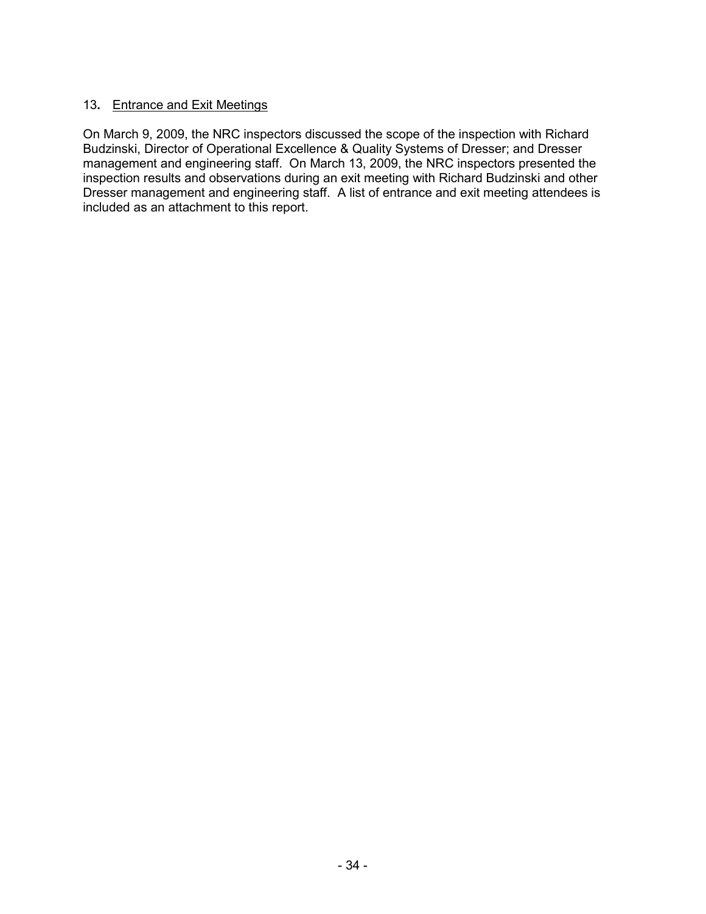## 13. Entrance and Exit Meetings

On March 9, 2009, the NRC inspectors discussed the scope of the inspection with Richard Budzinski, Director of Operational Excellence & Quality Systems of Dresser; and Dresser management and engineering staff. On March 13, 2009, the NRC inspectors presented the inspection results and observations during an exit meeting with Richard Budzinski and other Dresser management and engineering staff. A list of entrance and exit meeting attendees is included as an attachment to this report.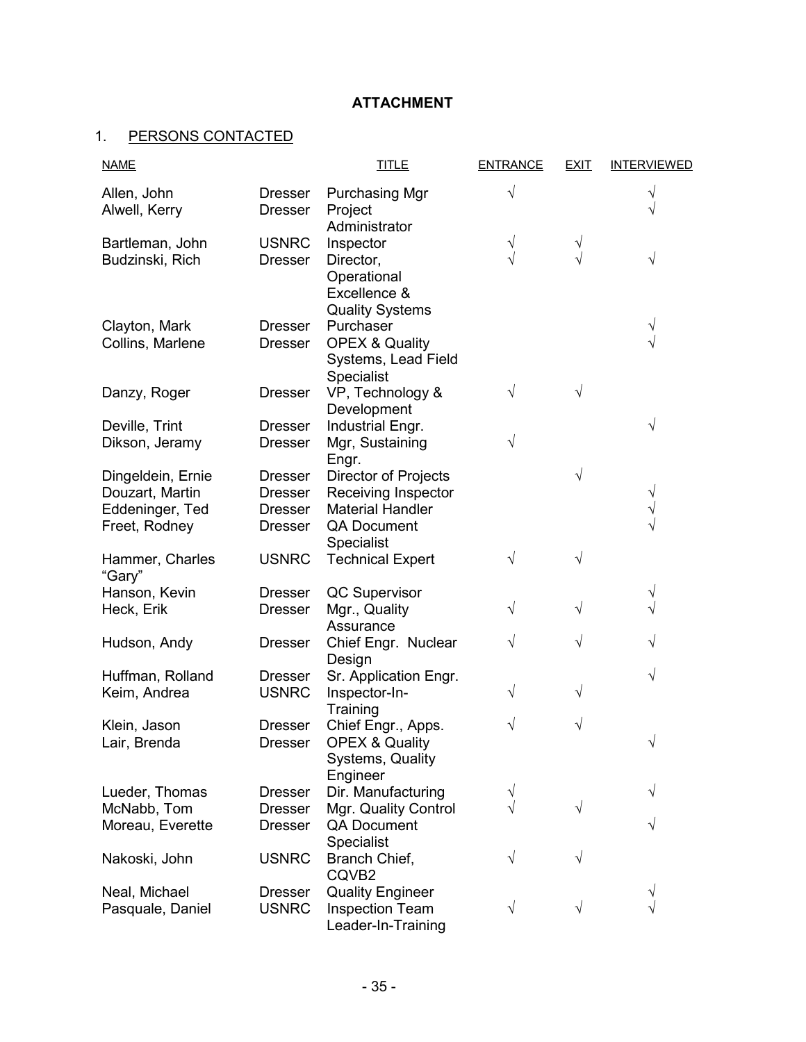## ATTACHMENT

### 1. PERSONS CONTACTED

| NAME | | TITLE | ENTRANCE | EXIT | INTERVIEWED |
|---|---|---|---|---|---|
| Allen, John | Dresser | Purchasing Mgr | √ | | √ |
| Alwell, Kerry | Dresser | Project Administrator | | | √ |
| Bartleman, John | USNRC | Inspector | √ | √ | |
| Budzinski, Rich | Dresser | Director, Operational Excellence & Quality Systems | √ | √ | √ |
| Clayton, Mark | Dresser | Purchaser | | | √ |
| Collins, Marlene | Dresser | OPEX & Quality Systems, Lead Field Specialist | | | √ |
| Danzy, Roger | Dresser | VP, Technology & Development | √ | √ | |
| Deville, Trint | Dresser | Industrial Engr. | | | √ |
| Dikson, Jeramy | Dresser | Mgr, Sustaining Engr. | √ | | |
| Dingeldein, Ernie | Dresser | Director of Projects | | √ | |
| Douzart, Martin | Dresser | Receiving Inspector | | | √ |
| Eddeninger, Ted | Dresser | Material Handler | | | √ |
| Freet, Rodney | Dresser | QA Document Specialist | | | √ |
| Hammer, Charles "Gary" | USNRC | Technical Expert | √ | √ | |
| Hanson, Kevin | Dresser | QC Supervisor | | | √ |
| Heck, Erik | Dresser | Mgr., Quality Assurance | √ | √ | √ |
| Hudson, Andy | Dresser | Chief Engr. Nuclear Design | √ | √ | √ |
| Huffman, Rolland | Dresser | Sr. Application Engr. | | | √ |
| Keim, Andrea | USNRC | Inspector-In-Training | √ | √ | |
| Klein, Jason | Dresser | Chief Engr., Apps. | √ | √ | |
| Lair, Brenda | Dresser | OPEX & Quality Systems, Quality Engineer | | | √ |
| Lueder, Thomas | Dresser | Dir. Manufacturing | √ | | √ |
| McNabb, Tom | Dresser | Mgr. Quality Control | √ | √ | |
| Moreau, Everette | Dresser | QA Document Specialist | | | √ |
| Nakoski, John | USNRC | Branch Chief, CQVB2 | √ | √ | |
| Neal, Michael | Dresser | Quality Engineer | | | √ |
| Pasquale, Daniel | USNRC | Inspection Team Leader-In-Training | √ | √ | √ |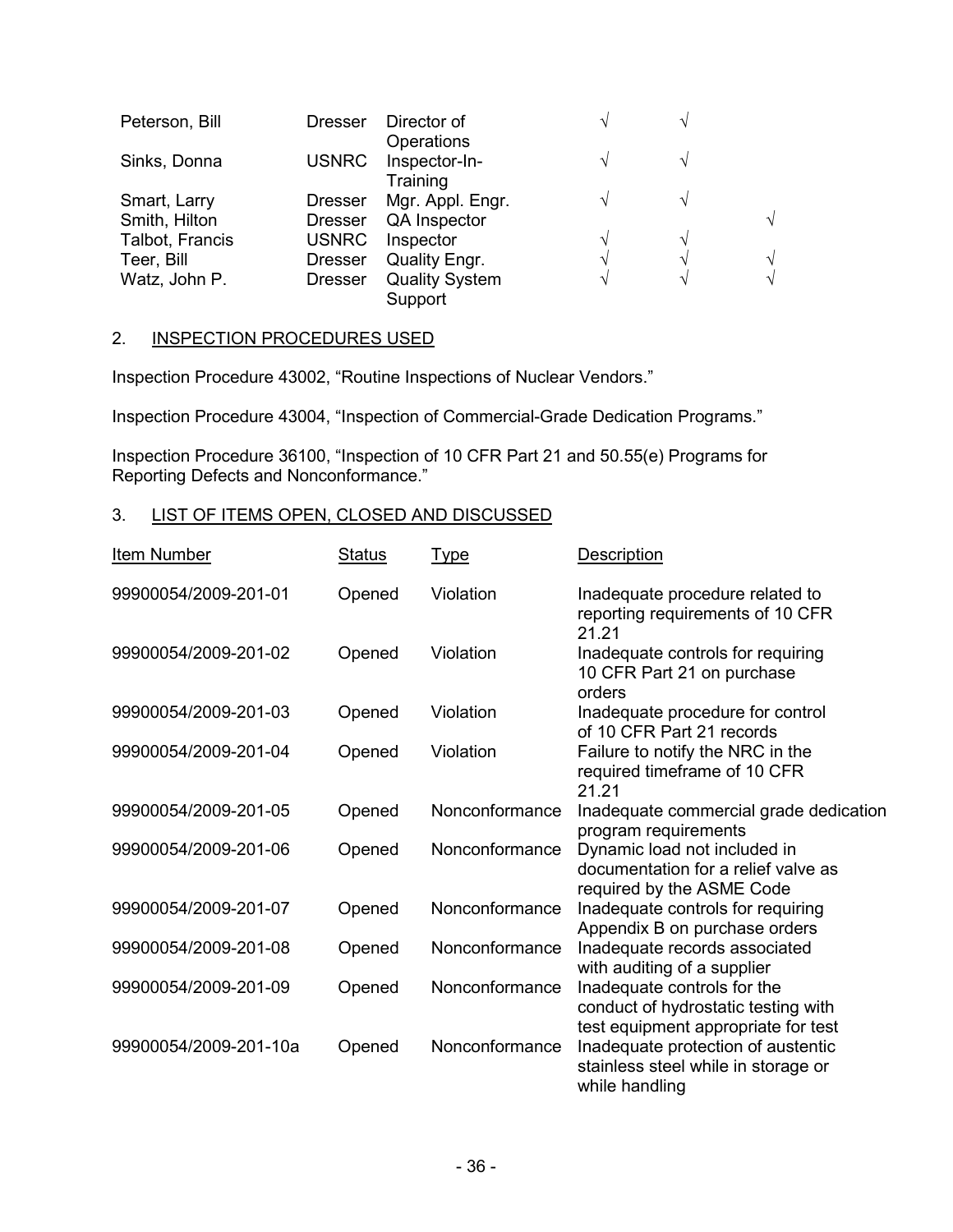| | | | | | |
|---|---|---|---|---|---|
| Peterson, Bill | Dresser | Director of Operations | √ | √ | |
| Sinks, Donna | USNRC | Inspector-In-Training | √ | √ | |
| Smart, Larry | Dresser | Mgr. Appl. Engr. | √ | √ | |
| Smith, Hilton | Dresser | QA Inspector | | | √ |
| Talbot, Francis | USNRC | Inspector | √ | √ | |
| Teer, Bill | Dresser | Quality Engr. | √ | √ | √ |
| Watz, John P. | Dresser | Quality System Support | √ | √ | √ |

## 2. INSPECTION PROCEDURES USED

Inspection Procedure 43002, "Routine Inspections of Nuclear Vendors."

Inspection Procedure 43004, "Inspection of Commercial-Grade Dedication Programs."

Inspection Procedure 36100, "Inspection of 10 CFR Part 21 and 50.55(e) Programs for Reporting Defects and Nonconformance."

## 3. LIST OF ITEMS OPEN, CLOSED AND DISCUSSED

| Item Number | Status | Type | Description |
|---|---|---|---|
| 99900054/2009-201-01 | Opened | Violation | Inadequate procedure related to reporting requirements of 10 CFR 21.21 |
| 99900054/2009-201-02 | Opened | Violation | Inadequate controls for requiring 10 CFR Part 21 on purchase orders |
| 99900054/2009-201-03 | Opened | Violation | Inadequate procedure for control of 10 CFR Part 21 records |
| 99900054/2009-201-04 | Opened | Violation | Failure to notify the NRC in the required timeframe of 10 CFR 21.21 |
| 99900054/2009-201-05 | Opened | Nonconformance | Inadequate commercial grade dedication program requirements |
| 99900054/2009-201-06 | Opened | Nonconformance | Dynamic load not included in documentation for a relief valve as required by the ASME Code |
| 99900054/2009-201-07 | Opened | Nonconformance | Inadequate controls for requiring Appendix B on purchase orders |
| 99900054/2009-201-08 | Opened | Nonconformance | Inadequate records associated with auditing of a supplier |
| 99900054/2009-201-09 | Opened | Nonconformance | Inadequate controls for the conduct of hydrostatic testing with test equipment appropriate for test |
| 99900054/2009-201-10a | Opened | Nonconformance | Inadequate protection of austentic stainless steel while in storage or while handling |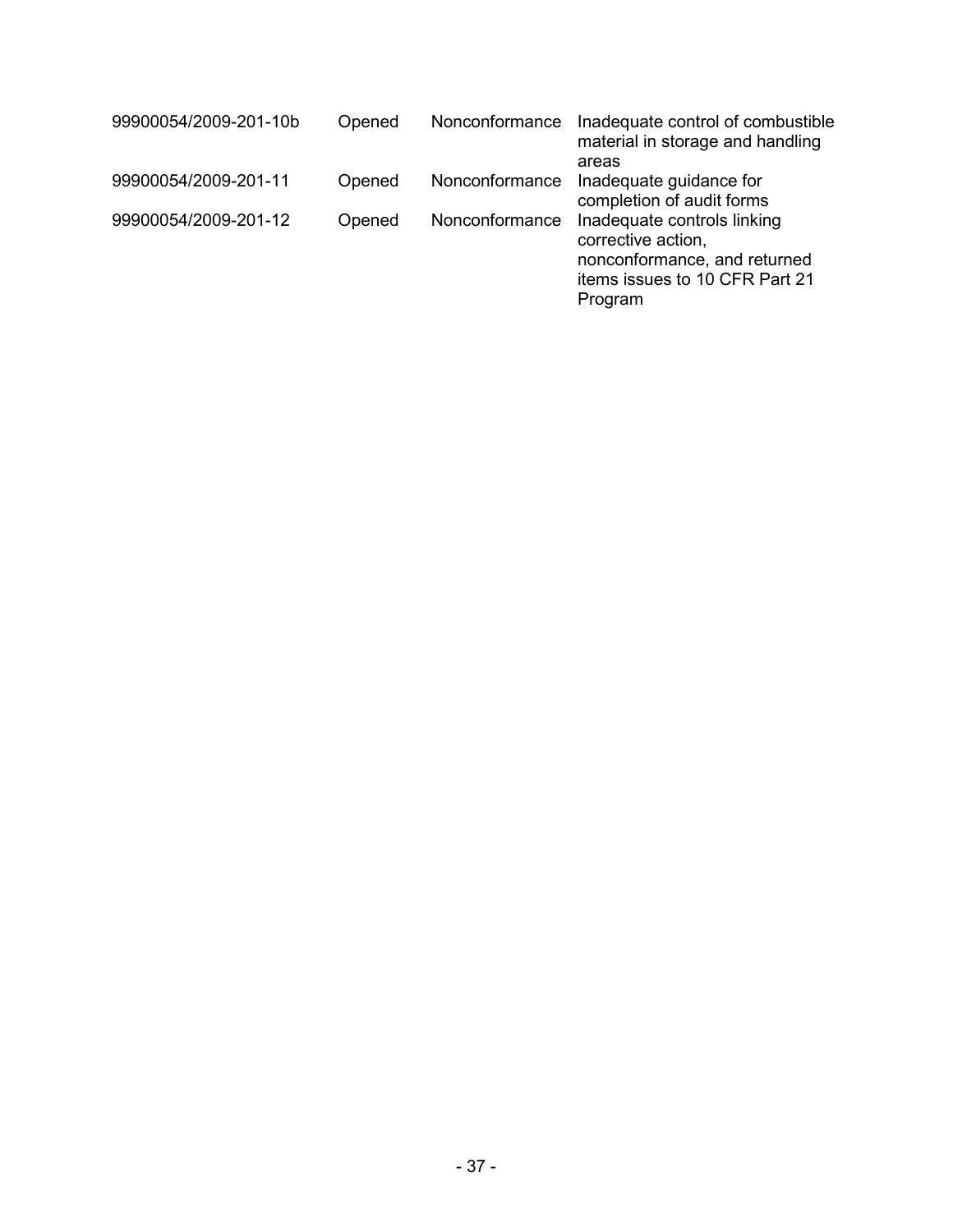| | | | |
|---|---|---|---|
| 99900054/2009-201-10b | Opened | Nonconformance | Inadequate control of combustible material in storage and handling areas |
| 99900054/2009-201-11 | Opened | Nonconformance | Inadequate guidance for completion of audit forms |
| 99900054/2009-201-12 | Opened | Nonconformance | Inadequate controls linking corrective action, nonconformance, and returned items issues to 10 CFR Part 21 Program |